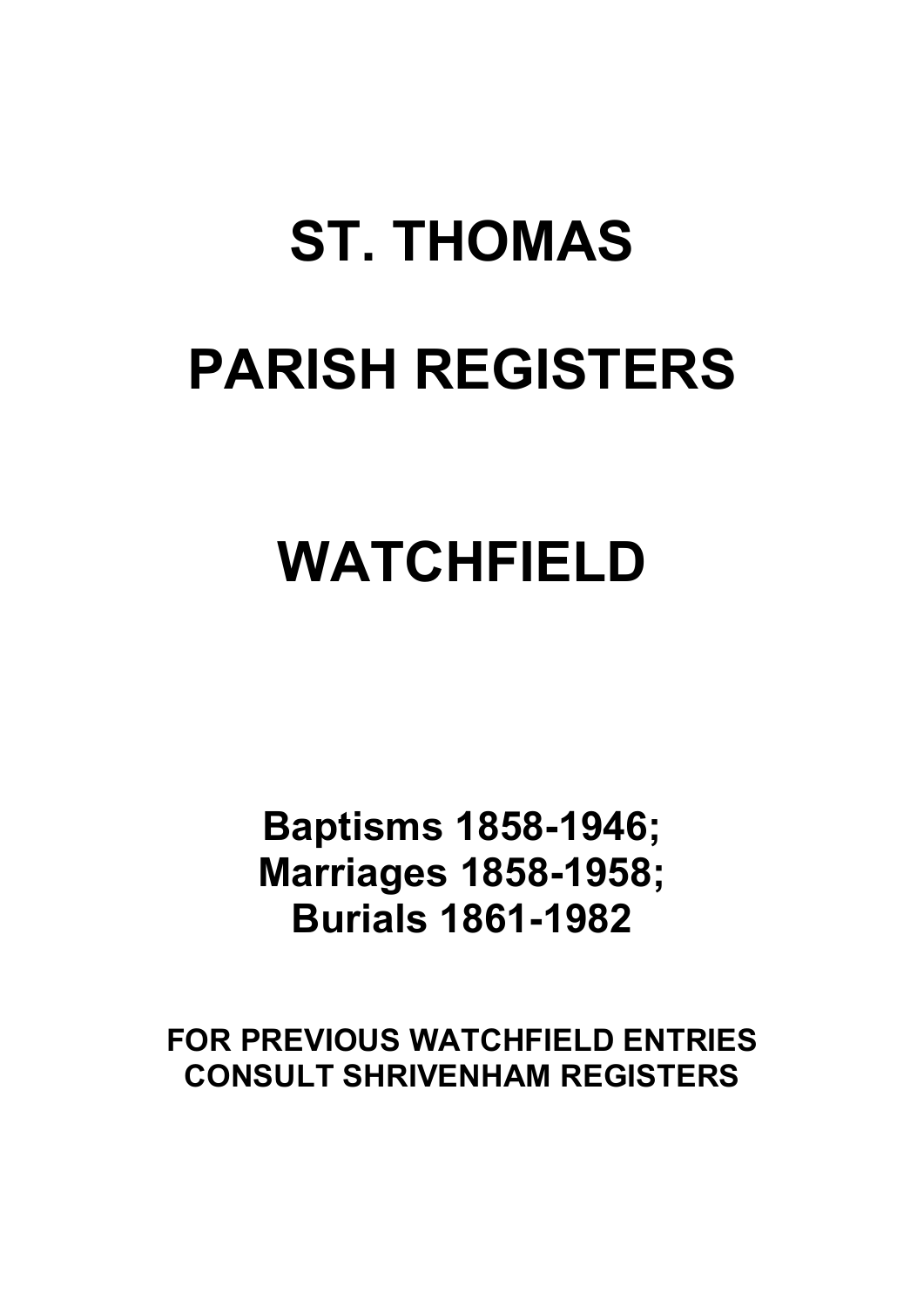# ST. THOMAS

# PARISH REGISTERS

# WATCHFIELD

**Baptisms 1858-1946;**
**Marriages 1858-1958;**
**Burials 1861-1982**

**FOR PREVIOUS WATCHFIELD ENTRIES CONSULT SHRIVENHAM REGISTERS**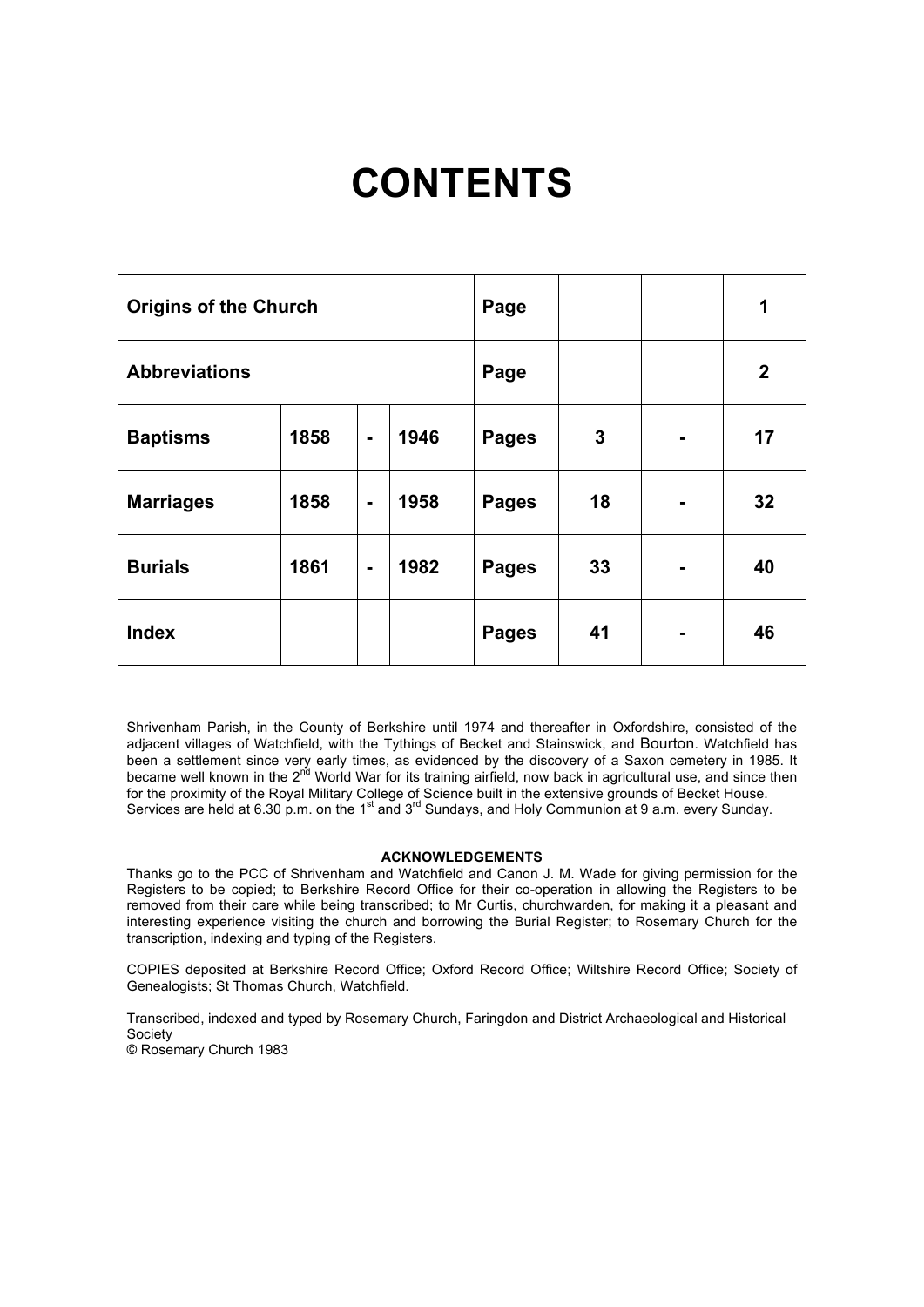# CONTENTS

| | | | | | | | |
|---|---|---|---|---|---|---|---|
| **Origins of the Church** | | | | **Page** | | | **1** |
| **Abbreviations** | | | | **Page** | | | **2** |
| **Baptisms** | **1858** | **-** | **1946** | **Pages** | **3** | **-** | **17** |
| **Marriages** | **1858** | **-** | **1958** | **Pages** | **18** | **-** | **32** |
| **Burials** | **1861** | **-** | **1982** | **Pages** | **33** | **-** | **40** |
| **Index** | | | | **Pages** | **41** | **-** | **46** |

Shrivenham Parish, in the County of Berkshire until 1974 and thereafter in Oxfordshire, consisted of the adjacent villages of Watchfield, with the Tythings of Becket and Stainswick, and Bourton. Watchfield has been a settlement since very early times, as evidenced by the discovery of a Saxon cemetery in 1985. It became well known in the 2nd World War for its training airfield, now back in agricultural use, and since then for the proximity of the Royal Military College of Science built in the extensive grounds of Becket House. Services are held at 6.30 p.m. on the 1st and 3rd Sundays, and Holy Communion at 9 a.m. every Sunday.

**ACKNOWLEDGEMENTS**

Thanks go to the PCC of Shrivenham and Watchfield and Canon J. M. Wade for giving permission for the Registers to be copied; to Berkshire Record Office for their co-operation in allowing the Registers to be removed from their care while being transcribed; to Mr Curtis, churchwarden, for making it a pleasant and interesting experience visiting the church and borrowing the Burial Register; to Rosemary Church for the transcription, indexing and typing of the Registers.

COPIES deposited at Berkshire Record Office; Oxford Record Office; Wiltshire Record Office; Society of Genealogists; St Thomas Church, Watchfield.

Transcribed, indexed and typed by Rosemary Church, Faringdon and District Archaeological and Historical Society
© Rosemary Church 1983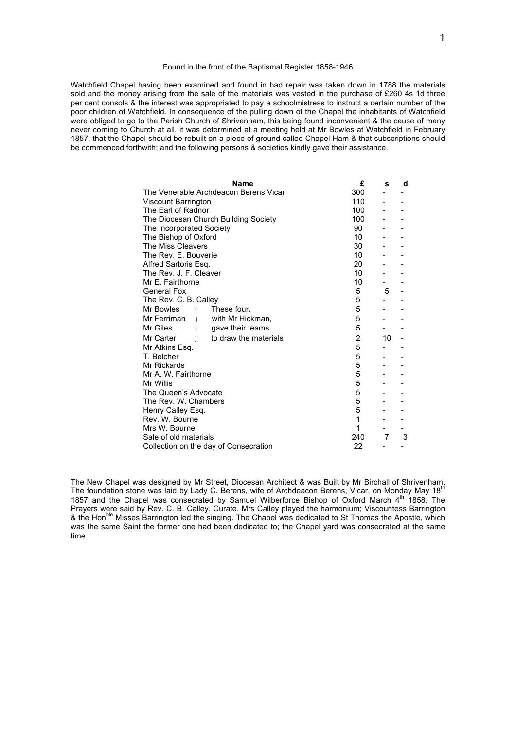Found in the front of the Baptismal Register 1858-1946

Watchfield Chapel having been examined and found in bad repair was taken down in 1788 the materials sold and the money arising from the sale of the materials was vested in the purchase of £260 4s 1d three per cent consols & the interest was appropriated to pay a schoolmistress to instruct a certain number of the poor children of Watchfield. In consequence of the pulling down of the Chapel the inhabitants of Watchfield were obliged to go to the Parish Church of Shrivenham, this being found inconvenient & the cause of many never coming to Church at all, it was determined at a meeting held at Mr Bowles at Watchfield in February 1857, that the Chapel should be rebuilt on a piece of ground called Chapel Ham & that subscriptions should be commenced forthwith; and the following persons & societies kindly gave their assistance.

| Name | | £ | s | d |
|---|---|---|---|---|
| The Venerable Archdeacon Berens Vicar | | 300 | - | - |
| Viscount Barrington | | 110 | - | - |
| The Earl of Radnor | | 100 | - | - |
| The Diocesan Church Building Society | | 100 | - | - |
| The Incorporated Society | | 90 | - | - |
| The Bishop of Oxford | | 10 | - | - |
| The Miss Cleavers | | 30 | - | - |
| The Rev. E. Bouverie | | 10 | - | - |
| Alfred Sartoris Esq. | | 20 | - | - |
| The Rev. J. F. Cleaver | | 10 | - | - |
| Mr E. Fairthorne | | 10 | - | - |
| General Fox | | 5 | 5 | - |
| The Rev. C. B. Calley | | 5 | - | - |
| Mr Bowles } | These four, | 5 | - | - |
| Mr Ferriman } | with Mr Hickman, | 5 | - | - |
| Mr Giles } | gave their teams | 5 | - | - |
| Mr Carter } | to draw the materials | 2 | 10 | - |
| Mr Atkins Esq. | | 5 | - | - |
| T. Belcher | | 5 | - | - |
| Mr Rickards | | 5 | - | - |
| Mr A. W. Fairthorne | | 5 | - | - |
| Mr Willis | | 5 | - | - |
| The Queen's Advocate | | 5 | - | - |
| The Rev. W. Chambers | | 5 | - | - |
| Henry Calley Esq. | | 5 | - | - |
| Rev. W. Bourne | | 1 | - | - |
| Mrs W. Bourne | | 1 | - | - |
| Sale of old materials | | 240 | 7 | 3 |
| Collection on the day of Consecration | | 22 | - | - |

The New Chapel was designed by Mr Street, Diocesan Architect & was Built by Mr Birchall of Shrivenham. The foundation stone was laid by Lady C. Berens, wife of Archdeacon Berens, Vicar, on Monday May 18th 1857 and the Chapel was consecrated by Samuel Wilberforce Bishop of Oxford March 4th 1858. The Prayers were said by Rev. C. B. Calley, Curate. Mrs Calley played the harmonium; Viscountess Barrington & the Honble Misses Barrington led the singing. The Chapel was dedicated to St Thomas the Apostle, which was the same Saint the former one had been dedicated to; the Chapel yard was consecrated at the same time.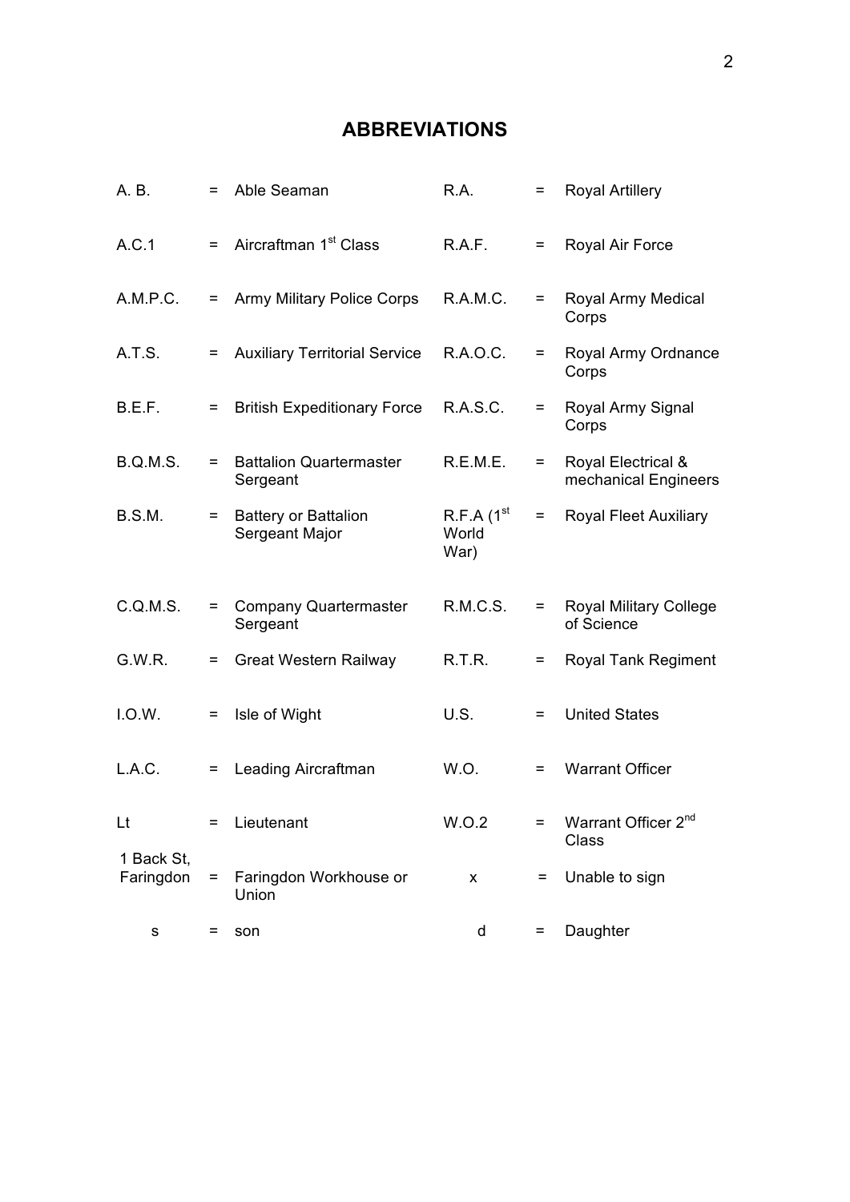# ABBREVIATIONS

| | | | | | |
|---|---|---|---|---|---|
| A. B. | = | Able Seaman | R.A. | = | Royal Artillery |
| A.C.1 | = | Aircraftman 1st Class | R.A.F. | = | Royal Air Force |
| A.M.P.C. | = | Army Military Police Corps | R.A.M.C. | = | Royal Army Medical Corps |
| A.T.S. | = | Auxiliary Territorial Service | R.A.O.C. | = | Royal Army Ordnance Corps |
| B.E.F. | = | British Expeditionary Force | R.A.S.C. | = | Royal Army Signal Corps |
| B.Q.M.S. | = | Battalion Quartermaster Sergeant | R.E.M.E. | = | Royal Electrical & mechanical Engineers |
| B.S.M. | = | Battery or Battalion Sergeant Major | R.F.A (1st World War) | = | Royal Fleet Auxiliary |
| C.Q.M.S. | = | Company Quartermaster Sergeant | R.M.C.S. | = | Royal Military College of Science |
| G.W.R. | = | Great Western Railway | R.T.R. | = | Royal Tank Regiment |
| I.O.W. | = | Isle of Wight | U.S. | = | United States |
| L.A.C. | = | Leading Aircraftman | W.O. | = | Warrant Officer |
| Lt | = | Lieutenant | W.O.2 | = | Warrant Officer 2nd Class |
| 1 Back St, Faringdon | = | Faringdon Workhouse or Union | x | = | Unable to sign |
| s | = | son | d | = | Daughter |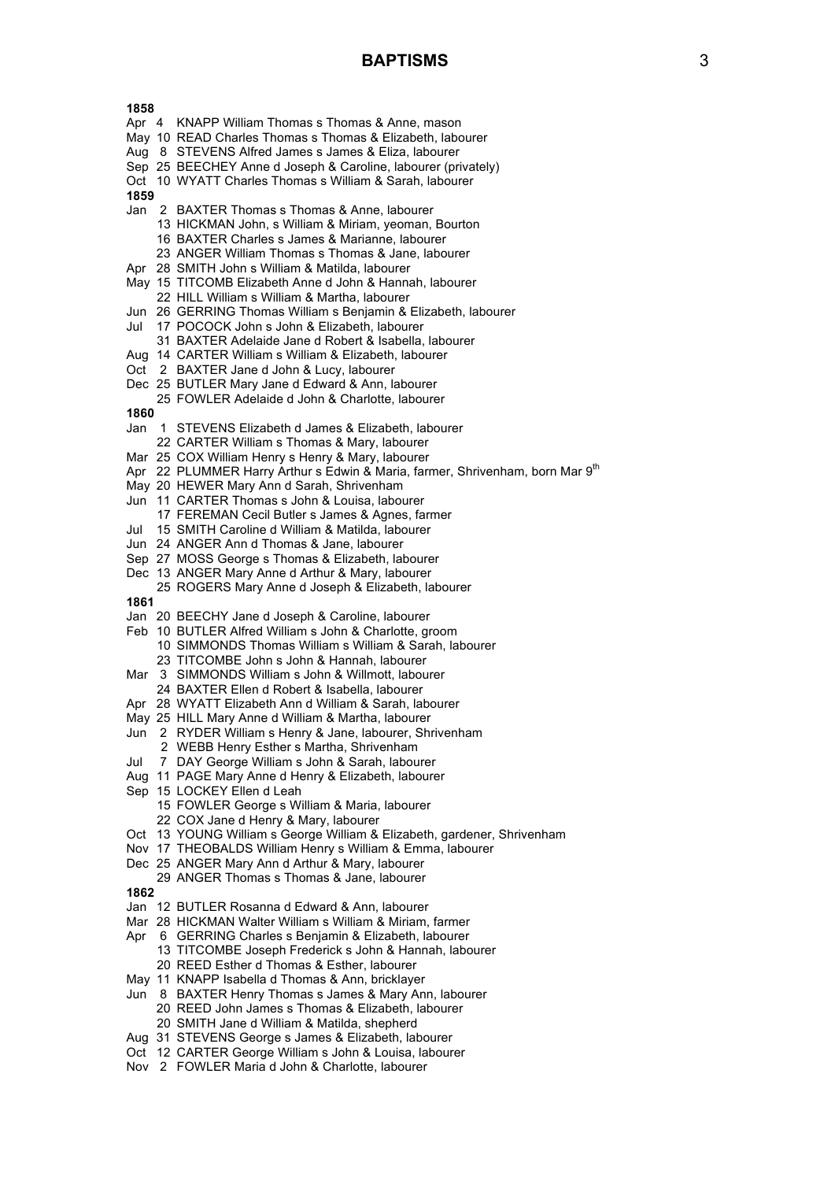# BAPTISMS

**1858**

Apr 4 KNAPP William Thomas s Thomas & Anne, mason
May 10 READ Charles Thomas s Thomas & Elizabeth, labourer
Aug 8 STEVENS Alfred James s James & Eliza, labourer
Sep 25 BEECHEY Anne d Joseph & Caroline, labourer (privately)
Oct 10 WYATT Charles Thomas s William & Sarah, labourer

**1859**

Jan 2 BAXTER Thomas s Thomas & Anne, labourer
13 HICKMAN John, s William & Miriam, yeoman, Bourton
16 BAXTER Charles s James & Marianne, labourer
23 ANGER William Thomas s Thomas & Jane, labourer
Apr 28 SMITH John s William & Matilda, labourer
May 15 TITCOMB Elizabeth Anne d John & Hannah, labourer
22 HILL William s William & Martha, labourer
Jun 26 GERRING Thomas William s Benjamin & Elizabeth, labourer
Jul 17 POCOCK John s John & Elizabeth, labourer
31 BAXTER Adelaide Jane d Robert & Isabella, labourer
Aug 14 CARTER William s William & Elizabeth, labourer
Oct 2 BAXTER Jane d John & Lucy, labourer
Dec 25 BUTLER Mary Jane d Edward & Ann, labourer
25 FOWLER Adelaide d John & Charlotte, labourer

**1860**

Jan 1 STEVENS Elizabeth d James & Elizabeth, labourer
22 CARTER William s Thomas & Mary, labourer
Mar 25 COX William Henry s Henry & Mary, labourer
Apr 22 PLUMMER Harry Arthur s Edwin & Maria, farmer, Shrivenham, born Mar 9th
May 20 HEWER Mary Ann d Sarah, Shrivenham
Jun 11 CARTER Thomas s John & Louisa, labourer
17 FEREMAN Cecil Butler s James & Agnes, farmer
Jul 15 SMITH Caroline d William & Matilda, labourer
Jun 24 ANGER Ann d Thomas & Jane, labourer
Sep 27 MOSS George s Thomas & Elizabeth, labourer
Dec 13 ANGER Mary Anne d Arthur & Mary, labourer
25 ROGERS Mary Anne d Joseph & Elizabeth, labourer

**1861**

Jan 20 BEECHY Jane d Joseph & Caroline, labourer
Feb 10 BUTLER Alfred William s John & Charlotte, groom
10 SIMMONDS Thomas William s William & Sarah, labourer
23 TITCOMBE John s John & Hannah, labourer
Mar 3 SIMMONDS William s John & Willmott, labourer
24 BAXTER Ellen d Robert & Isabella, labourer
Apr 28 WYATT Elizabeth Ann d William & Sarah, labourer
May 25 HILL Mary Anne d William & Martha, labourer
Jun 2 RYDER William s Henry & Jane, labourer, Shrivenham
2 WEBB Henry Esther s Martha, Shrivenham
Jul 7 DAY George William s John & Sarah, labourer
Aug 11 PAGE Mary Anne d Henry & Elizabeth, labourer
Sep 15 LOCKEY Ellen d Leah
15 FOWLER George s William & Maria, labourer
22 COX Jane d Henry & Mary, labourer
Oct 13 YOUNG William s George William & Elizabeth, gardener, Shrivenham
Nov 17 THEOBALDS William Henry s William & Emma, labourer
Dec 25 ANGER Mary Ann d Arthur & Mary, labourer
29 ANGER Thomas s Thomas & Jane, labourer

**1862**

Jan 12 BUTLER Rosanna d Edward & Ann, labourer
Mar 28 HICKMAN Walter William s William & Miriam, farmer
Apr 6 GERRING Charles s Benjamin & Elizabeth, labourer
13 TITCOMBE Joseph Frederick s John & Hannah, labourer
20 REED Esther d Thomas & Esther, labourer
May 11 KNAPP Isabella d Thomas & Ann, bricklayer
Jun 8 BAXTER Henry Thomas s James & Mary Ann, labourer
20 REED John James s Thomas & Elizabeth, labourer
20 SMITH Jane d William & Matilda, shepherd
Aug 31 STEVENS George s James & Elizabeth, labourer
Oct 12 CARTER George William s John & Louisa, labourer
Nov 2 FOWLER Maria d John & Charlotte, labourer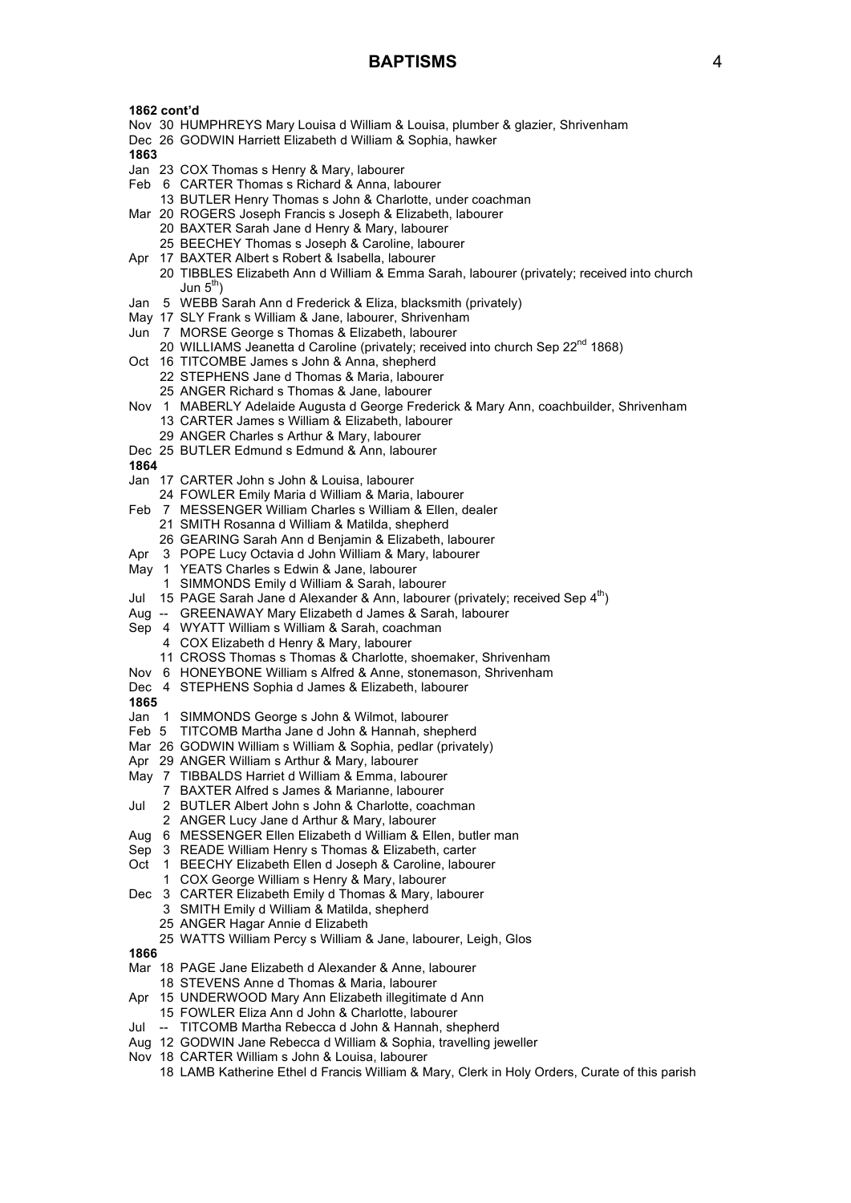## BAPTISMS

**1862 cont'd**

Nov 30 HUMPHREYS Mary Louisa d William & Louisa, plumber & glazier, Shrivenham
Dec 26 GODWIN Harriett Elizabeth d William & Sophia, hawker

**1863**

Jan 23 COX Thomas s Henry & Mary, labourer
Feb 6 CARTER Thomas s Richard & Anna, labourer
13 BUTLER Henry Thomas s John & Charlotte, under coachman
Mar 20 ROGERS Joseph Francis s Joseph & Elizabeth, labourer
20 BAXTER Sarah Jane d Henry & Mary, labourer
25 BEECHEY Thomas s Joseph & Caroline, labourer
Apr 17 BAXTER Albert s Robert & Isabella, labourer
20 TIBBLES Elizabeth Ann d William & Emma Sarah, labourer (privately; received into church Jun 5th)
Jan 5 WEBB Sarah Ann d Frederick & Eliza, blacksmith (privately)
May 17 SLY Frank s William & Jane, labourer, Shrivenham
Jun 7 MORSE George s Thomas & Elizabeth, labourer
20 WILLIAMS Jeanetta d Caroline (privately; received into church Sep 22nd 1868)
Oct 16 TITCOMBE James s John & Anna, shepherd
22 STEPHENS Jane d Thomas & Maria, labourer
25 ANGER Richard s Thomas & Jane, labourer
Nov 1 MABERLY Adelaide Augusta d George Frederick & Mary Ann, coachbuilder, Shrivenham
13 CARTER James s William & Elizabeth, labourer
29 ANGER Charles s Arthur & Mary, labourer
Dec 25 BUTLER Edmund s Edmund & Ann, labourer

**1864**

Jan 17 CARTER John s John & Louisa, labourer
24 FOWLER Emily Maria d William & Maria, labourer
Feb 7 MESSENGER William Charles s William & Ellen, dealer
21 SMITH Rosanna d William & Matilda, shepherd
26 GEARING Sarah Ann d Benjamin & Elizabeth, labourer
Apr 3 POPE Lucy Octavia d John William & Mary, labourer
May 1 YEATS Charles s Edwin & Jane, labourer
1 SIMMONDS Emily d William & Sarah, labourer
Jul 15 PAGE Sarah Jane d Alexander & Ann, labourer (privately; received Sep 4th)
Aug -- GREENAWAY Mary Elizabeth d James & Sarah, labourer
Sep 4 WYATT William s William & Sarah, coachman
4 COX Elizabeth d Henry & Mary, labourer
11 CROSS Thomas s Thomas & Charlotte, shoemaker, Shrivenham
Nov 6 HONEYBONE William s Alfred & Anne, stonemason, Shrivenham
Dec 4 STEPHENS Sophia d James & Elizabeth, labourer

**1865**

Jan 1 SIMMONDS George s John & Wilmot, labourer
Feb 5 TITCOMB Martha Jane d John & Hannah, shepherd
Mar 26 GODWIN William s William & Sophia, pedlar (privately)
Apr 29 ANGER William s Arthur & Mary, labourer
May 7 TIBBALDS Harriet d William & Emma, labourer
7 BAXTER Alfred s James & Marianne, labourer
Jul 2 BUTLER Albert John s John & Charlotte, coachman
2 ANGER Lucy Jane d Arthur & Mary, labourer
Aug 6 MESSENGER Ellen Elizabeth d William & Ellen, butler man
Sep 3 READE William Henry s Thomas & Elizabeth, carter
Oct 1 BEECHY Elizabeth Ellen d Joseph & Caroline, labourer
1 COX George William s Henry & Mary, labourer
Dec 3 CARTER Elizabeth Emily d Thomas & Mary, labourer
3 SMITH Emily d William & Matilda, shepherd
25 ANGER Hagar Annie d Elizabeth
25 WATTS William Percy s William & Jane, labourer, Leigh, Glos

**1866**

Mar 18 PAGE Jane Elizabeth d Alexander & Anne, labourer
18 STEVENS Anne d Thomas & Maria, labourer
Apr 15 UNDERWOOD Mary Ann Elizabeth illegitimate d Ann
15 FOWLER Eliza Ann d John & Charlotte, labourer
Jul -- TITCOMB Martha Rebecca d John & Hannah, shepherd
Aug 12 GODWIN Jane Rebecca d William & Sophia, travelling jeweller
Nov 18 CARTER William s John & Louisa, labourer
18 LAMB Katherine Ethel d Francis William & Mary, Clerk in Holy Orders, Curate of this parish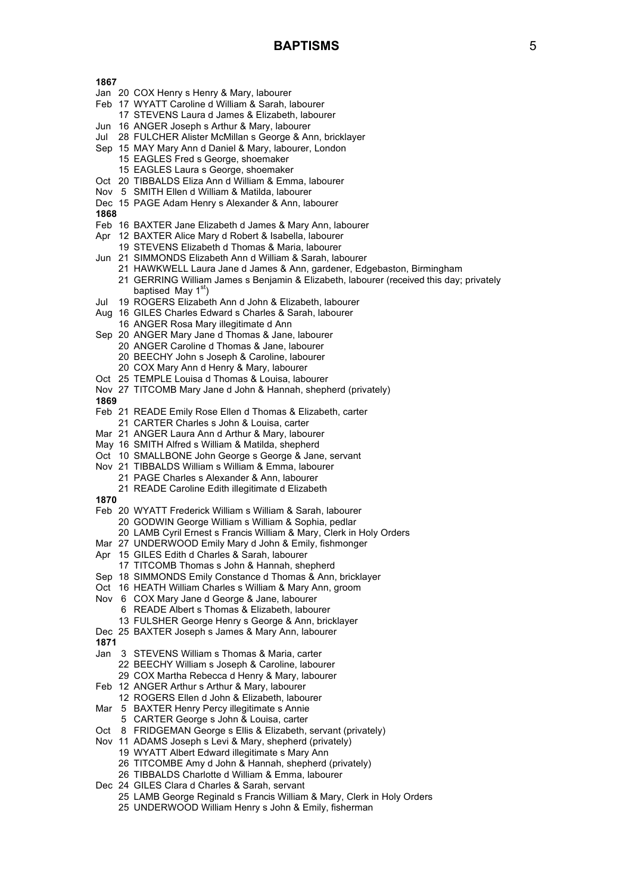## BAPTISMS

**1867**

Jan 20 COX Henry s Henry & Mary, labourer
Feb 17 WYATT Caroline d William & Sarah, labourer
17 STEVENS Laura d James & Elizabeth, labourer
Jun 16 ANGER Joseph s Arthur & Mary, labourer
Jul 28 FULCHER Alister McMillan s George & Ann, bricklayer
Sep 15 MAY Mary Ann d Daniel & Mary, labourer, London
15 EAGLES Fred s George, shoemaker
15 EAGLES Laura s George, shoemaker
Oct 20 TIBBALDS Eliza Ann d William & Emma, labourer
Nov 5 SMITH Ellen d William & Matilda, labourer
Dec 15 PAGE Adam Henry s Alexander & Ann, labourer

**1868**

Feb 16 BAXTER Jane Elizabeth d James & Mary Ann, labourer
Apr 12 BAXTER Alice Mary d Robert & Isabella, labourer
19 STEVENS Elizabeth d Thomas & Maria, labourer
Jun 21 SIMMONDS Elizabeth Ann d William & Sarah, labourer
21 HAWKWELL Laura Jane d James & Ann, gardener, Edgebaston, Birmingham
21 GERRING William James s Benjamin & Elizabeth, labourer (received this day; privately baptised May 1st)
Jul 19 ROGERS Elizabeth Ann d John & Elizabeth, labourer
Aug 16 GILES Charles Edward s Charles & Sarah, labourer
16 ANGER Rosa Mary illegitimate d Ann
Sep 20 ANGER Mary Jane d Thomas & Jane, labourer
20 ANGER Caroline d Thomas & Jane, labourer
20 BEECHY John s Joseph & Caroline, labourer
20 COX Mary Ann d Henry & Mary, labourer
Oct 25 TEMPLE Louisa d Thomas & Louisa, labourer
Nov 27 TITCOMB Mary Jane d John & Hannah, shepherd (privately)

**1869**

Feb 21 READE Emily Rose Ellen d Thomas & Elizabeth, carter
21 CARTER Charles s John & Louisa, carter
Mar 21 ANGER Laura Ann d Arthur & Mary, labourer
May 16 SMITH Alfred s William & Matilda, shepherd
Oct 10 SMALLBONE John George s George & Jane, servant
Nov 21 TIBBALDS William s William & Emma, labourer
21 PAGE Charles s Alexander & Ann, labourer
21 READE Caroline Edith illegitimate d Elizabeth

**1870**

Feb 20 WYATT Frederick William s William & Sarah, labourer
20 GODWIN George William s William & Sophia, pedlar
20 LAMB Cyril Ernest s Francis William & Mary, Clerk in Holy Orders
Mar 27 UNDERWOOD Emily Mary d John & Emily, fishmonger
Apr 15 GILES Edith d Charles & Sarah, labourer
17 TITCOMB Thomas s John & Hannah, shepherd
Sep 18 SIMMONDS Emily Constance d Thomas & Ann, bricklayer
Oct 16 HEATH William Charles s William & Mary Ann, groom
Nov 6 COX Mary Jane d George & Jane, labourer
6 READE Albert s Thomas & Elizabeth, labourer
13 FULSHER George Henry s George & Ann, bricklayer
Dec 25 BAXTER Joseph s James & Mary Ann, labourer

**1871**

Jan 3 STEVENS William s Thomas & Maria, carter
22 BEECHY William s Joseph & Caroline, labourer
29 COX Martha Rebecca d Henry & Mary, labourer
Feb 12 ANGER Arthur s Arthur & Mary, labourer
12 ROGERS Ellen d John & Elizabeth, labourer
Mar 5 BAXTER Henry Percy illegitimate s Annie
5 CARTER George s John & Louisa, carter
Oct 8 FRIDGEMAN George s Ellis & Elizabeth, servant (privately)
Nov 11 ADAMS Joseph s Levi & Mary, shepherd (privately)
19 WYATT Albert Edward illegitimate s Mary Ann
26 TITCOMBE Amy d John & Hannah, shepherd (privately)
26 TIBBALDS Charlotte d William & Emma, labourer
Dec 24 GILES Clara d Charles & Sarah, servant
25 LAMB George Reginald s Francis William & Mary, Clerk in Holy Orders
25 UNDERWOOD William Henry s John & Emily, fisherman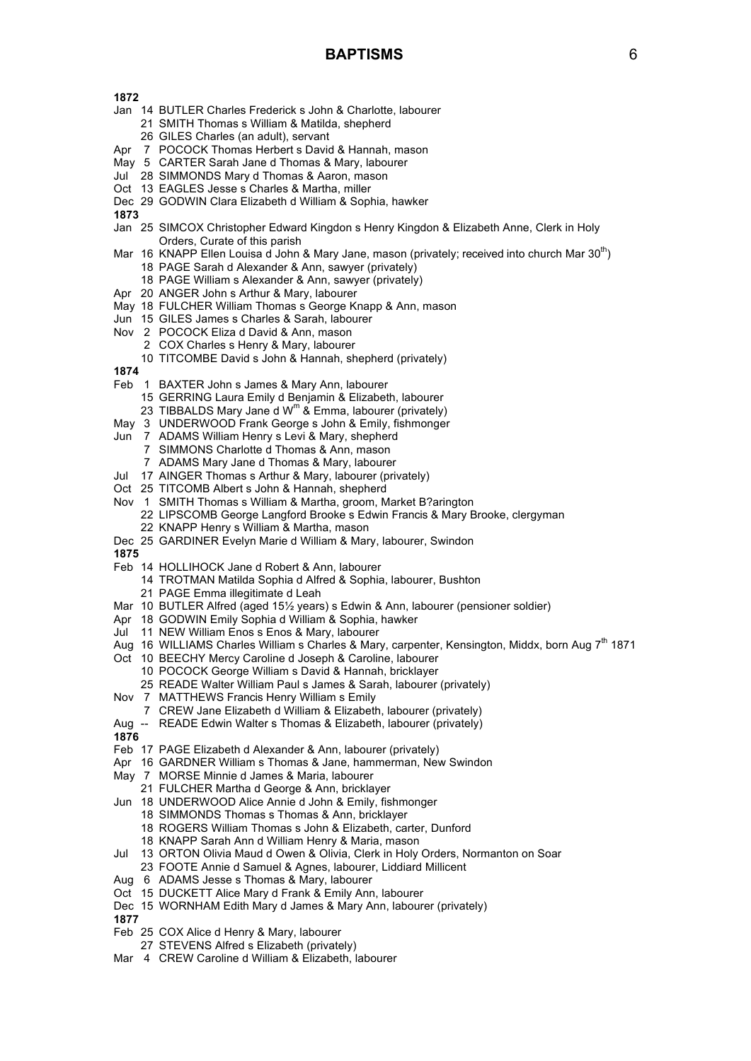# BAPTISMS

**1872**

Jan 14 BUTLER Charles Frederick s John & Charlotte, labourer
21 SMITH Thomas s William & Matilda, shepherd
26 GILES Charles (an adult), servant
Apr 7 POCOCK Thomas Herbert s David & Hannah, mason
May 5 CARTER Sarah Jane d Thomas & Mary, labourer
Jul 28 SIMMONDS Mary d Thomas & Aaron, mason
Oct 13 EAGLES Jesse s Charles & Martha, miller
Dec 29 GODWIN Clara Elizabeth d William & Sophia, hawker

**1873**

Jan 25 SIMCOX Christopher Edward Kingdon s Henry Kingdon & Elizabeth Anne, Clerk in Holy Orders, Curate of this parish
Mar 16 KNAPP Ellen Louisa d John & Mary Jane, mason (privately; received into church Mar 30th)
18 PAGE Sarah d Alexander & Ann, sawyer (privately)
18 PAGE William s Alexander & Ann, sawyer (privately)
Apr 20 ANGER John s Arthur & Mary, labourer
May 18 FULCHER William Thomas s George Knapp & Ann, mason
Jun 15 GILES James s Charles & Sarah, labourer
Nov 2 POCOCK Eliza d David & Ann, mason
2 COX Charles s Henry & Mary, labourer
10 TITCOMBE David s John & Hannah, shepherd (privately)

**1874**

Feb 1 BAXTER John s James & Mary Ann, labourer
15 GERRING Laura Emily d Benjamin & Elizabeth, labourer
23 TIBBALDS Mary Jane d Wm & Emma, labourer (privately)
May 3 UNDERWOOD Frank George s John & Emily, fishmonger
Jun 7 ADAMS William Henry s Levi & Mary, shepherd
7 SIMMONS Charlotte d Thomas & Ann, mason
7 ADAMS Mary Jane d Thomas & Mary, labourer
Jul 17 AINGER Thomas s Arthur & Mary, labourer (privately)
Oct 25 TITCOMB Albert s John & Hannah, shepherd
Nov 1 SMITH Thomas s William & Martha, groom, Market B?arington
22 LIPSCOMB George Langford Brooke s Edwin Francis & Mary Brooke, clergyman
22 KNAPP Henry s William & Martha, mason
Dec 25 GARDINER Evelyn Marie d William & Mary, labourer, Swindon

**1875**

Feb 14 HOLLIHOCK Jane d Robert & Ann, labourer
14 TROTMAN Matilda Sophia d Alfred & Sophia, labourer, Bushton
21 PAGE Emma illegitimate d Leah
Mar 10 BUTLER Alfred (aged 15½ years) s Edwin & Ann, labourer (pensioner soldier)
Apr 18 GODWIN Emily Sophia d William & Sophia, hawker
Jul 11 NEW William Enos s Enos & Mary, labourer
Aug 16 WILLIAMS Charles William s Charles & Mary, carpenter, Kensington, Middx, born Aug 7th 1871
Oct 10 BEECHY Mercy Caroline d Joseph & Caroline, labourer
10 POCOCK George William s David & Hannah, bricklayer
25 READE Walter William Paul s James & Sarah, labourer (privately)
Nov 7 MATTHEWS Francis Henry William s Emily
7 CREW Jane Elizabeth d William & Elizabeth, labourer (privately)
Aug -- READE Edwin Walter s Thomas & Elizabeth, labourer (privately)

**1876**

Feb 17 PAGE Elizabeth d Alexander & Ann, labourer (privately)
Apr 16 GARDNER William s Thomas & Jane, hammerman, New Swindon
May 7 MORSE Minnie d James & Maria, labourer
21 FULCHER Martha d George & Ann, bricklayer
Jun 18 UNDERWOOD Alice Annie d John & Emily, fishmonger
18 SIMMONDS Thomas s Thomas & Ann, bricklayer
18 ROGERS William Thomas s John & Elizabeth, carter, Dunford
18 KNAPP Sarah Ann d William Henry & Maria, mason
Jul 13 ORTON Olivia Maud d Owen & Olivia, Clerk in Holy Orders, Normanton on Soar
23 FOOTE Annie d Samuel & Agnes, labourer, Liddiard Millicent
Aug 6 ADAMS Jesse s Thomas & Mary, labourer
Oct 15 DUCKETT Alice Mary d Frank & Emily Ann, labourer
Dec 15 WORNHAM Edith Mary d James & Mary Ann, labourer (privately)

**1877**

Feb 25 COX Alice d Henry & Mary, labourer
27 STEVENS Alfred s Elizabeth (privately)
Mar 4 CREW Caroline d William & Elizabeth, labourer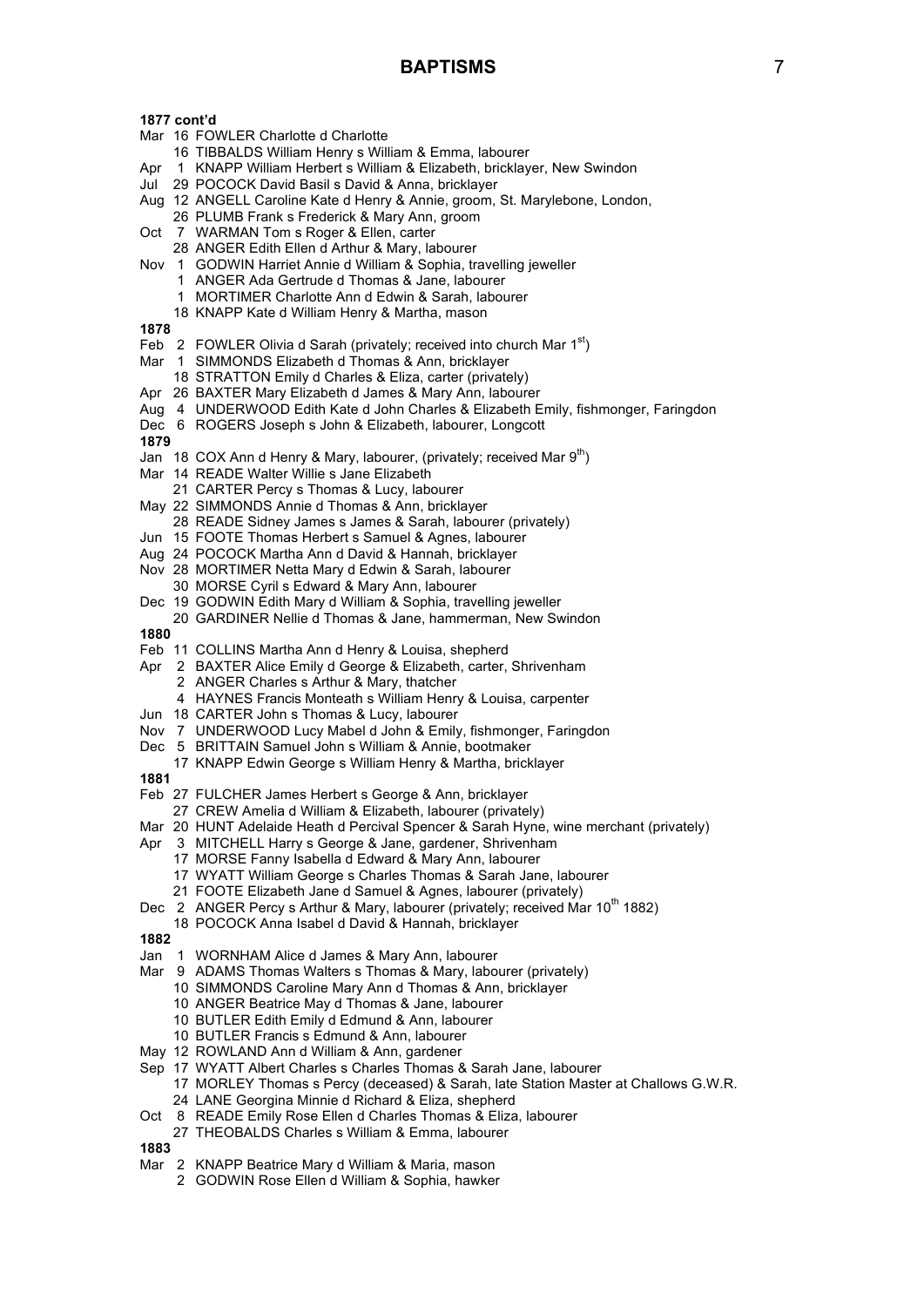## BAPTISMS

**1877 cont'd**

Mar 16 FOWLER Charlotte d Charlotte
 16 TIBBALDS William Henry s William & Emma, labourer
Apr 1 KNAPP William Herbert s William & Elizabeth, bricklayer, New Swindon
Jul 29 POCOCK David Basil s David & Anna, bricklayer
Aug 12 ANGELL Caroline Kate d Henry & Annie, groom, St. Marylebone, London,
 26 PLUMB Frank s Frederick & Mary Ann, groom
Oct 7 WARMAN Tom s Roger & Ellen, carter
 28 ANGER Edith Ellen d Arthur & Mary, labourer
Nov 1 GODWIN Harriet Annie d William & Sophia, travelling jeweller
 1 ANGER Ada Gertrude d Thomas & Jane, labourer
 1 MORTIMER Charlotte Ann d Edwin & Sarah, labourer
 18 KNAPP Kate d William Henry & Martha, mason

**1878**

Feb 2 FOWLER Olivia d Sarah (privately; received into church Mar 1st)
Mar 1 SIMMONDS Elizabeth d Thomas & Ann, bricklayer
 18 STRATTON Emily d Charles & Eliza, carter (privately)
Apr 26 BAXTER Mary Elizabeth d James & Mary Ann, labourer
Aug 4 UNDERWOOD Edith Kate d John Charles & Elizabeth Emily, fishmonger, Faringdon
Dec 6 ROGERS Joseph s John & Elizabeth, labourer, Longcott

**1879**

Jan 18 COX Ann d Henry & Mary, labourer, (privately; received Mar 9th)
Mar 14 READE Walter Willie s Jane Elizabeth
 21 CARTER Percy s Thomas & Lucy, labourer
May 22 SIMMONDS Annie d Thomas & Ann, bricklayer
 28 READE Sidney James s James & Sarah, labourer (privately)
Jun 15 FOOTE Thomas Herbert s Samuel & Agnes, labourer
Aug 24 POCOCK Martha Ann d David & Hannah, bricklayer
Nov 28 MORTIMER Netta Mary d Edwin & Sarah, labourer
 30 MORSE Cyril s Edward & Mary Ann, labourer
Dec 19 GODWIN Edith Mary d William & Sophia, travelling jeweller
 20 GARDINER Nellie d Thomas & Jane, hammerman, New Swindon

**1880**

Feb 11 COLLINS Martha Ann d Henry & Louisa, shepherd
Apr 2 BAXTER Alice Emily d George & Elizabeth, carter, Shrivenham
 2 ANGER Charles s Arthur & Mary, thatcher
 4 HAYNES Francis Monteath s William Henry & Louisa, carpenter
Jun 18 CARTER John s Thomas & Lucy, labourer
Nov 7 UNDERWOOD Lucy Mabel d John & Emily, fishmonger, Faringdon
Dec 5 BRITTAIN Samuel John s William & Annie, bootmaker
 17 KNAPP Edwin George s William Henry & Martha, bricklayer

**1881**

Feb 27 FULCHER James Herbert s George & Ann, bricklayer
 27 CREW Amelia d William & Elizabeth, labourer (privately)
Mar 20 HUNT Adelaide Heath d Percival Spencer & Sarah Hyne, wine merchant (privately)
Apr 3 MITCHELL Harry s George & Jane, gardener, Shrivenham
 17 MORSE Fanny Isabella d Edward & Mary Ann, labourer
 17 WYATT William George s Charles Thomas & Sarah Jane, labourer
 21 FOOTE Elizabeth Jane d Samuel & Agnes, labourer (privately)
Dec 2 ANGER Percy s Arthur & Mary, labourer (privately; received Mar 10th 1882)
 18 POCOCK Anna Isabel d David & Hannah, bricklayer

**1882**

Jan 1 WORNHAM Alice d James & Mary Ann, labourer
Mar 9 ADAMS Thomas Walters s Thomas & Mary, labourer (privately)
 10 SIMMONDS Caroline Mary Ann d Thomas & Ann, bricklayer
 10 ANGER Beatrice May d Thomas & Jane, labourer
 10 BUTLER Edith Emily d Edmund & Ann, labourer
 10 BUTLER Francis s Edmund & Ann, labourer
May 12 ROWLAND Ann d William & Ann, gardener
Sep 17 WYATT Albert Charles s Charles Thomas & Sarah Jane, labourer
 17 MORLEY Thomas s Percy (deceased) & Sarah, late Station Master at Challows G.W.R.
 24 LANE Georgina Minnie d Richard & Eliza, shepherd
Oct 8 READE Emily Rose Ellen d Charles Thomas & Eliza, labourer
 27 THEOBALDS Charles s William & Emma, labourer

**1883**

Mar 2 KNAPP Beatrice Mary d William & Maria, mason
 2 GODWIN Rose Ellen d William & Sophia, hawker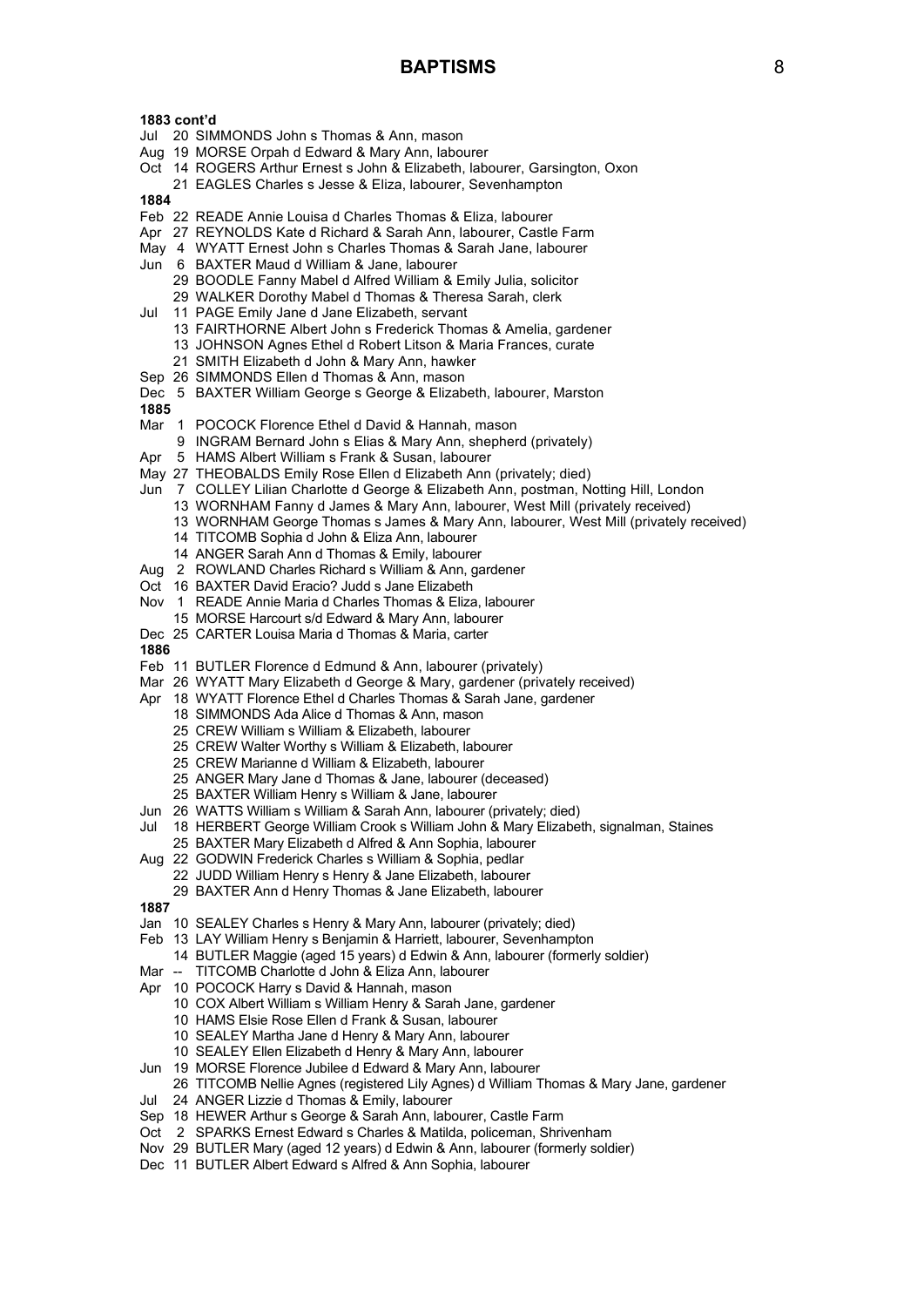# BAPTISMS

**1883 cont'd**

Jul 20 SIMMONDS John s Thomas & Ann, mason
Aug 19 MORSE Orpah d Edward & Mary Ann, labourer
Oct 14 ROGERS Arthur Ernest s John & Elizabeth, labourer, Garsington, Oxon
21 EAGLES Charles s Jesse & Eliza, labourer, Sevenhampton

**1884**

Feb 22 READE Annie Louisa d Charles Thomas & Eliza, labourer
Apr 27 REYNOLDS Kate d Richard & Sarah Ann, labourer, Castle Farm
May 4 WYATT Ernest John s Charles Thomas & Sarah Jane, labourer
Jun 6 BAXTER Maud d William & Jane, labourer
29 BOODLE Fanny Mabel d Alfred William & Emily Julia, solicitor
29 WALKER Dorothy Mabel d Thomas & Theresa Sarah, clerk
Jul 11 PAGE Emily Jane d Jane Elizabeth, servant
13 FAIRTHORNE Albert John s Frederick Thomas & Amelia, gardener
13 JOHNSON Agnes Ethel d Robert Litson & Maria Frances, curate
21 SMITH Elizabeth d John & Mary Ann, hawker
Sep 26 SIMMONDS Ellen d Thomas & Ann, mason
Dec 5 BAXTER William George s George & Elizabeth, labourer, Marston

**1885**

Mar 1 POCOCK Florence Ethel d David & Hannah, mason
9 INGRAM Bernard John s Elias & Mary Ann, shepherd (privately)
Apr 5 HAMS Albert William s Frank & Susan, labourer
May 27 THEOBALDS Emily Rose Ellen d Elizabeth Ann (privately; died)
Jun 7 COLLEY Lilian Charlotte d George & Elizabeth Ann, postman, Notting Hill, London
13 WORNHAM Fanny d James & Mary Ann, labourer, West Mill (privately received)
13 WORNHAM George Thomas s James & Mary Ann, labourer, West Mill (privately received)
14 TITCOMB Sophia d John & Eliza Ann, labourer
14 ANGER Sarah Ann d Thomas & Emily, labourer
Aug 2 ROWLAND Charles Richard s William & Ann, gardener
Oct 16 BAXTER David Eracio? Judd s Jane Elizabeth
Nov 1 READE Annie Maria d Charles Thomas & Eliza, labourer
15 MORSE Harcourt s/d Edward & Mary Ann, labourer
Dec 25 CARTER Louisa Maria d Thomas & Maria, carter

**1886**

Feb 11 BUTLER Florence d Edmund & Ann, labourer (privately)
Mar 26 WYATT Mary Elizabeth d George & Mary, gardener (privately received)
Apr 18 WYATT Florence Ethel d Charles Thomas & Sarah Jane, gardener
18 SIMMONDS Ada Alice d Thomas & Ann, mason
25 CREW William s William & Elizabeth, labourer
25 CREW Walter Worthy s William & Elizabeth, labourer
25 CREW Marianne d William & Elizabeth, labourer
25 ANGER Mary Jane d Thomas & Jane, labourer (deceased)
25 BAXTER William Henry s William & Jane, labourer
Jun 26 WATTS William s William & Sarah Ann, labourer (privately; died)
Jul 18 HERBERT George William Crook s William John & Mary Elizabeth, signalman, Staines
25 BAXTER Mary Elizabeth d Alfred & Ann Sophia, labourer
Aug 22 GODWIN Frederick Charles s William & Sophia, pedlar
22 JUDD William Henry s Henry & Jane Elizabeth, labourer
29 BAXTER Ann d Henry Thomas & Jane Elizabeth, labourer

**1887**

Jan 10 SEALEY Charles s Henry & Mary Ann, labourer (privately; died)
Feb 13 LAY William Henry s Benjamin & Harriett, labourer, Sevenhampton
14 BUTLER Maggie (aged 15 years) d Edwin & Ann, labourer (formerly soldier)
Mar -- TITCOMB Charlotte d John & Eliza Ann, labourer
Apr 10 POCOCK Harry s David & Hannah, mason
10 COX Albert William s William Henry & Sarah Jane, gardener
10 HAMS Elsie Rose Ellen d Frank & Susan, labourer
10 SEALEY Martha Jane d Henry & Mary Ann, labourer
10 SEALEY Ellen Elizabeth d Henry & Mary Ann, labourer
Jun 19 MORSE Florence Jubilee d Edward & Mary Ann, labourer
26 TITCOMB Nellie Agnes (registered Lily Agnes) d William Thomas & Mary Jane, gardener
Jul 24 ANGER Lizzie d Thomas & Emily, labourer
Sep 18 HEWER Arthur s George & Sarah Ann, labourer, Castle Farm
Oct 2 SPARKS Ernest Edward s Charles & Matilda, policeman, Shrivenham
Nov 29 BUTLER Mary (aged 12 years) d Edwin & Ann, labourer (formerly soldier)
Dec 11 BUTLER Albert Edward s Alfred & Ann Sophia, labourer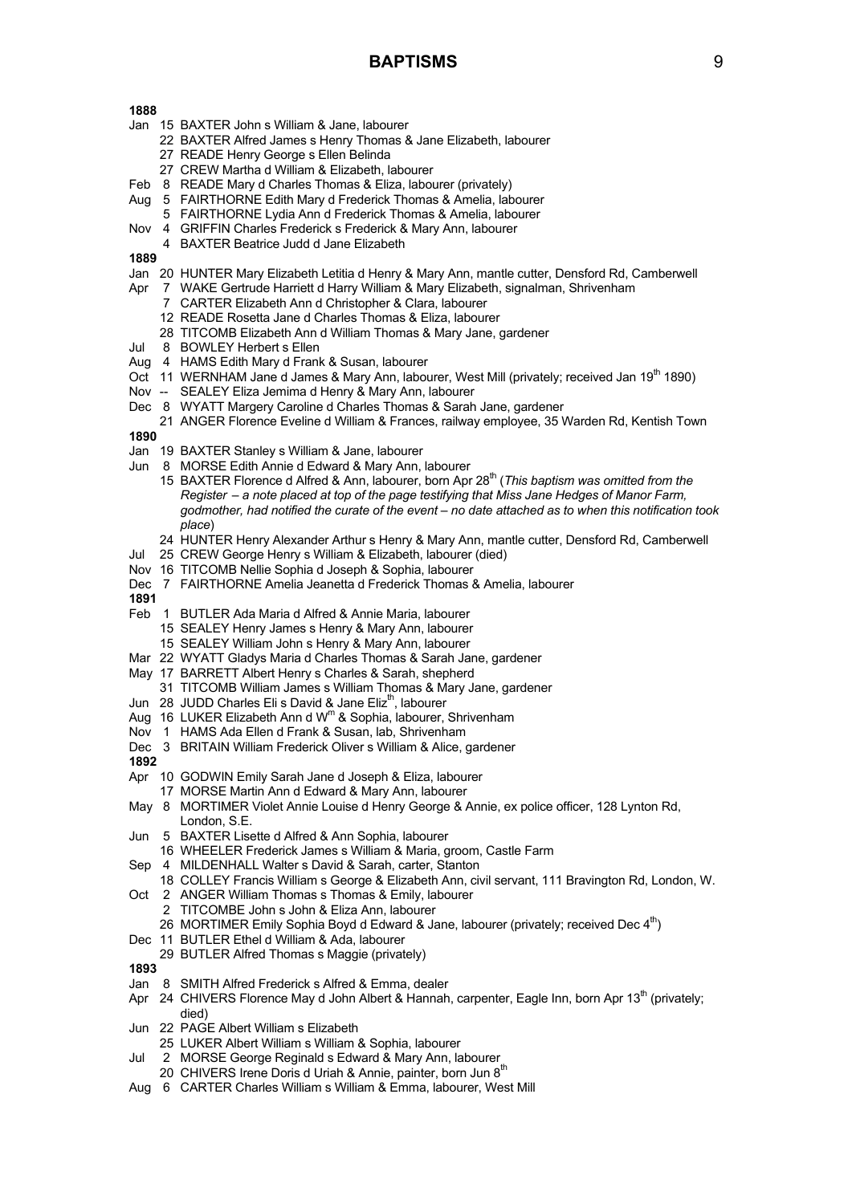## BAPTISMS

**1888**

Jan 15 BAXTER John s William & Jane, labourer
22 BAXTER Alfred James s Henry Thomas & Jane Elizabeth, labourer
27 READE Henry George s Ellen Belinda
27 CREW Martha d William & Elizabeth, labourer
Feb 8 READE Mary d Charles Thomas & Eliza, labourer (privately)
Aug 5 FAIRTHORNE Edith Mary d Frederick Thomas & Amelia, labourer
5 FAIRTHORNE Lydia Ann d Frederick Thomas & Amelia, labourer
Nov 4 GRIFFIN Charles Frederick s Frederick & Mary Ann, labourer
4 BAXTER Beatrice Judd d Jane Elizabeth

**1889**

Jan 20 HUNTER Mary Elizabeth Letitia d Henry & Mary Ann, mantle cutter, Densford Rd, Camberwell
Apr 7 WAKE Gertrude Harriett d Harry William & Mary Elizabeth, signalman, Shrivenham
7 CARTER Elizabeth Ann d Christopher & Clara, labourer
12 READE Rosetta Jane d Charles Thomas & Eliza, labourer
28 TITCOMB Elizabeth Ann d William Thomas & Mary Jane, gardener
Jul 8 BOWLEY Herbert s Ellen
Aug 4 HAMS Edith Mary d Frank & Susan, labourer
Oct 11 WERNHAM Jane d James & Mary Ann, labourer, West Mill (privately; received Jan 19th 1890)
Nov -- SEALEY Eliza Jemima d Henry & Mary Ann, labourer
Dec 8 WYATT Margery Caroline d Charles Thomas & Sarah Jane, gardener
21 ANGER Florence Eveline d William & Frances, railway employee, 35 Warden Rd, Kentish Town

**1890**

Jan 19 BAXTER Stanley s William & Jane, labourer
Jun 8 MORSE Edith Annie d Edward & Mary Ann, labourer
15 BAXTER Florence d Alfred & Ann, labourer, born Apr 28th (*This baptism was omitted from the Register – a note placed at top of the page testifying that Miss Jane Hedges of Manor Farm, godmother, had notified the curate of the event – no date attached as to when this notification took place*)
24 HUNTER Henry Alexander Arthur s Henry & Mary Ann, mantle cutter, Densford Rd, Camberwell
Jul 25 CREW George Henry s William & Elizabeth, labourer (died)
Nov 16 TITCOMB Nellie Sophia d Joseph & Sophia, labourer
Dec 7 FAIRTHORNE Amelia Jeanetta d Frederick Thomas & Amelia, labourer

**1891**

Feb 1 BUTLER Ada Maria d Alfred & Annie Maria, labourer
15 SEALEY Henry James s Henry & Mary Ann, labourer
15 SEALEY William John s Henry & Mary Ann, labourer
Mar 22 WYATT Gladys Maria d Charles Thomas & Sarah Jane, gardener
May 17 BARRETT Albert Henry s Charles & Sarah, shepherd
31 TITCOMB William James s William Thomas & Mary Jane, gardener
Jun 28 JUDD Charles Eli s David & Jane Elizth, labourer
Aug 16 LUKER Elizabeth Ann d Wm & Sophia, labourer, Shrivenham
Nov 1 HAMS Ada Ellen d Frank & Susan, lab, Shrivenham
Dec 3 BRITAIN William Frederick Oliver s William & Alice, gardener

**1892**

Apr 10 GODWIN Emily Sarah Jane d Joseph & Eliza, labourer
17 MORSE Martin Ann d Edward & Mary Ann, labourer
May 8 MORTIMER Violet Annie Louise d Henry George & Annie, ex police officer, 128 Lynton Rd, London, S.E.
Jun 5 BAXTER Lisette d Alfred & Ann Sophia, labourer
16 WHEELER Frederick James s William & Maria, groom, Castle Farm
Sep 4 MILDENHALL Walter s David & Sarah, carter, Stanton
18 COLLEY Francis William s George & Elizabeth Ann, civil servant, 111 Bravington Rd, London, W.
Oct 2 ANGER William Thomas s Thomas & Emily, labourer
2 TITCOMBE John s John & Eliza Ann, labourer
26 MORTIMER Emily Sophia Boyd d Edward & Jane, labourer (privately; received Dec 4th)
Dec 11 BUTLER Ethel d William & Ada, labourer
29 BUTLER Alfred Thomas s Maggie (privately)

**1893**

Jan 8 SMITH Alfred Frederick s Alfred & Emma, dealer
Apr 24 CHIVERS Florence May d John Albert & Hannah, carpenter, Eagle Inn, born Apr 13th (privately; died)
Jun 22 PAGE Albert William s Elizabeth
25 LUKER Albert William s William & Sophia, labourer
Jul 2 MORSE George Reginald s Edward & Mary Ann, labourer
20 CHIVERS Irene Doris d Uriah & Annie, painter, born Jun 8th
Aug 6 CARTER Charles William s William & Emma, labourer, West Mill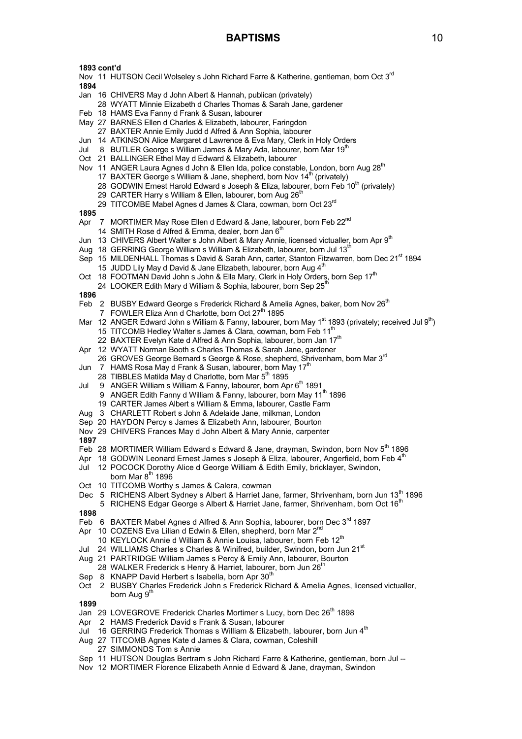# BAPTISMS

**1893 cont'd**

Nov 11 HUTSON Cecil Wolseley s John Richard Farre & Katherine, gentleman, born Oct 3rd

**1894**

Jan 16 CHIVERS May d John Albert & Hannah, publican (privately)
28 WYATT Minnie Elizabeth d Charles Thomas & Sarah Jane, gardener
Feb 18 HAMS Eva Fanny d Frank & Susan, labourer
May 27 BARNES Ellen d Charles & Elizabeth, labourer, Faringdon
27 BAXTER Annie Emily Judd d Alfred & Ann Sophia, labourer
Jun 14 ATKINSON Alice Margaret d Lawrence & Eva Mary, Clerk in Holy Orders
Jul 8 BUTLER George s William James & Mary Ada, labourer, born Mar 19th
Oct 21 BALLINGER Ethel May d Edward & Elizabeth, labourer
Nov 11 ANGER Laura Agnes d John & Ellen Ida, police constable, London, born Aug 28th
17 BAXTER George s William & Jane, shepherd, born Nov 14th (privately)
28 GODWIN Ernest Harold Edward s Joseph & Eliza, labourer, born Feb 10th (privately)
29 CARTER Harry s William & Ellen, labourer, born Aug 26th
29 TITCOMBE Mabel Agnes d James & Clara, cowman, born Oct 23rd

**1895**

Apr 7 MORTIMER May Rose Ellen d Edward & Jane, labourer, born Feb 22nd
14 SMITH Rose d Alfred & Emma, dealer, born Jan 6th
Jun 13 CHIVERS Albert Walter s John Albert & Mary Annie, licensed victualler, born Apr 9th
Aug 18 GERRING George William s William & Elizabeth, labourer, born Jul 13th
Sep 15 MILDENHALL Thomas s David & Sarah Ann, carter, Stanton Fitzwarren, born Dec 21st 1894
15 JUDD Lily May d David & Jane Elizabeth, labourer, born Aug 4th
Oct 18 FOOTMAN David John s John & Ella Mary, Clerk in Holy Orders, born Sep 17th
24 LOOKER Edith Mary d William & Sophia, labourer, born Sep 25th

**1896**

Feb 2 BUSBY Edward George s Frederick Richard & Amelia Agnes, baker, born Nov 26th
7 FOWLER Eliza Ann d Charlotte, born Oct 27th 1895
Mar 12 ANGER Edward John s William & Fanny, labourer, born May 1st 1893 (privately; received Jul 9th)
15 TITCOMB Hedley Walter s James & Clara, cowman, born Feb 11th
22 BAXTER Evelyn Kate d Alfred & Ann Sophia, labourer, born Jan 17th
Apr 12 WYATT Norman Booth s Charles Thomas & Sarah Jane, gardener
26 GROVES George Bernard s George & Rose, shepherd, Shrivenham, born Mar 3rd
Jun 7 HAMS Rosa May d Frank & Susan, labourer, born May 17th
28 TIBBLES Matilda May d Charlotte, born Mar 5th 1895
Jul 9 ANGER William s William & Fanny, labourer, born Apr 6th 1891
9 ANGER Edith Fanny d William & Fanny, labourer, born May 11th 1896
19 CARTER James Albert s William & Emma, labourer, Castle Farm
Aug 3 CHARLETT Robert s John & Adelaide Jane, milkman, London
Sep 20 HAYDON Percy s James & Elizabeth Ann, labourer, Bourton
Nov 29 CHIVERS Frances May d John Albert & Mary Annie, carpenter

**1897**

Feb 28 MORTIMER William Edward s Edward & Jane, drayman, Swindon, born Nov 5th 1896
Apr 18 GODWIN Leonard Ernest James s Joseph & Eliza, labourer, Angerfield, born Feb 4th
Jul 12 POCOCK Dorothy Alice d George William & Edith Emily, bricklayer, Swindon, born Mar 8th 1896
Oct 10 TITCOMB Worthy s James & Calera, cowman
Dec 5 RICHENS Albert Sydney s Albert & Harriet Jane, farmer, Shrivenham, born Jun 13th 1896
5 RICHENS Edgar George s Albert & Harriet Jane, farmer, Shrivenham, born Oct 16th

**1898**

Feb 6 BAXTER Mabel Agnes d Alfred & Ann Sophia, labourer, born Dec 3rd 1897
Apr 10 COZENS Eva Lilian d Edwin & Ellen, shepherd, born Mar 2nd
10 KEYLOCK Annie d William & Annie Louisa, labourer, born Feb 12th
Jul 24 WILLIAMS Charles s Charles & Winifred, builder, Swindon, born Jun 21st
Aug 21 PARTRIDGE William James s Percy & Emily Ann, labourer, Bourton
28 WALKER Frederick s Henry & Harriet, labourer, born Jun 26th
Sep 8 KNAPP David Herbert s Isabella, born Apr 30th
Oct 2 BUSBY Charles Frederick John s Frederick Richard & Amelia Agnes, licensed victualler, born Aug 9th

**1899**

Jan 29 LOVEGROVE Frederick Charles Mortimer s Lucy, born Dec 26th 1898
Apr 2 HAMS Frederick David s Frank & Susan, labourer
Jul 16 GERRING Frederick Thomas s William & Elizabeth, labourer, born Jun 4th
Aug 27 TITCOMB Agnes Kate d James & Clara, cowman, Coleshill
27 SIMMONDS Tom s Annie
Sep 11 HUTSON Douglas Bertram s John Richard Farre & Katherine, gentleman, born Jul --
Nov 12 MORTIMER Florence Elizabeth Annie d Edward & Jane, drayman, Swindon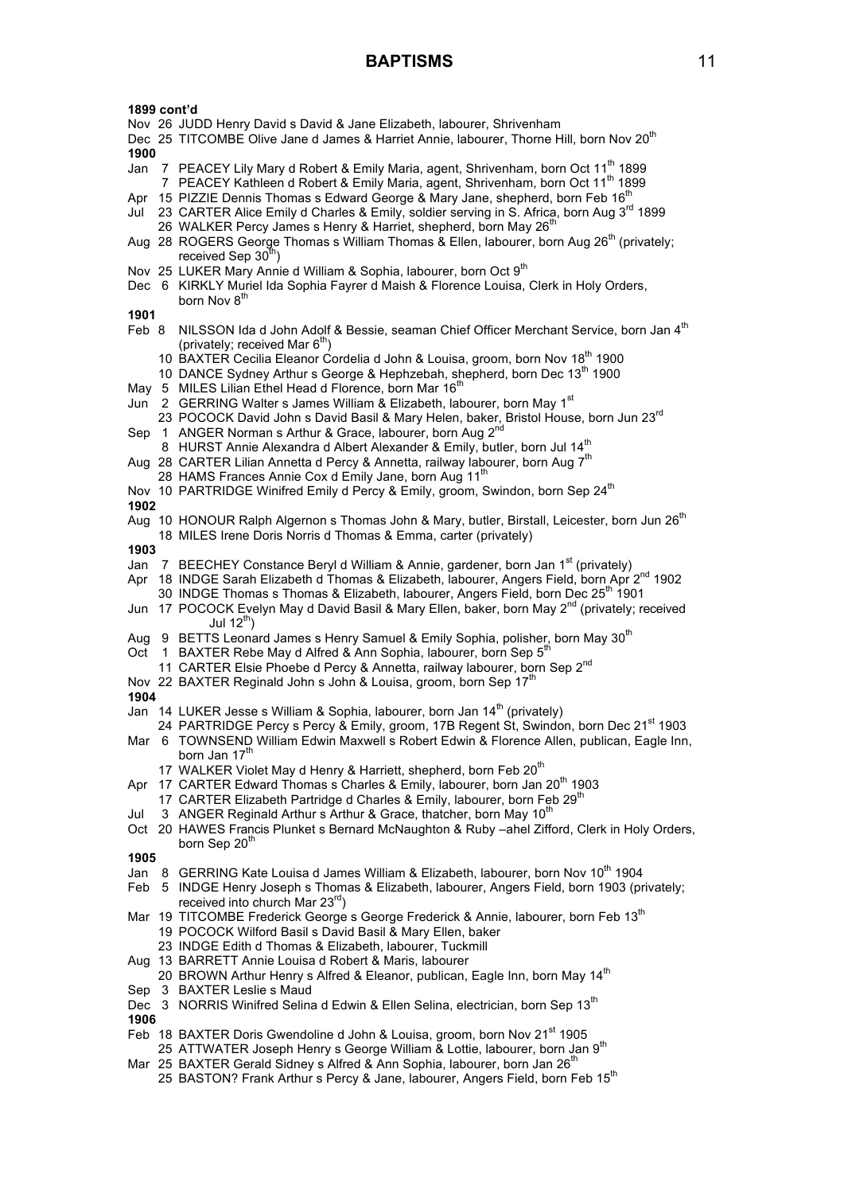# BAPTISMS

**1899 cont'd**

Nov 26 JUDD Henry David s David & Jane Elizabeth, labourer, Shrivenham
Dec 25 TITCOMBE Olive Jane d James & Harriet Annie, labourer, Thorne Hill, born Nov 20th

**1900**

Jan 7 PEACEY Lily Mary d Robert & Emily Maria, agent, Shrivenham, born Oct 11th 1899
7 PEACEY Kathleen d Robert & Emily Maria, agent, Shrivenham, born Oct 11th 1899
Apr 15 PIZZIE Dennis Thomas s Edward George & Mary Jane, shepherd, born Feb 16th
Jul 23 CARTER Alice Emily d Charles & Emily, soldier serving in S. Africa, born Aug 3rd 1899
26 WALKER Percy James s Henry & Harriet, shepherd, born May 26th
Aug 28 ROGERS George Thomas s William Thomas & Ellen, labourer, born Aug 26th (privately; received Sep 30th)
Nov 25 LUKER Mary Annie d William & Sophia, labourer, born Oct 9th
Dec 6 KIRKLY Muriel Ida Sophia Fayrer d Maish & Florence Louisa, Clerk in Holy Orders, born Nov 8th

**1901**

Feb 8 NILSSON Ida d John Adolf & Bessie, seaman Chief Officer Merchant Service, born Jan 4th (privately; received Mar 6th)
10 BAXTER Cecilia Eleanor Cordelia d John & Louisa, groom, born Nov 18th 1900
10 DANCE Sydney Arthur s George & Hephzebah, shepherd, born Dec 13th 1900
May 5 MILES Lilian Ethel Head d Florence, born Mar 16th
Jun 2 GERRING Walter s James William & Elizabeth, labourer, born May 1st
23 POCOCK David John s David Basil & Mary Helen, baker, Bristol House, born Jun 23rd
Sep 1 ANGER Norman s Arthur & Grace, labourer, born Aug 2nd
8 HURST Annie Alexandra d Albert Alexander & Emily, butler, born Jul 14th
Aug 28 CARTER Lilian Annetta d Percy & Annetta, railway labourer, born Aug 7th
28 HAMS Frances Annie Cox d Emily Jane, born Aug 11th
Nov 10 PARTRIDGE Winifred Emily d Percy & Emily, groom, Swindon, born Sep 24th

**1902**

Aug 10 HONOUR Ralph Algernon s Thomas John & Mary, butler, Birstall, Leicester, born Jun 26th
18 MILES Irene Doris Norris d Thomas & Emma, carter (privately)

**1903**

Jan 7 BEECHEY Constance Beryl d William & Annie, gardener, born Jan 1st (privately)
Apr 18 INDGE Sarah Elizabeth d Thomas & Elizabeth, labourer, Angers Field, born Apr 2nd 1902
30 INDGE Thomas s Thomas & Elizabeth, labourer, Angers Field, born Dec 25th 1901
Jun 17 POCOCK Evelyn May d David Basil & Mary Ellen, baker, born May 2nd (privately; received Jul 12th)
Aug 9 BETTS Leonard James s Henry Samuel & Emily Sophia, polisher, born May 30th
Oct 1 BAXTER Rebe May d Alfred & Ann Sophia, labourer, born Sep 5th
11 CARTER Elsie Phoebe d Percy & Annetta, railway labourer, born Sep 2nd
Nov 22 BAXTER Reginald John s John & Louisa, groom, born Sep 17th

**1904**

Jan 14 LUKER Jesse s William & Sophia, labourer, born Jan 14th (privately)
24 PARTRIDGE Percy s Percy & Emily, groom, 17B Regent St, Swindon, born Dec 21st 1903
Mar 6 TOWNSEND William Edwin Maxwell s Robert Edwin & Florence Allen, publican, Eagle Inn, born Jan 17th
17 WALKER Violet May d Henry & Harriett, shepherd, born Feb 20th
Apr 17 CARTER Edward Thomas s Charles & Emily, labourer, born Jan 20th 1903
17 CARTER Elizabeth Partridge d Charles & Emily, labourer, born Feb 29th
Jul 3 ANGER Reginald Arthur s Arthur & Grace, thatcher, born May 10th
Oct 20 HAWES Francis Plunket s Bernard McNaughton & Ruby –ahel Zifford, Clerk in Holy Orders, born Sep 20th

**1905**

Jan 8 GERRING Kate Louisa d James William & Elizabeth, labourer, born Nov 10th 1904
Feb 5 INDGE Henry Joseph s Thomas & Elizabeth, labourer, Angers Field, born 1903 (privately; received into church Mar 23rd)
Mar 19 TITCOMBE Frederick George s George Frederick & Annie, labourer, born Feb 13th
19 POCOCK Wilford Basil s David Basil & Mary Ellen, baker
23 INDGE Edith d Thomas & Elizabeth, labourer, Tuckmill
Aug 13 BARRETT Annie Louisa d Robert & Maris, labourer
20 BROWN Arthur Henry s Alfred & Eleanor, publican, Eagle Inn, born May 14th
Sep 3 BAXTER Leslie s Maud
Dec 3 NORRIS Winifred Selina d Edwin & Ellen Selina, electrician, born Sep 13th

**1906**

Feb 18 BAXTER Doris Gwendoline d John & Louisa, groom, born Nov 21st 1905
25 ATTWATER Joseph Henry s George William & Lottie, labourer, born Jan 9th
Mar 25 BAXTER Gerald Sidney s Alfred & Ann Sophia, labourer, born Jan 26th
25 BASTON? Frank Arthur s Percy & Jane, labourer, Angers Field, born Feb 15th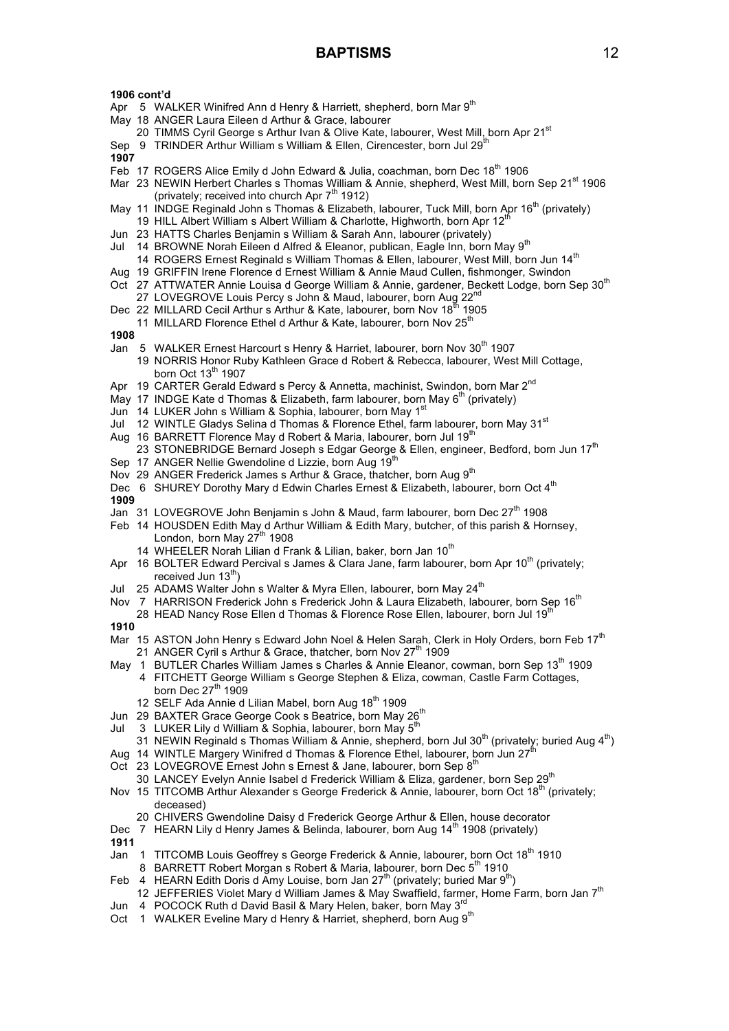# BAPTISMS

**1906 cont'd**

Apr 5 WALKER Winifred Ann d Henry & Harriett, shepherd, born Mar 9th
May 18 ANGER Laura Eileen d Arthur & Grace, labourer
20 TIMMS Cyril George s Arthur Ivan & Olive Kate, labourer, West Mill, born Apr 21st
Sep 9 TRINDER Arthur William s William & Ellen, Cirencester, born Jul 29th

**1907**

Feb 17 ROGERS Alice Emily d John Edward & Julia, coachman, born Dec 18th 1906
Mar 23 NEWIN Herbert Charles s Thomas William & Annie, shepherd, West Mill, born Sep 21st 1906 (privately; received into church Apr 7th 1912)
May 11 INDGE Reginald John s Thomas & Elizabeth, labourer, Tuck Mill, born Apr 16th (privately)
19 HILL Albert William s Albert William & Charlotte, Highworth, born Apr 12th
Jun 23 HATTS Charles Benjamin s William & Sarah Ann, labourer (privately)
Jul 14 BROWNE Norah Eileen d Alfred & Eleanor, publican, Eagle Inn, born May 9th
14 ROGERS Ernest Reginald s William Thomas & Ellen, labourer, West Mill, born Jun 14th
Aug 19 GRIFFIN Irene Florence d Ernest William & Annie Maud Cullen, fishmonger, Swindon
Oct 27 ATTWATER Annie Louisa d George William & Annie, gardener, Beckett Lodge, born Sep 30th
27 LOVEGROVE Louis Percy s John & Maud, labourer, born Aug 22nd
Dec 22 MILLARD Cecil Arthur s Arthur & Kate, labourer, born Nov 18th 1905
11 MILLARD Florence Ethel d Arthur & Kate, labourer, born Nov 25th

**1908**

Jan 5 WALKER Ernest Harcourt s Henry & Harriet, labourer, born Nov 30th 1907
19 NORRIS Honor Ruby Kathleen Grace d Robert & Rebecca, labourer, West Mill Cottage, born Oct 13th 1907
Apr 19 CARTER Gerald Edward s Percy & Annetta, machinist, Swindon, born Mar 2nd
May 17 INDGE Kate d Thomas & Elizabeth, farm labourer, born May 6th (privately)
Jun 14 LUKER John s William & Sophia, labourer, born May 1st
Jul 12 WINTLE Gladys Selina d Thomas & Florence Ethel, farm labourer, born May 31st
Aug 16 BARRETT Florence May d Robert & Maria, labourer, born Jul 19th
23 STONEBRIDGE Bernard Joseph s Edgar George & Ellen, engineer, Bedford, born Jun 17th
Sep 17 ANGER Nellie Gwendoline d Lizzie, born Aug 19th
Nov 29 ANGER Frederick James s Arthur & Grace, thatcher, born Aug 9th
Dec 6 SHUREY Dorothy Mary d Edwin Charles Ernest & Elizabeth, labourer, born Oct 4th

**1909**

Jan 31 LOVEGROVE John Benjamin s John & Maud, farm labourer, born Dec 27th 1908
Feb 14 HOUSDEN Edith May d Arthur William & Edith Mary, butcher, of this parish & Hornsey, London, born May 27th 1908
14 WHEELER Norah Lilian d Frank & Lilian, baker, born Jan 10th
Apr 16 BOLTER Edward Percival s James & Clara Jane, farm labourer, born Apr 10th (privately; received Jun 13th)
Jul 25 ADAMS Walter John s Walter & Myra Ellen, labourer, born May 24th
Nov 7 HARRISON Frederick John s Frederick John & Laura Elizabeth, labourer, born Sep 16th
28 HEAD Nancy Rose Ellen d Thomas & Florence Rose Ellen, labourer, born Jul 19th

**1910**

Mar 15 ASTON John Henry s Edward John Noel & Helen Sarah, Clerk in Holy Orders, born Feb 17th
21 ANGER Cyril s Arthur & Grace, thatcher, born Nov 27th 1909
May 1 BUTLER Charles William James s Charles & Annie Eleanor, cowman, born Sep 13th 1909
4 FITCHETT George William s George Stephen & Eliza, cowman, Castle Farm Cottages, born Dec 27th 1909
12 SELF Ada Annie d Lilian Mabel, born Aug 18th 1909
Jun 29 BAXTER Grace George Cook s Beatrice, born May 26th
Jul 3 LUKER Lily d William & Sophia, labourer, born May 5th
31 NEWIN Reginald s Thomas William & Annie, shepherd, born Jul 30th (privately; buried Aug 4th)
Aug 14 WINTLE Margery Winifred d Thomas & Florence Ethel, labourer, born Jun 27th
Oct 23 LOVEGROVE Ernest John s Ernest & Jane, labourer, born Sep 8th
30 LANCEY Evelyn Annie Isabel d Frederick William & Eliza, gardener, born Sep 29th
Nov 15 TITCOMB Arthur Alexander s George Frederick & Annie, labourer, born Oct 18th (privately; deceased)
20 CHIVERS Gwendoline Daisy d Frederick George Arthur & Ellen, house decorator
Dec 7 HEARN Lily d Henry James & Belinda, labourer, born Aug 14th 1908 (privately)

**1911**

Jan 1 TITCOMB Louis Geoffrey s George Frederick & Annie, labourer, born Oct 18th 1910
8 BARRETT Robert Morgan s Robert & Maria, labourer, born Dec 5th 1910
Feb 4 HEARN Edith Doris d Amy Louise, born Jan 27th (privately; buried Mar 9th)
12 JEFFERIES Violet Mary d William James & May Swaffield, farmer, Home Farm, born Jan 7th
Jun 4 POCOCK Ruth d David Basil & Mary Helen, baker, born May 3rd
Oct 1 WALKER Eveline Mary d Henry & Harriet, shepherd, born Aug 9th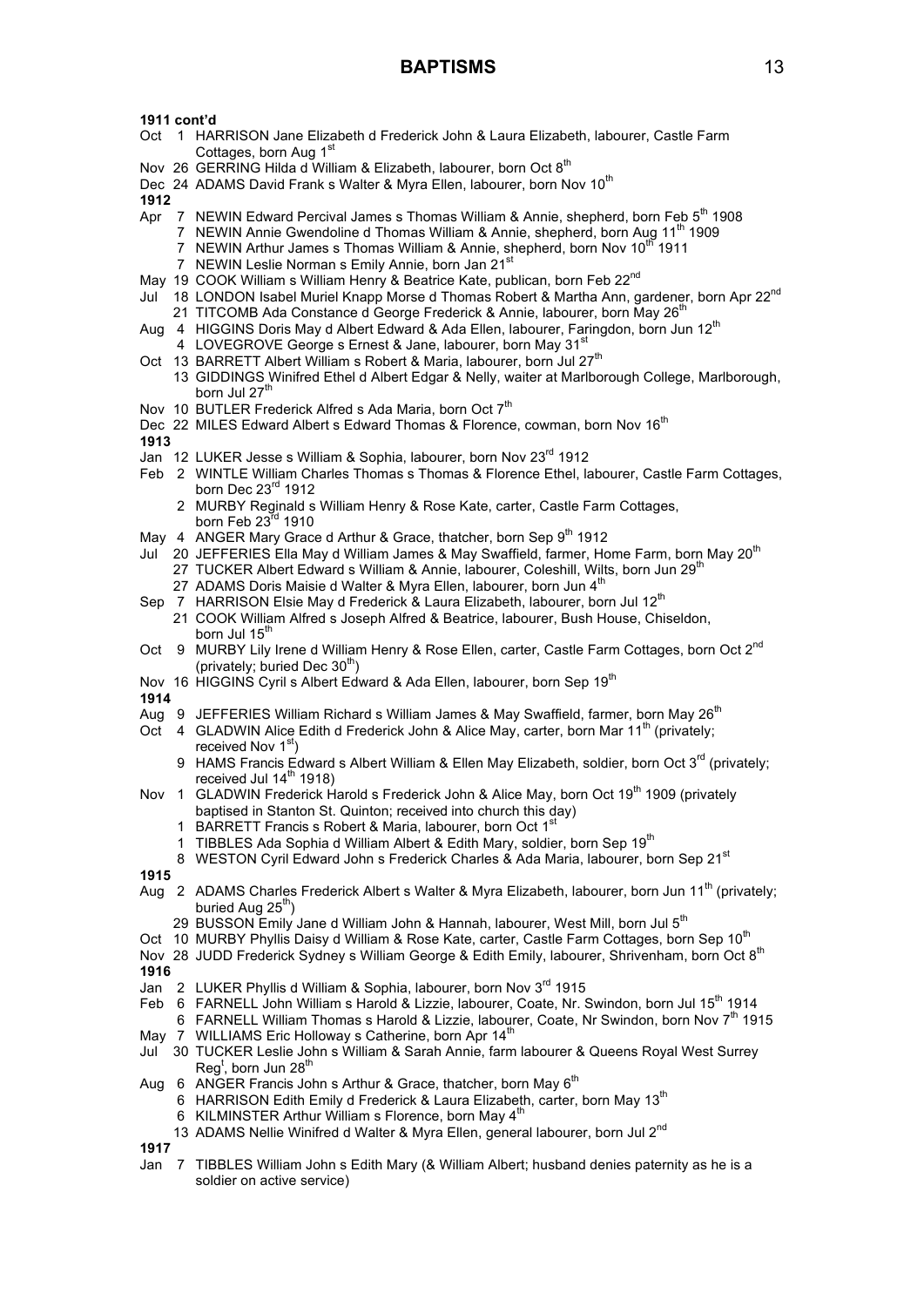**1911 cont'd**

Oct 1 HARRISON Jane Elizabeth d Frederick John & Laura Elizabeth, labourer, Castle Farm Cottages, born Aug 1st

Nov 26 GERRING Hilda d William & Elizabeth, labourer, born Oct 8th

Dec 24 ADAMS David Frank s Walter & Myra Ellen, labourer, born Nov 10th

**1912**

Apr 7 NEWIN Edward Percival James s Thomas William & Annie, shepherd, born Feb 5th 1908

7 NEWIN Annie Gwendoline d Thomas William & Annie, shepherd, born Aug 11th 1909

7 NEWIN Arthur James s Thomas William & Annie, shepherd, born Nov 10th 1911

7 NEWIN Leslie Norman s Emily Annie, born Jan 21st

May 19 COOK William s William Henry & Beatrice Kate, publican, born Feb 22nd

Jul 18 LONDON Isabel Muriel Knapp Morse d Thomas Robert & Martha Ann, gardener, born Apr 22nd

21 TITCOMB Ada Constance d George Frederick & Annie, labourer, born May 26th

Aug 4 HIGGINS Doris May d Albert Edward & Ada Ellen, labourer, Faringdon, born Jun 12th

4 LOVEGROVE George s Ernest & Jane, labourer, born May 31st

Oct 13 BARRETT Albert William s Robert & Maria, labourer, born Jul 27th

13 GIDDINGS Winifred Ethel d Albert Edgar & Nelly, waiter at Marlborough College, Marlborough, born Jul 27th

Nov 10 BUTLER Frederick Alfred s Ada Maria, born Oct 7th

Dec 22 MILES Edward Albert s Edward Thomas & Florence, cowman, born Nov 16th

**1913**

Jan 12 LUKER Jesse s William & Sophia, labourer, born Nov 23rd 1912

Feb 2 WINTLE William Charles Thomas s Thomas & Florence Ethel, labourer, Castle Farm Cottages, born Dec 23rd 1912

2 MURBY Reginald s William Henry & Rose Kate, carter, Castle Farm Cottages, born Feb 23rd 1910

May 4 ANGER Mary Grace d Arthur & Grace, thatcher, born Sep 9th 1912

Jul 20 JEFFERIES Ella May d William James & May Swaffield, farmer, Home Farm, born May 20th

27 TUCKER Albert Edward s William & Annie, labourer, Coleshill, Wilts, born Jun 29th

27 ADAMS Doris Maisie d Walter & Myra Ellen, labourer, born Jun 4th

Sep 7 HARRISON Elsie May d Frederick & Laura Elizabeth, labourer, born Jul 12th

21 COOK William Alfred s Joseph Alfred & Beatrice, labourer, Bush House, Chiseldon, born Jul 15th

Oct 9 MURBY Lily Irene d William Henry & Rose Ellen, carter, Castle Farm Cottages, born Oct 2nd (privately; buried Dec 30th)

Nov 16 HIGGINS Cyril s Albert Edward & Ada Ellen, labourer, born Sep 19th

**1914**

Aug 9 JEFFERIES William Richard s William James & May Swaffield, farmer, born May 26th

Oct 4 GLADWIN Alice Edith d Frederick John & Alice May, carter, born Mar 11th (privately; received Nov 1st)

9 HAMS Francis Edward s Albert William & Ellen May Elizabeth, soldier, born Oct 3rd (privately; received Jul 14th 1918)

Nov 1 GLADWIN Frederick Harold s Frederick John & Alice May, born Oct 19th 1909 (privately baptised in Stanton St. Quinton; received into church this day)

1 BARRETT Francis s Robert & Maria, labourer, born Oct 1st

1 TIBBLES Ada Sophia d William Albert & Edith Mary, soldier, born Sep 19th

8 WESTON Cyril Edward John s Frederick Charles & Ada Maria, labourer, born Sep 21st

**1915**

Aug 2 ADAMS Charles Frederick Albert s Walter & Myra Elizabeth, labourer, born Jun 11th (privately; buried Aug 25th)

29 BUSSON Emily Jane d William John & Hannah, labourer, West Mill, born Jul 5th

Oct 10 MURBY Phyllis Daisy d William & Rose Kate, carter, Castle Farm Cottages, born Sep 10th

Nov 28 JUDD Frederick Sydney s William George & Edith Emily, labourer, Shrivenham, born Oct 8th

**1916**

Jan 2 LUKER Phyllis d William & Sophia, labourer, born Nov 3rd 1915

Feb 6 FARNELL John William s Harold & Lizzie, labourer, Coate, Nr. Swindon, born Jul 15th 1914

6 FARNELL William Thomas s Harold & Lizzie, labourer, Coate, Nr Swindon, born Nov 7th 1915

May 7 WILLIAMS Eric Holloway s Catherine, born Apr 14th

Jul 30 TUCKER Leslie John s William & Sarah Annie, farm labourer & Queens Royal West Surrey Regt, born Jun 28th

Aug 6 ANGER Francis John s Arthur & Grace, thatcher, born May 6th

6 HARRISON Edith Emily d Frederick & Laura Elizabeth, carter, born May 13th

6 KILMINSTER Arthur William s Florence, born May 4th

13 ADAMS Nellie Winifred d Walter & Myra Ellen, general labourer, born Jul 2nd

**1917**

Jan 7 TIBBLES William John s Edith Mary (& William Albert; husband denies paternity as he is a soldier on active service)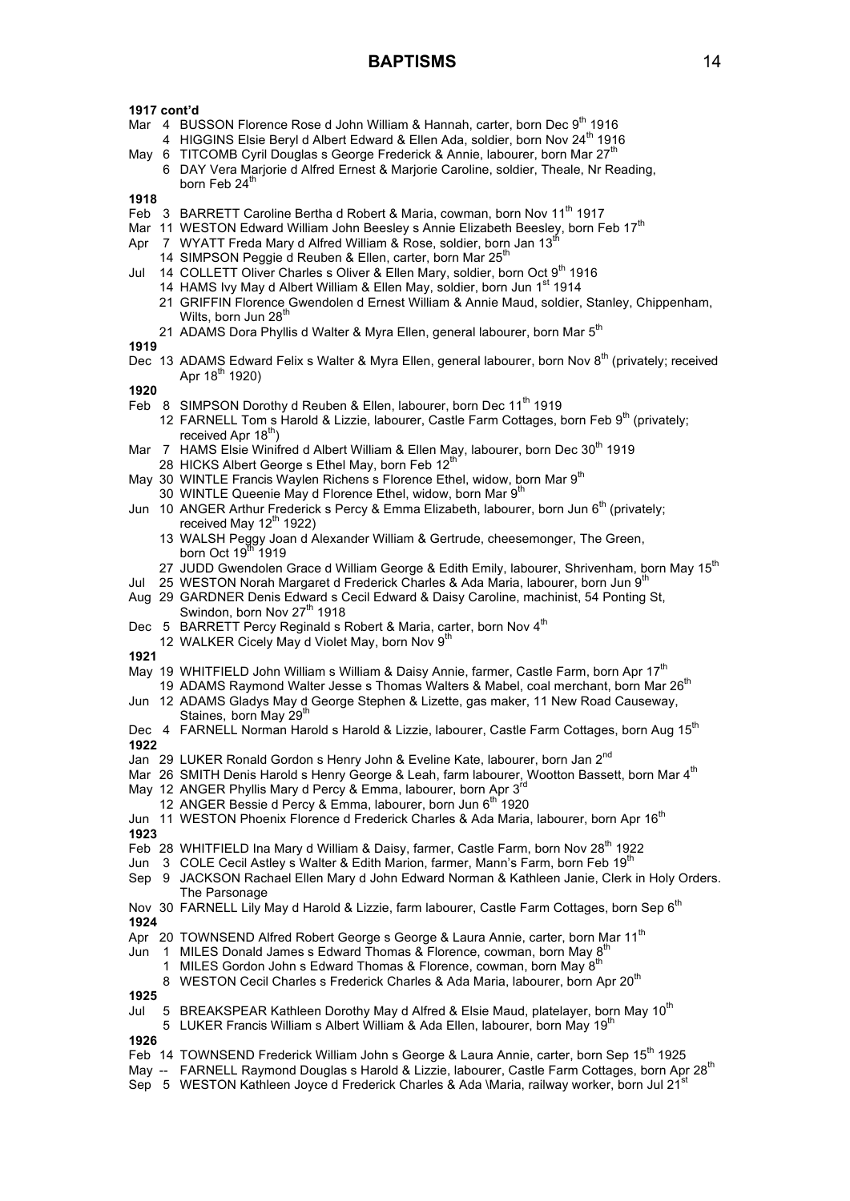**1917 cont'd**

Mar 4 BUSSON Florence Rose d John William & Hannah, carter, born Dec 9th 1916

4 HIGGINS Elsie Beryl d Albert Edward & Ellen Ada, soldier, born Nov 24th 1916

May 6 TITCOMB Cyril Douglas s George Frederick & Annie, labourer, born Mar 27th

6 DAY Vera Marjorie d Alfred Ernest & Marjorie Caroline, soldier, Theale, Nr Reading, born Feb 24th

**1918**

Feb 3 BARRETT Caroline Bertha d Robert & Maria, cowman, born Nov 11th 1917

Mar 11 WESTON Edward William John Beesley s Annie Elizabeth Beesley, born Feb 17th

Apr 7 WYATT Freda Mary d Alfred William & Rose, soldier, born Jan 13th

14 SIMPSON Peggie d Reuben & Ellen, carter, born Mar 25th

Jul 14 COLLETT Oliver Charles s Oliver & Ellen Mary, soldier, born Oct 9th 1916

14 HAMS Ivy May d Albert William & Ellen May, soldier, born Jun 1st 1914

21 GRIFFIN Florence Gwendolen d Ernest William & Annie Maud, soldier, Stanley, Chippenham, Wilts, born Jun 28th

21 ADAMS Dora Phyllis d Walter & Myra Ellen, general labourer, born Mar 5th

**1919**

Dec 13 ADAMS Edward Felix s Walter & Myra Ellen, general labourer, born Nov 8th (privately; received Apr 18th 1920)

**1920**

Feb 8 SIMPSON Dorothy d Reuben & Ellen, labourer, born Dec 11th 1919

12 FARNELL Tom s Harold & Lizzie, labourer, Castle Farm Cottages, born Feb 9th (privately; received Apr 18th)

Mar 7 HAMS Elsie Winifred d Albert William & Ellen May, labourer, born Dec 30th 1919

28 HICKS Albert George s Ethel May, born Feb 12th

May 30 WINTLE Francis Waylen Richens s Florence Ethel, widow, born Mar 9th

30 WINTLE Queenie May d Florence Ethel, widow, born Mar 9th

Jun 10 ANGER Arthur Frederick s Percy & Emma Elizabeth, labourer, born Jun 6th (privately; received May 12th 1922)

13 WALSH Peggy Joan d Alexander William & Gertrude, cheesemonger, The Green, born Oct 19th 1919

27 JUDD Gwendolen Grace d William George & Edith Emily, labourer, Shrivenham, born May 15th

Jul 25 WESTON Norah Margaret d Frederick Charles & Ada Maria, labourer, born Jun 9th

Aug 29 GARDNER Denis Edward s Cecil Edward & Daisy Caroline, machinist, 54 Ponting St, Swindon, born Nov 27th 1918

Dec 5 BARRETT Percy Reginald s Robert & Maria, carter, born Nov 4th

12 WALKER Cicely May d Violet May, born Nov 9th

**1921**

May 19 WHITFIELD John William s William & Daisy Annie, farmer, Castle Farm, born Apr 17th

19 ADAMS Raymond Walter Jesse s Thomas Walters & Mabel, coal merchant, born Mar 26th

Jun 12 ADAMS Gladys May d George Stephen & Lizette, gas maker, 11 New Road Causeway, Staines, born May 29th

Dec 4 FARNELL Norman Harold s Harold & Lizzie, labourer, Castle Farm Cottages, born Aug 15th

**1922**

Jan 29 LUKER Ronald Gordon s Henry John & Eveline Kate, labourer, born Jan 2nd

Mar 26 SMITH Denis Harold s Henry George & Leah, farm labourer, Wootton Bassett, born Mar 4th

May 12 ANGER Phyllis Mary d Percy & Emma, labourer, born Apr 3rd

12 ANGER Bessie d Percy & Emma, labourer, born Jun 6th 1920

Jun 11 WESTON Phoenix Florence d Frederick Charles & Ada Maria, labourer, born Apr 16th

**1923**

Feb 28 WHITFIELD Ina Mary d William & Daisy, farmer, Castle Farm, born Nov 28th 1922

Jun 3 COLE Cecil Astley s Walter & Edith Marion, farmer, Mann's Farm, born Feb 19th

Sep 9 JACKSON Rachael Ellen Mary d John Edward Norman & Kathleen Janie, Clerk in Holy Orders. The Parsonage

Nov 30 FARNELL Lily May d Harold & Lizzie, farm labourer, Castle Farm Cottages, born Sep 6th

**1924**

Apr 20 TOWNSEND Alfred Robert George s George & Laura Annie, carter, born Mar 11th

Jun 1 MILES Donald James s Edward Thomas & Florence, cowman, born May 8th

1 MILES Gordon John s Edward Thomas & Florence, cowman, born May 8th

8 WESTON Cecil Charles s Frederick Charles & Ada Maria, labourer, born Apr 20th

**1925**

Jul 5 BREAKSPEAR Kathleen Dorothy May d Alfred & Elsie Maud, platelayer, born May 10th

5 LUKER Francis William s Albert William & Ada Ellen, labourer, born May 19th

**1926**

Feb 14 TOWNSEND Frederick William John s George & Laura Annie, carter, born Sep 15th 1925

May -- FARNELL Raymond Douglas s Harold & Lizzie, labourer, Castle Farm Cottages, born Apr 28th

Sep 5 WESTON Kathleen Joyce d Frederick Charles & Ada \Maria, railway worker, born Jul 21st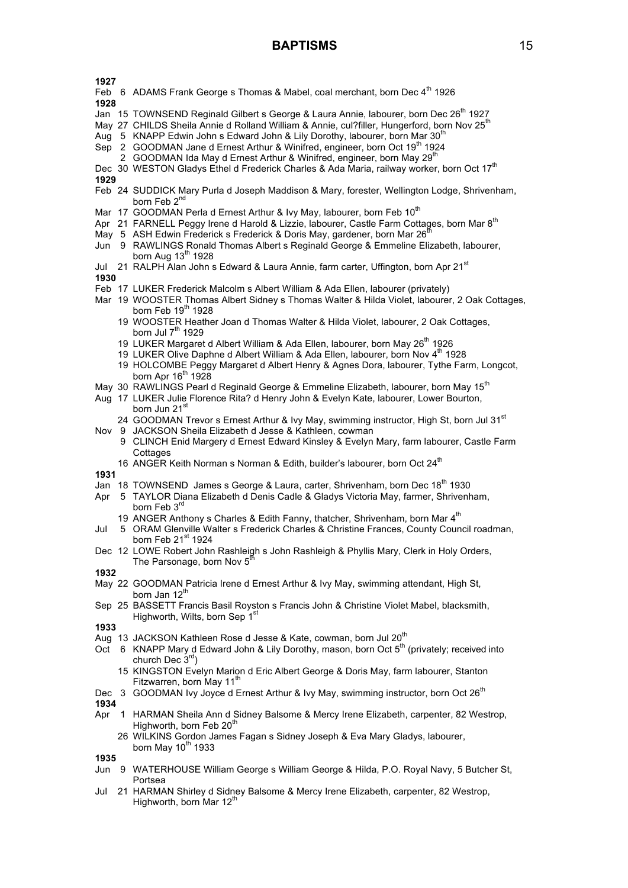# BAPTISMS

**1927**

Feb 6 ADAMS Frank George s Thomas & Mabel, coal merchant, born Dec 4th 1926

**1928**

Jan 15 TOWNSEND Reginald Gilbert s George & Laura Annie, labourer, born Dec 26th 1927

May 27 CHILDS Sheila Annie d Rolland William & Annie, cul?filler, Hungerford, born Nov 25th

Aug 5 KNAPP Edwin John s Edward John & Lily Dorothy, labourer, born Mar 30th

Sep 2 GOODMAN Jane d Ernest Arthur & Winifred, engineer, born Oct 19th 1924

2 GOODMAN Ida May d Ernest Arthur & Winifred, engineer, born May 29th

Dec 30 WESTON Gladys Ethel d Frederick Charles & Ada Maria, railway worker, born Oct 17th

**1929**

Feb 24 SUDDICK Mary Purla d Joseph Maddison & Mary, forester, Wellington Lodge, Shrivenham, born Feb 2nd

Mar 17 GOODMAN Perla d Ernest Arthur & Ivy May, labourer, born Feb 10th

Apr 21 FARNELL Peggy Irene d Harold & Lizzie, labourer, Castle Farm Cottages, born Mar 8th

May 5 ASH Edwin Frederick s Frederick & Doris May, gardener, born Mar 26th

Jun 9 RAWLINGS Ronald Thomas Albert s Reginald George & Emmeline Elizabeth, labourer, born Aug 13th 1928

Jul 21 RALPH Alan John s Edward & Laura Annie, farm carter, Uffington, born Apr 21st

**1930**

Feb 17 LUKER Frederick Malcolm s Albert William & Ada Ellen, labourer (privately)

Mar 19 WOOSTER Thomas Albert Sidney s Thomas Walter & Hilda Violet, labourer, 2 Oak Cottages, born Feb 19th 1928

19 WOOSTER Heather Joan d Thomas Walter & Hilda Violet, labourer, 2 Oak Cottages, born Jul 7th 1929

19 LUKER Margaret d Albert William & Ada Ellen, labourer, born May 26th 1926

19 LUKER Olive Daphne d Albert William & Ada Ellen, labourer, born Nov 4th 1928

19 HOLCOMBE Peggy Margaret d Albert Henry & Agnes Dora, labourer, Tythe Farm, Longcot, born Apr 16th 1928

May 30 RAWLINGS Pearl d Reginald George & Emmeline Elizabeth, labourer, born May 15th

Aug 17 LUKER Julie Florence Rita? d Henry John & Evelyn Kate, labourer, Lower Bourton, born Jun 21st

24 GOODMAN Trevor s Ernest Arthur & Ivy May, swimming instructor, High St, born Jul 31st

Nov 9 JACKSON Sheila Elizabeth d Jesse & Kathleen, cowman

9 CLINCH Enid Margery d Ernest Edward Kinsley & Evelyn Mary, farm labourer, Castle Farm Cottages

16 ANGER Keith Norman s Norman & Edith, builder's labourer, born Oct 24th

**1931**

Jan 18 TOWNSEND James s George & Laura, carter, Shrivenham, born Dec 18th 1930

Apr 5 TAYLOR Diana Elizabeth d Denis Cadle & Gladys Victoria May, farmer, Shrivenham, born Feb 3rd

19 ANGER Anthony s Charles & Edith Fanny, thatcher, Shrivenham, born Mar 4th

Jul 5 ORAM Glenville Walter s Frederick Charles & Christine Frances, County Council roadman, born Feb 21st 1924

Dec 12 LOWE Robert John Rashleigh s John Rashleigh & Phyllis Mary, Clerk in Holy Orders, The Parsonage, born Nov 5th

**1932**

May 22 GOODMAN Patricia Irene d Ernest Arthur & Ivy May, swimming attendant, High St, born Jan 12th

Sep 25 BASSETT Francis Basil Royston s Francis John & Christine Violet Mabel, blacksmith, Highworth, Wilts, born Sep 1st

**1933**

Aug 13 JACKSON Kathleen Rose d Jesse & Kate, cowman, born Jul 20th

Oct 6 KNAPP Mary d Edward John & Lily Dorothy, mason, born Oct 5th (privately; received into church Dec 3rd)

15 KINGSTON Evelyn Marion d Eric Albert George & Doris May, farm labourer, Stanton Fitzwarren, born May 11th

Dec 3 GOODMAN Ivy Joyce d Ernest Arthur & Ivy May, swimming instructor, born Oct 26th

**1934**

Apr 1 HARMAN Sheila Ann d Sidney Balsome & Mercy Irene Elizabeth, carpenter, 82 Westrop, Highworth, born Feb 20th

26 WILKINS Gordon James Fagan s Sidney Joseph & Eva Mary Gladys, labourer, born May 10th 1933

**1935**

Jun 9 WATERHOUSE William George s William George & Hilda, P.O. Royal Navy, 5 Butcher St, Portsea

Jul 21 HARMAN Shirley d Sidney Balsome & Mercy Irene Elizabeth, carpenter, 82 Westrop, Highworth, born Mar 12th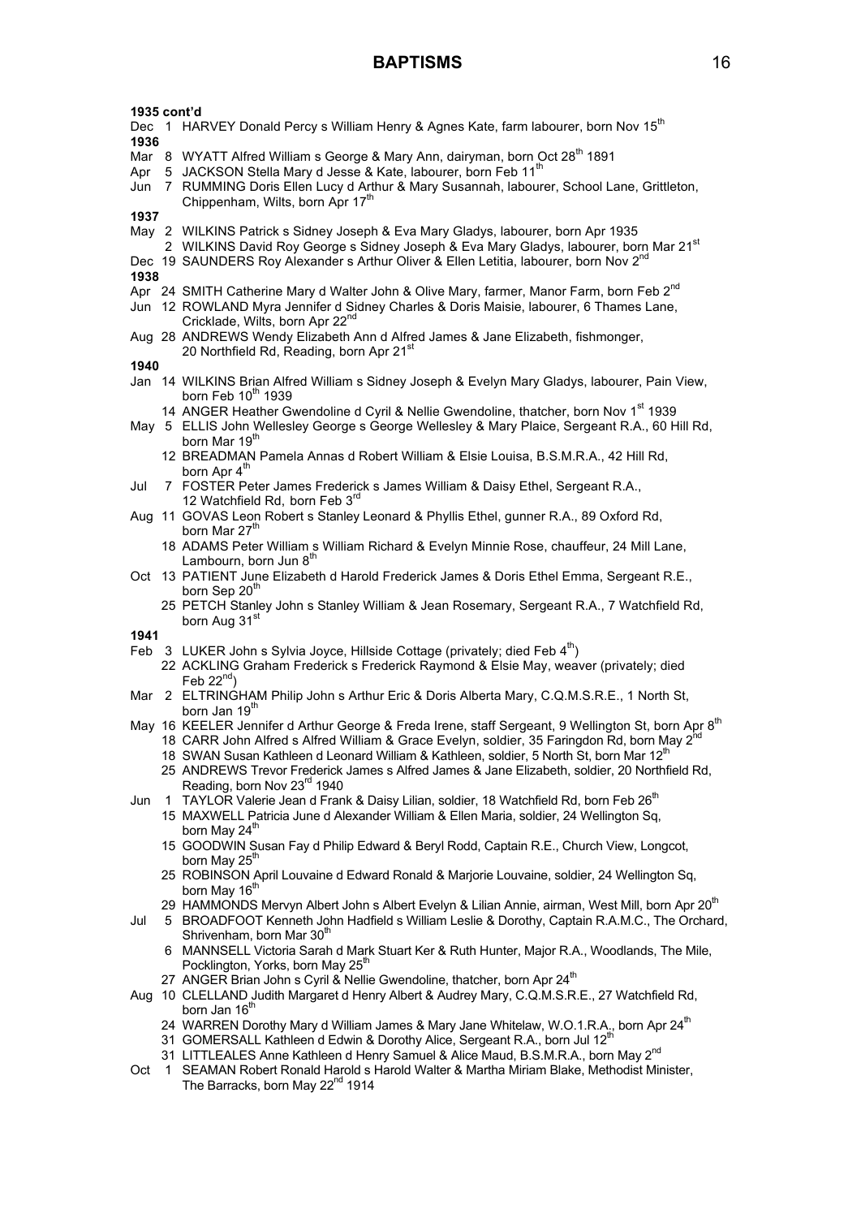## BAPTISMS

**1935 cont'd**

Dec 1 HARVEY Donald Percy s William Henry & Agnes Kate, farm labourer, born Nov 15th

**1936**

Mar 8 WYATT Alfred William s George & Mary Ann, dairyman, born Oct 28th 1891

Apr 5 JACKSON Stella Mary d Jesse & Kate, labourer, born Feb 11th

Jun 7 RUMMING Doris Ellen Lucy d Arthur & Mary Susannah, labourer, School Lane, Grittleton, Chippenham, Wilts, born Apr 17th

**1937**

May 2 WILKINS Patrick s Sidney Joseph & Eva Mary Gladys, labourer, born Apr 1935

2 WILKINS David Roy George s Sidney Joseph & Eva Mary Gladys, labourer, born Mar 21st

Dec 19 SAUNDERS Roy Alexander s Arthur Oliver & Ellen Letitia, labourer, born Nov 2nd

**1938**

Apr 24 SMITH Catherine Mary d Walter John & Olive Mary, farmer, Manor Farm, born Feb 2nd

Jun 12 ROWLAND Myra Jennifer d Sidney Charles & Doris Maisie, labourer, 6 Thames Lane, Cricklade, Wilts, born Apr 22nd

Aug 28 ANDREWS Wendy Elizabeth Ann d Alfred James & Jane Elizabeth, fishmonger, 20 Northfield Rd, Reading, born Apr 21st

**1940**

Jan 14 WILKINS Brian Alfred William s Sidney Joseph & Evelyn Mary Gladys, labourer, Pain View, born Feb 10th 1939

14 ANGER Heather Gwendoline d Cyril & Nellie Gwendoline, thatcher, born Nov 1st 1939

May 5 ELLIS John Wellesley George s George Wellesley & Mary Plaice, Sergeant R.A., 60 Hill Rd, born Mar 19th

12 BREADMAN Pamela Annas d Robert William & Elsie Louisa, B.S.M.R.A., 42 Hill Rd, born Apr 4th

Jul 7 FOSTER Peter James Frederick s James William & Daisy Ethel, Sergeant R.A., 12 Watchfield Rd, born Feb 3rd

Aug 11 GOVAS Leon Robert s Stanley Leonard & Phyllis Ethel, gunner R.A., 89 Oxford Rd, born Mar 27th

18 ADAMS Peter William s William Richard & Evelyn Minnie Rose, chauffeur, 24 Mill Lane, Lambourn, born Jun 8th

Oct 13 PATIENT June Elizabeth d Harold Frederick James & Doris Ethel Emma, Sergeant R.E., born Sep 20th

25 PETCH Stanley John s Stanley William & Jean Rosemary, Sergeant R.A., 7 Watchfield Rd, born Aug 31st

**1941**

Feb 3 LUKER John s Sylvia Joyce, Hillside Cottage (privately; died Feb 4th)

22 ACKLING Graham Frederick s Frederick Raymond & Elsie May, weaver (privately; died Feb 22nd)

Mar 2 ELTRINGHAM Philip John s Arthur Eric & Doris Alberta Mary, C.Q.M.S.R.E., 1 North St, born Jan 19th

May 16 KEELER Jennifer d Arthur George & Freda Irene, staff Sergeant, 9 Wellington St, born Apr 8th

18 CARR John Alfred s Alfred William & Grace Evelyn, soldier, 35 Faringdon Rd, born May 2nd

18 SWAN Susan Kathleen d Leonard William & Kathleen, soldier, 5 North St, born Mar 12th

25 ANDREWS Trevor Frederick James s Alfred James & Jane Elizabeth, soldier, 20 Northfield Rd, Reading, born Nov 23rd 1940

Jun 1 TAYLOR Valerie Jean d Frank & Daisy Lilian, soldier, 18 Watchfield Rd, born Feb 26th

15 MAXWELL Patricia June d Alexander William & Ellen Maria, soldier, 24 Wellington Sq, born May 24th

15 GOODWIN Susan Fay d Philip Edward & Beryl Rodd, Captain R.E., Church View, Longcot, born May 25th

25 ROBINSON April Louvaine d Edward Ronald & Marjorie Louvaine, soldier, 24 Wellington Sq, born May 16th

29 HAMMONDS Mervyn Albert John s Albert Evelyn & Lilian Annie, airman, West Mill, born Apr 20th

Jul 5 BROADFOOT Kenneth John Hadfield s William Leslie & Dorothy, Captain R.A.M.C., The Orchard, Shrivenham, born Mar 30th

6 MANNSELL Victoria Sarah d Mark Stuart Ker & Ruth Hunter, Major R.A., Woodlands, The Mile, Pocklington, Yorks, born May 25th

27 ANGER Brian John s Cyril & Nellie Gwendoline, thatcher, born Apr 24th

Aug 10 CLELLAND Judith Margaret d Henry Albert & Audrey Mary, C.Q.M.S.R.E., 27 Watchfield Rd, born Jan 16th

24 WARREN Dorothy Mary d William James & Mary Jane Whitelaw, W.O.1.R.A., born Apr 24th

31 GOMERSALL Kathleen d Edwin & Dorothy Alice, Sergeant R.A., born Jul 12th

31 LITTLEALES Anne Kathleen d Henry Samuel & Alice Maud, B.S.M.R.A., born May 2nd

Oct 1 SEAMAN Robert Ronald Harold s Harold Walter & Martha Miriam Blake, Methodist Minister, The Barracks, born May 22nd 1914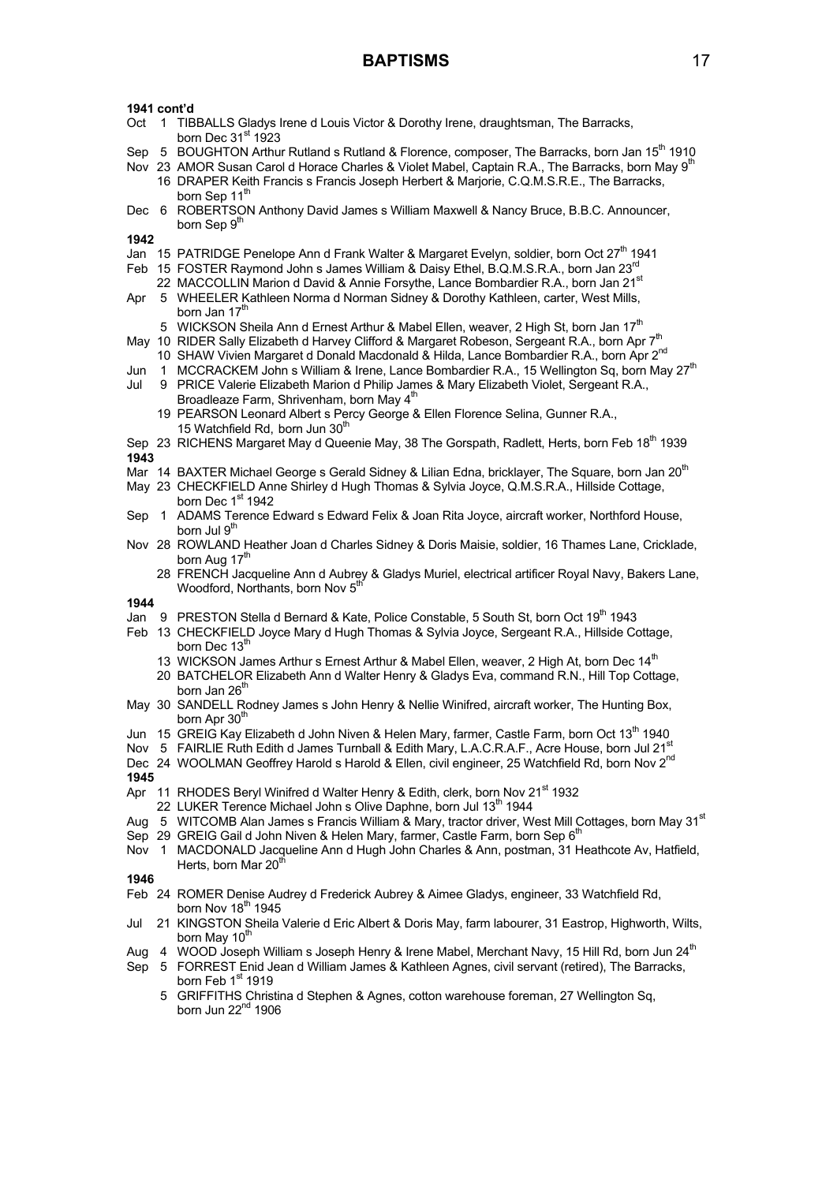**1941 cont'd**

Oct 1 TIBBALLS Gladys Irene d Louis Victor & Dorothy Irene, draughtsman, The Barracks, born Dec 31st 1923

Sep 5 BOUGHTON Arthur Rutland s Rutland & Florence, composer, The Barracks, born Jan 15th 1910

Nov 23 AMOR Susan Carol d Horace Charles & Violet Mabel, Captain R.A., The Barracks, born May 9th

16 DRAPER Keith Francis s Francis Joseph Herbert & Marjorie, C.Q.M.S.R.E., The Barracks, born Sep 11th

Dec 6 ROBERTSON Anthony David James s William Maxwell & Nancy Bruce, B.B.C. Announcer, born Sep 9th

**1942**

Jan 15 PATRIDGE Penelope Ann d Frank Walter & Margaret Evelyn, soldier, born Oct 27th 1941

Feb 15 FOSTER Raymond John s James William & Daisy Ethel, B.Q.M.S.R.A., born Jan 23rd

22 MACCOLLIN Marion d David & Annie Forsythe, Lance Bombardier R.A., born Jan 21st

Apr 5 WHEELER Kathleen Norma d Norman Sidney & Dorothy Kathleen, carter, West Mills, born Jan 17th

5 WICKSON Sheila Ann d Ernest Arthur & Mabel Ellen, weaver, 2 High St, born Jan 17th

May 10 RIDER Sally Elizabeth d Harvey Clifford & Margaret Robeson, Sergeant R.A., born Apr 7th

10 SHAW Vivien Margaret d Donald Macdonald & Hilda, Lance Bombardier R.A., born Apr 2nd

Jun 1 MCCRACKEM John s William & Irene, Lance Bombardier R.A., 15 Wellington Sq, born May 27th

Jul 9 PRICE Valerie Elizabeth Marion d Philip James & Mary Elizabeth Violet, Sergeant R.A., Broadleaze Farm, Shrivenham, born May 4th

19 PEARSON Leonard Albert s Percy George & Ellen Florence Selina, Gunner R.A., 15 Watchfield Rd, born Jun 30th

Sep 23 RICHENS Margaret May d Queenie May, 38 The Gorspath, Radlett, Herts, born Feb 18th 1939

**1943**

Mar 14 BAXTER Michael George s Gerald Sidney & Lilian Edna, bricklayer, The Square, born Jan 20th

May 23 CHECKFIELD Anne Shirley d Hugh Thomas & Sylvia Joyce, Q.M.S.R.A., Hillside Cottage, born Dec 1st 1942

Sep 1 ADAMS Terence Edward s Edward Felix & Joan Rita Joyce, aircraft worker, Northford House, born Jul 9th

Nov 28 ROWLAND Heather Joan d Charles Sidney & Doris Maisie, soldier, 16 Thames Lane, Cricklade, born Aug 17th

28 FRENCH Jacqueline Ann d Aubrey & Gladys Muriel, electrical artificer Royal Navy, Bakers Lane, Woodford, Northants, born Nov 5th

**1944**

Jan 9 PRESTON Stella d Bernard & Kate, Police Constable, 5 South St, born Oct 19th 1943

Feb 13 CHECKFIELD Joyce Mary d Hugh Thomas & Sylvia Joyce, Sergeant R.A., Hillside Cottage, born Dec 13th

13 WICKSON James Arthur s Ernest Arthur & Mabel Ellen, weaver, 2 High At, born Dec 14th

20 BATCHELOR Elizabeth Ann d Walter Henry & Gladys Eva, command R.N., Hill Top Cottage, born Jan 26th

May 30 SANDELL Rodney James s John Henry & Nellie Winifred, aircraft worker, The Hunting Box, born Apr 30th

Jun 15 GREIG Kay Elizabeth d John Niven & Helen Mary, farmer, Castle Farm, born Oct 13th 1940

Nov 5 FAIRLIE Ruth Edith d James Turnball & Edith Mary, L.A.C.R.A.F., Acre House, born Jul 21st

Dec 24 WOOLMAN Geoffrey Harold s Harold & Ellen, civil engineer, 25 Watchfield Rd, born Nov 2nd

**1945**

Apr 11 RHODES Beryl Winifred d Walter Henry & Edith, clerk, born Nov 21st 1932

22 LUKER Terence Michael John s Olive Daphne, born Jul 13th 1944

Aug 5 WITCOMB Alan James s Francis William & Mary, tractor driver, West Mill Cottages, born May 31st

Sep 29 GREIG Gail d John Niven & Helen Mary, farmer, Castle Farm, born Sep 6th

Nov 1 MACDONALD Jacqueline Ann d Hugh John Charles & Ann, postman, 31 Heathcote Av, Hatfield, Herts, born Mar 20th

**1946**

Feb 24 ROMER Denise Audrey d Frederick Aubrey & Aimee Gladys, engineer, 33 Watchfield Rd, born Nov 18th 1945

Jul 21 KINGSTON Sheila Valerie d Eric Albert & Doris May, farm labourer, 31 Eastrop, Highworth, Wilts, born May 10th

Aug 4 WOOD Joseph William s Joseph Henry & Irene Mabel, Merchant Navy, 15 Hill Rd, born Jun 24th

Sep 5 FORREST Enid Jean d William James & Kathleen Agnes, civil servant (retired), The Barracks, born Feb 1st 1919

5 GRIFFITHS Christina d Stephen & Agnes, cotton warehouse foreman, 27 Wellington Sq, born Jun 22nd 1906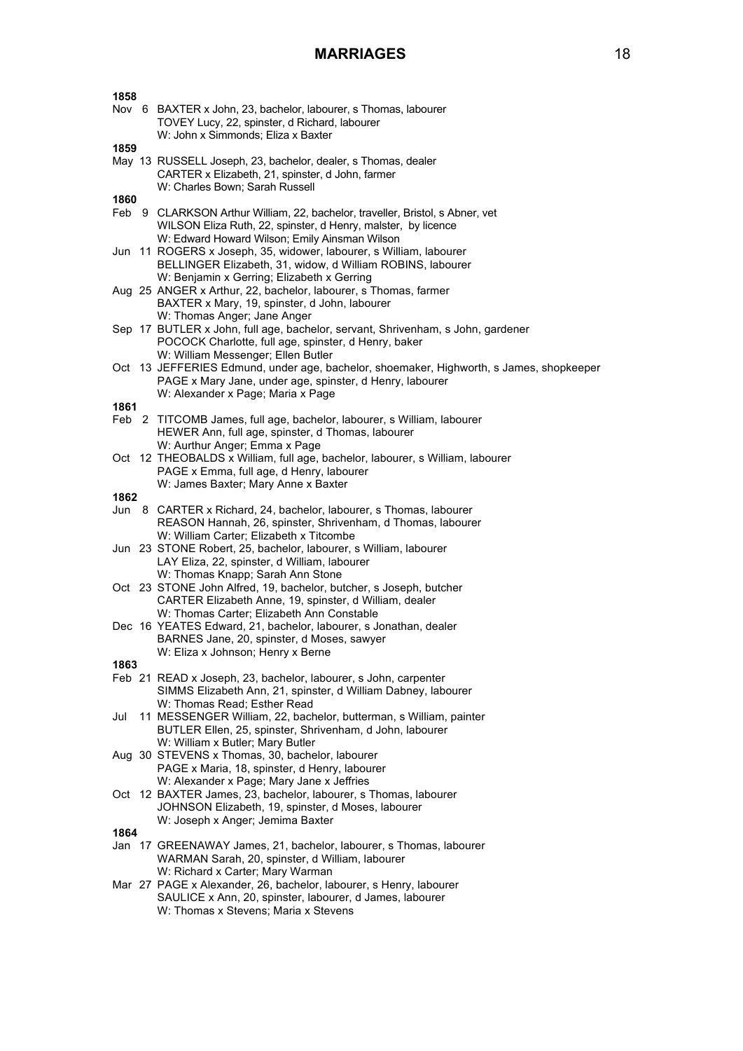# MARRIAGES

**1858**

Nov 6 BAXTER x John, 23, bachelor, labourer, s Thomas, labourer
TOVEY Lucy, 22, spinster, d Richard, labourer
W: John x Simmonds; Eliza x Baxter

**1859**

May 13 RUSSELL Joseph, 23, bachelor, dealer, s Thomas, dealer
CARTER x Elizabeth, 21, spinster, d John, farmer
W: Charles Bown; Sarah Russell

**1860**

Feb 9 CLARKSON Arthur William, 22, bachelor, traveller, Bristol, s Abner, vet
WILSON Eliza Ruth, 22, spinster, d Henry, malster, by licence
W: Edward Howard Wilson; Emily Ainsman Wilson

Jun 11 ROGERS x Joseph, 35, widower, labourer, s William, labourer
BELLINGER Elizabeth, 31, widow, d William ROBINS, labourer
W: Benjamin x Gerring; Elizabeth x Gerring

Aug 25 ANGER x Arthur, 22, bachelor, labourer, s Thomas, farmer
BAXTER x Mary, 19, spinster, d John, labourer
W: Thomas Anger; Jane Anger

Sep 17 BUTLER x John, full age, bachelor, servant, Shrivenham, s John, gardener
POCOCK Charlotte, full age, spinster, d Henry, baker
W: William Messenger; Ellen Butler

Oct 13 JEFFERIES Edmund, under age, bachelor, shoemaker, Highworth, s James, shopkeeper
PAGE x Mary Jane, under age, spinster, d Henry, labourer
W: Alexander x Page; Maria x Page

**1861**

Feb 2 TITCOMB James, full age, bachelor, labourer, s William, labourer
HEWER Ann, full age, spinster, d Thomas, labourer
W: Aurthur Anger; Emma x Page

Oct 12 THEOBALDS x William, full age, bachelor, labourer, s William, labourer
PAGE x Emma, full age, d Henry, labourer
W: James Baxter; Mary Anne x Baxter

**1862**

Jun 8 CARTER x Richard, 24, bachelor, labourer, s Thomas, labourer
REASON Hannah, 26, spinster, Shrivenham, d Thomas, labourer
W: William Carter; Elizabeth x Titcombe

Jun 23 STONE Robert, 25, bachelor, labourer, s William, labourer
LAY Eliza, 22, spinster, d William, labourer
W: Thomas Knapp; Sarah Ann Stone

Oct 23 STONE John Alfred, 19, bachelor, butcher, s Joseph, butcher
CARTER Elizabeth Anne, 19, spinster, d William, dealer
W: Thomas Carter; Elizabeth Ann Constable

Dec 16 YEATES Edward, 21, bachelor, labourer, s Jonathan, dealer
BARNES Jane, 20, spinster, d Moses, sawyer
W: Eliza x Johnson; Henry x Berne

**1863**

Feb 21 READ x Joseph, 23, bachelor, labourer, s John, carpenter
SIMMS Elizabeth Ann, 21, spinster, d William Dabney, labourer
W: Thomas Read; Esther Read

Jul 11 MESSENGER William, 22, bachelor, butterman, s William, painter
BUTLER Ellen, 25, spinster, Shrivenham, d John, labourer
W: William x Butler; Mary Butler

Aug 30 STEVENS x Thomas, 30, bachelor, labourer
PAGE x Maria, 18, spinster, d Henry, labourer
W: Alexander x Page; Mary Jane x Jeffries

Oct 12 BAXTER James, 23, bachelor, labourer, s Thomas, labourer
JOHNSON Elizabeth, 19, spinster, d Moses, labourer
W: Joseph x Anger; Jemima Baxter

**1864**

Jan 17 GREENAWAY James, 21, bachelor, labourer, s Thomas, labourer
WARMAN Sarah, 20, spinster, d William, labourer
W: Richard x Carter; Mary Warman

Mar 27 PAGE x Alexander, 26, bachelor, labourer, s Henry, labourer
SAULICE x Ann, 20, spinster, labourer, d James, labourer
W: Thomas x Stevens; Maria x Stevens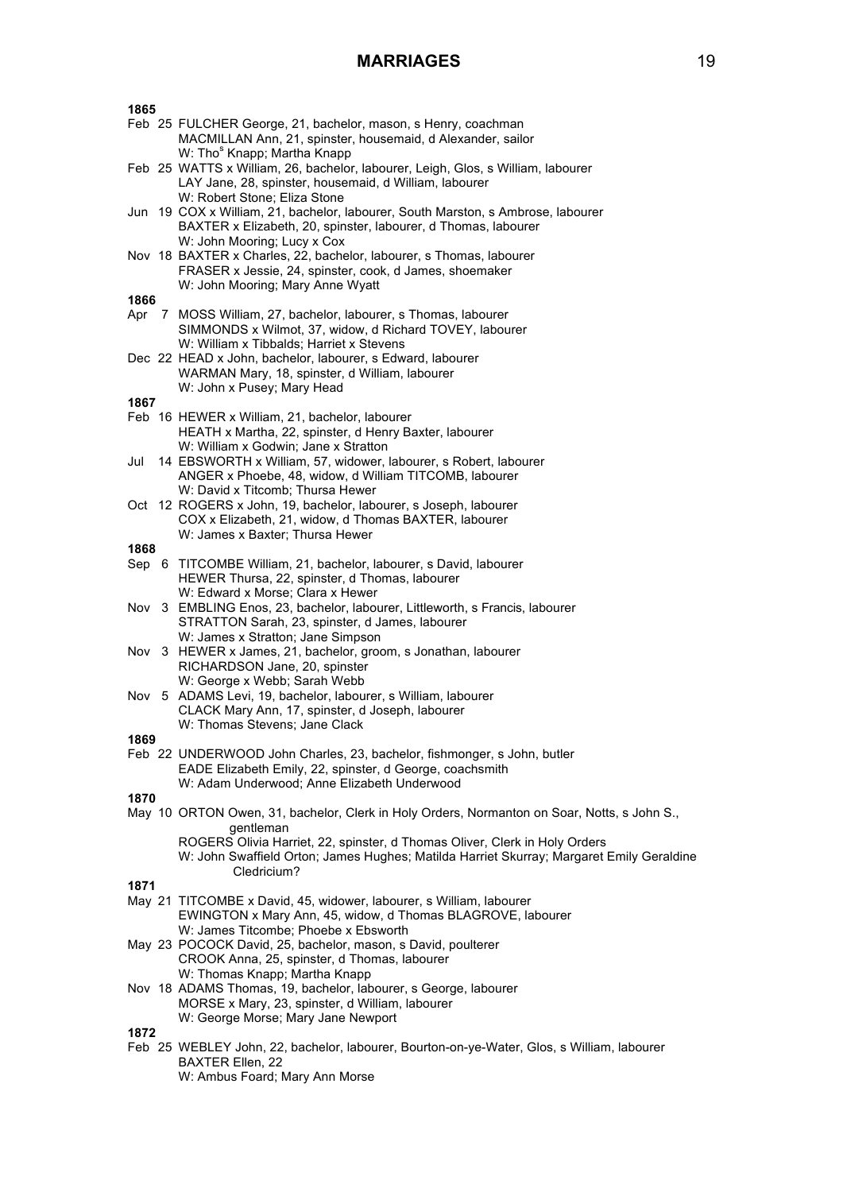# MARRIAGES

**1865**

Feb 25 FULCHER George, 21, bachelor, mason, s Henry, coachman
MACMILLAN Ann, 21, spinster, housemaid, d Alexander, sailor
W: Tho[s] Knapp; Martha Knapp

Feb 25 WATTS x William, 26, bachelor, labourer, Leigh, Glos, s William, labourer
LAY Jane, 28, spinster, housemaid, d William, labourer
W: Robert Stone; Eliza Stone

Jun 19 COX x William, 21, bachelor, labourer, South Marston, s Ambrose, labourer
BAXTER x Elizabeth, 20, spinster, labourer, d Thomas, labourer
W: John Mooring; Lucy x Cox

Nov 18 BAXTER x Charles, 22, bachelor, labourer, s Thomas, labourer
FRASER x Jessie, 24, spinster, cook, d James, shoemaker
W: John Mooring; Mary Anne Wyatt

**1866**

Apr 7 MOSS William, 27, bachelor, labourer, s Thomas, labourer
SIMMONDS x Wilmot, 37, widow, d Richard TOVEY, labourer
W: William x Tibbalds; Harriet x Stevens

Dec 22 HEAD x John, bachelor, labourer, s Edward, labourer
WARMAN Mary, 18, spinster, d William, labourer
W: John x Pusey; Mary Head

**1867**

Feb 16 HEWER x William, 21, bachelor, labourer
HEATH x Martha, 22, spinster, d Henry Baxter, labourer
W: William x Godwin; Jane x Stratton

Jul 14 EBSWORTH x William, 57, widower, labourer, s Robert, labourer
ANGER x Phoebe, 48, widow, d William TITCOMB, labourer
W: David x Titcomb; Thursa Hewer

Oct 12 ROGERS x John, 19, bachelor, labourer, s Joseph, labourer
COX x Elizabeth, 21, widow, d Thomas BAXTER, labourer
W: James x Baxter; Thursa Hewer

**1868**

Sep 6 TITCOMBE William, 21, bachelor, labourer, s David, labourer
HEWER Thursa, 22, spinster, d Thomas, labourer
W: Edward x Morse; Clara x Hewer

Nov 3 EMBLING Enos, 23, bachelor, labourer, Littleworth, s Francis, labourer
STRATTON Sarah, 23, spinster, d James, labourer
W: James x Stratton; Jane Simpson

Nov 3 HEWER x James, 21, bachelor, groom, s Jonathan, labourer
RICHARDSON Jane, 20, spinster
W: George x Webb; Sarah Webb

Nov 5 ADAMS Levi, 19, bachelor, labourer, s William, labourer
CLACK Mary Ann, 17, spinster, d Joseph, labourer
W: Thomas Stevens; Jane Clack

**1869**

Feb 22 UNDERWOOD John Charles, 23, bachelor, fishmonger, s John, butler
EADE Elizabeth Emily, 22, spinster, d George, coachsmith
W: Adam Underwood; Anne Elizabeth Underwood

**1870**

May 10 ORTON Owen, 31, bachelor, Clerk in Holy Orders, Normanton on Soar, Notts, s John S., gentleman
ROGERS Olivia Harriet, 22, spinster, d Thomas Oliver, Clerk in Holy Orders
W: John Swaffield Orton; James Hughes; Matilda Harriet Skurray; Margaret Emily Geraldine Cledricium?

**1871**

May 21 TITCOMBE x David, 45, widower, labourer, s William, labourer
EWINGTON x Mary Ann, 45, widow, d Thomas BLAGROVE, labourer
W: James Titcombe; Phoebe x Ebsworth

May 23 POCOCK David, 25, bachelor, mason, s David, poulterer
CROOK Anna, 25, spinster, d Thomas, labourer
W: Thomas Knapp; Martha Knapp

Nov 18 ADAMS Thomas, 19, bachelor, labourer, s George, labourer
MORSE x Mary, 23, spinster, d William, labourer
W: George Morse; Mary Jane Newport

**1872**

Feb 25 WEBLEY John, 22, bachelor, labourer, Bourton-on-ye-Water, Glos, s William, labourer
BAXTER Ellen, 22
W: Ambus Foard; Mary Ann Morse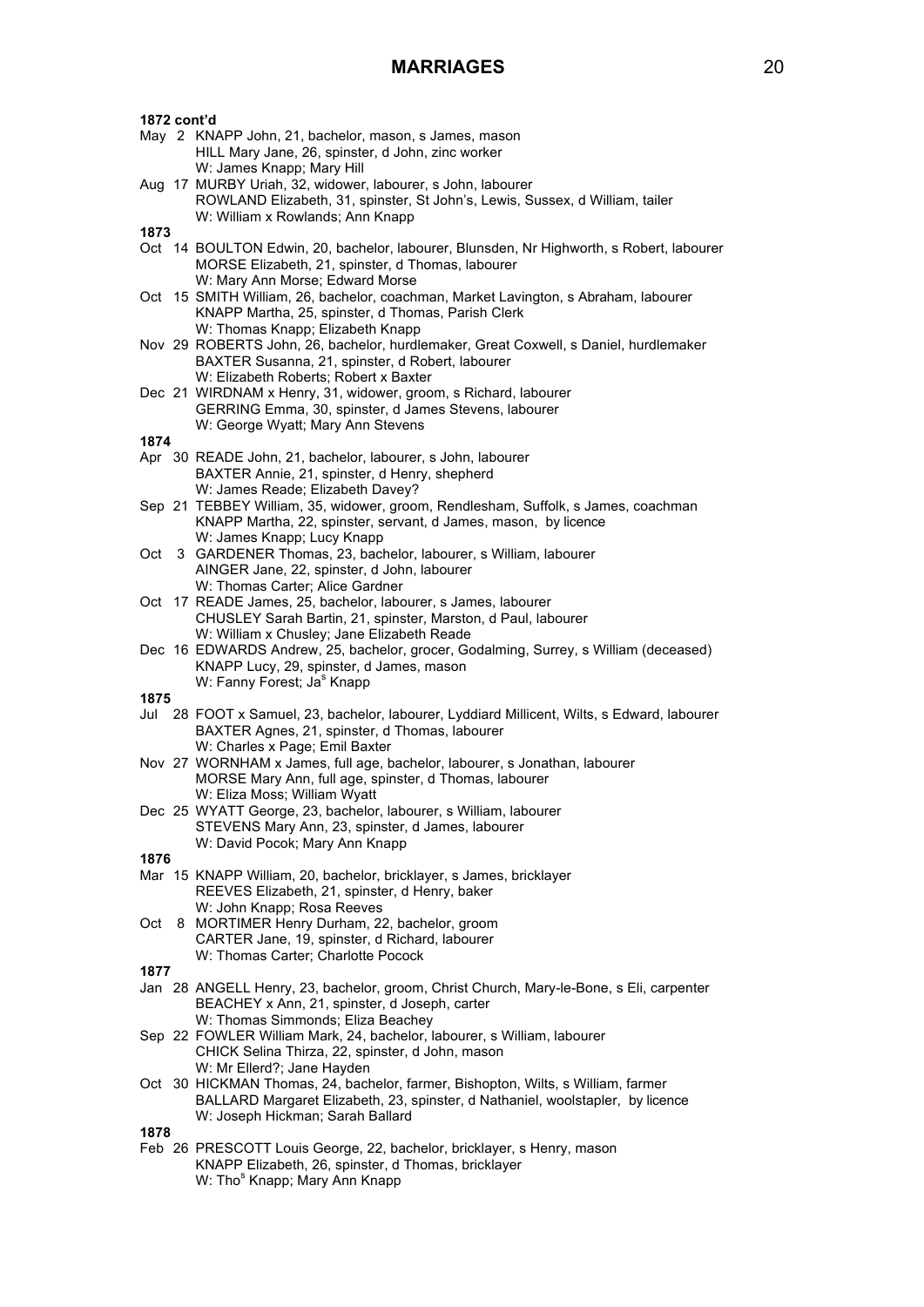# MARRIAGES

**1872 cont'd**

May 2 KNAPP John, 21, bachelor, mason, s James, mason
HILL Mary Jane, 26, spinster, d John, zinc worker
W: James Knapp; Mary Hill

Aug 17 MURBY Uriah, 32, widower, labourer, s John, labourer
ROWLAND Elizabeth, 31, spinster, St John's, Lewis, Sussex, d William, tailer
W: William x Rowlands; Ann Knapp

**1873**

Oct 14 BOULTON Edwin, 20, bachelor, labourer, Blunsden, Nr Highworth, s Robert, labourer
MORSE Elizabeth, 21, spinster, d Thomas, labourer
W: Mary Ann Morse; Edward Morse

Oct 15 SMITH William, 26, bachelor, coachman, Market Lavington, s Abraham, labourer
KNAPP Martha, 25, spinster, d Thomas, Parish Clerk
W: Thomas Knapp; Elizabeth Knapp

Nov 29 ROBERTS John, 26, bachelor, hurdlemaker, Great Coxwell, s Daniel, hurdlemaker
BAXTER Susanna, 21, spinster, d Robert, labourer
W: Elizabeth Roberts; Robert x Baxter

Dec 21 WIRDNAM x Henry, 31, widower, groom, s Richard, labourer
GERRING Emma, 30, spinster, d James Stevens, labourer
W: George Wyatt; Mary Ann Stevens

**1874**

Apr 30 READE John, 21, bachelor, labourer, s John, labourer
BAXTER Annie, 21, spinster, d Henry, shepherd
W: James Reade; Elizabeth Davey?

Sep 21 TEBBEY William, 35, widower, groom, Rendlesham, Suffolk, s James, coachman
KNAPP Martha, 22, spinster, servant, d James, mason, by licence
W: James Knapp; Lucy Knapp

Oct 3 GARDENER Thomas, 23, bachelor, labourer, s William, labourer
AINGER Jane, 22, spinster, d John, labourer
W: Thomas Carter; Alice Gardner

Oct 17 READE James, 25, bachelor, labourer, s James, labourer
CHUSLEY Sarah Bartin, 21, spinster, Marston, d Paul, labourer
W: William x Chusley; Jane Elizabeth Reade

Dec 16 EDWARDS Andrew, 25, bachelor, grocer, Godalming, Surrey, s William (deceased)
KNAPP Lucy, 29, spinster, d James, mason
W: Fanny Forest; Jas Knapp

**1875**

Jul 28 FOOT x Samuel, 23, bachelor, labourer, Lyddiard Millicent, Wilts, s Edward, labourer
BAXTER Agnes, 21, spinster, d Thomas, labourer
W: Charles x Page; Emil Baxter

Nov 27 WORNHAM x James, full age, bachelor, labourer, s Jonathan, labourer
MORSE Mary Ann, full age, spinster, d Thomas, labourer
W: Eliza Moss; William Wyatt

Dec 25 WYATT George, 23, bachelor, labourer, s William, labourer
STEVENS Mary Ann, 23, spinster, d James, labourer
W: David Pocok; Mary Ann Knapp

**1876**

Mar 15 KNAPP William, 20, bachelor, bricklayer, s James, bricklayer
REEVES Elizabeth, 21, spinster, d Henry, baker
W: John Knapp; Rosa Reeves

Oct 8 MORTIMER Henry Durham, 22, bachelor, groom
CARTER Jane, 19, spinster, d Richard, labourer
W: Thomas Carter; Charlotte Pocock

**1877**

Jan 28 ANGELL Henry, 23, bachelor, groom, Christ Church, Mary-le-Bone, s Eli, carpenter
BEACHEY x Ann, 21, spinster, d Joseph, carter
W: Thomas Simmonds; Eliza Beachey

Sep 22 FOWLER William Mark, 24, bachelor, labourer, s William, labourer
CHICK Selina Thirza, 22, spinster, d John, mason
W: Mr Ellerd?; Jane Hayden

Oct 30 HICKMAN Thomas, 24, bachelor, farmer, Bishopton, Wilts, s William, farmer
BALLARD Margaret Elizabeth, 23, spinster, d Nathaniel, woolstapler, by licence
W: Joseph Hickman; Sarah Ballard

**1878**

Feb 26 PRESCOTT Louis George, 22, bachelor, bricklayer, s Henry, mason
KNAPP Elizabeth, 26, spinster, d Thomas, bricklayer
W: Thos Knapp; Mary Ann Knapp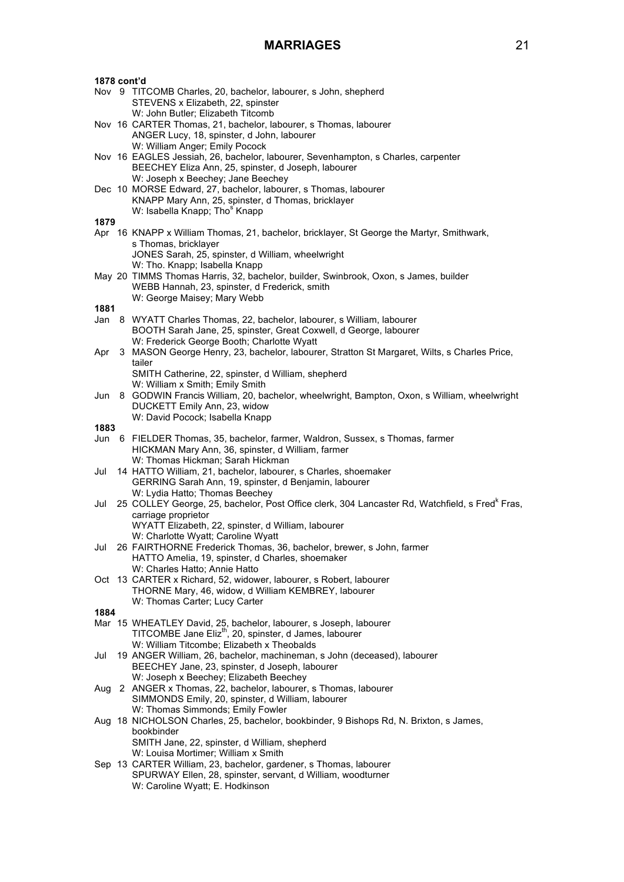# MARRIAGES

**1878 cont'd**

Nov 9 TITCOMB Charles, 20, bachelor, labourer, s John, shepherd
STEVENS x Elizabeth, 22, spinster
W: John Butler; Elizabeth Titcomb

Nov 16 CARTER Thomas, 21, bachelor, labourer, s Thomas, labourer
ANGER Lucy, 18, spinster, d John, labourer
W: William Anger; Emily Pocock

Nov 16 EAGLES Jessiah, 26, bachelor, labourer, Sevenhampton, s Charles, carpenter
BEECHEY Eliza Ann, 25, spinster, d Joseph, labourer
W: Joseph x Beechey; Jane Beechey

Dec 10 MORSE Edward, 27, bachelor, labourer, s Thomas, labourer
KNAPP Mary Ann, 25, spinster, d Thomas, bricklayer
W: Isabella Knapp; Tho[s] Knapp

**1879**

Apr 16 KNAPP x William Thomas, 21, bachelor, bricklayer, St George the Martyr, Smithwark, s Thomas, bricklayer
JONES Sarah, 25, spinster, d William, wheelwright
W: Tho. Knapp; Isabella Knapp

May 20 TIMMS Thomas Harris, 32, bachelor, builder, Swinbrook, Oxon, s James, builder
WEBB Hannah, 23, spinster, d Frederick, smith
W: George Maisey; Mary Webb

**1881**

Jan 8 WYATT Charles Thomas, 22, bachelor, labourer, s William, labourer
BOOTH Sarah Jane, 25, spinster, Great Coxwell, d George, labourer
W: Frederick George Booth; Charlotte Wyatt

Apr 3 MASON George Henry, 23, bachelor, labourer, Stratton St Margaret, Wilts, s Charles Price, tailer
SMITH Catherine, 22, spinster, d William, shepherd
W: William x Smith; Emily Smith

Jun 8 GODWIN Francis William, 20, bachelor, wheelwright, Bampton, Oxon, s William, wheelwright
DUCKETT Emily Ann, 23, widow
W: David Pocock; Isabella Knapp

**1883**

Jun 6 FIELDER Thomas, 35, bachelor, farmer, Waldron, Sussex, s Thomas, farmer
HICKMAN Mary Ann, 36, spinster, d William, farmer
W: Thomas Hickman; Sarah Hickman

Jul 14 HATTO William, 21, bachelor, labourer, s Charles, shoemaker
GERRING Sarah Ann, 19, spinster, d Benjamin, labourer
W: Lydia Hatto; Thomas Beechey

Jul 25 COLLEY George, 25, bachelor, Post Office clerk, 304 Lancaster Rd, Watchfield, s Fred[k] Fras, carriage proprietor
WYATT Elizabeth, 22, spinster, d William, labourer
W: Charlotte Wyatt; Caroline Wyatt

Jul 26 FAIRTHORNE Frederick Thomas, 36, bachelor, brewer, s John, farmer
HATTO Amelia, 19, spinster, d Charles, shoemaker
W: Charles Hatto; Annie Hatto

Oct 13 CARTER x Richard, 52, widower, labourer, s Robert, labourer
THORNE Mary, 46, widow, d William KEMBREY, labourer
W: Thomas Carter; Lucy Carter

**1884**

Mar 15 WHEATLEY David, 25, bachelor, labourer, s Joseph, labourer
TITCOMBE Jane Eliz[th], 20, spinster, d James, labourer
W: William Titcombe; Elizabeth x Theobalds

Jul 19 ANGER William, 26, bachelor, machineman, s John (deceased), labourer
BEECHEY Jane, 23, spinster, d Joseph, labourer
W: Joseph x Beechey; Elizabeth Beechey

Aug 2 ANGER x Thomas, 22, bachelor, labourer, s Thomas, labourer
SIMMONDS Emily, 20, spinster, d William, labourer
W: Thomas Simmonds; Emily Fowler

Aug 18 NICHOLSON Charles, 25, bachelor, bookbinder, 9 Bishops Rd, N. Brixton, s James, bookbinder
SMITH Jane, 22, spinster, d William, shepherd
W: Louisa Mortimer; William x Smith

Sep 13 CARTER William, 23, bachelor, gardener, s Thomas, labourer
SPURWAY Ellen, 28, spinster, servant, d William, woodturner
W: Caroline Wyatt; E. Hodkinson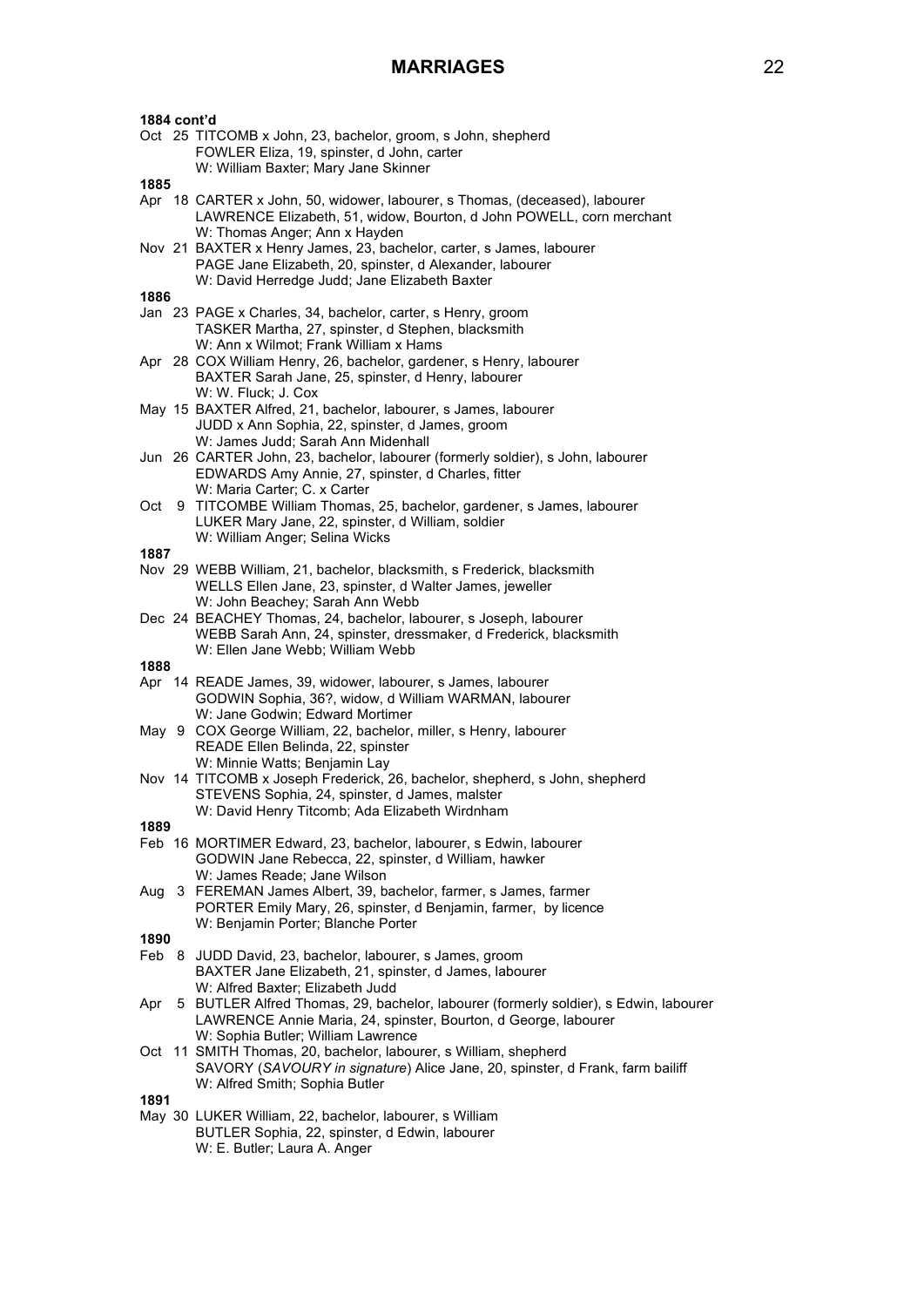# MARRIAGES

**1884 cont'd**

Oct 25 TITCOMB x John, 23, bachelor, groom, s John, shepherd
FOWLER Eliza, 19, spinster, d John, carter
W: William Baxter; Mary Jane Skinner

**1885**

Apr 18 CARTER x John, 50, widower, labourer, s Thomas, (deceased), labourer
LAWRENCE Elizabeth, 51, widow, Bourton, d John POWELL, corn merchant
W: Thomas Anger; Ann x Hayden

Nov 21 BAXTER x Henry James, 23, bachelor, carter, s James, labourer
PAGE Jane Elizabeth, 20, spinster, d Alexander, labourer
W: David Herredge Judd; Jane Elizabeth Baxter

**1886**

Jan 23 PAGE x Charles, 34, bachelor, carter, s Henry, groom
TASKER Martha, 27, spinster, d Stephen, blacksmith
W: Ann x Wilmot; Frank William x Hams

Apr 28 COX William Henry, 26, bachelor, gardener, s Henry, labourer
BAXTER Sarah Jane, 25, spinster, d Henry, labourer
W: W. Fluck; J. Cox

May 15 BAXTER Alfred, 21, bachelor, labourer, s James, labourer
JUDD x Ann Sophia, 22, spinster, d James, groom
W: James Judd; Sarah Ann Midenhall

Jun 26 CARTER John, 23, bachelor, labourer (formerly soldier), s John, labourer
EDWARDS Amy Annie, 27, spinster, d Charles, fitter
W: Maria Carter; C. x Carter

Oct 9 TITCOMBE William Thomas, 25, bachelor, gardener, s James, labourer
LUKER Mary Jane, 22, spinster, d William, soldier
W: William Anger; Selina Wicks

**1887**

Nov 29 WEBB William, 21, bachelor, blacksmith, s Frederick, blacksmith
WELLS Ellen Jane, 23, spinster, d Walter James, jeweller
W: John Beachey; Sarah Ann Webb

Dec 24 BEACHEY Thomas, 24, bachelor, labourer, s Joseph, labourer
WEBB Sarah Ann, 24, spinster, dressmaker, d Frederick, blacksmith
W: Ellen Jane Webb; William Webb

**1888**

Apr 14 READE James, 39, widower, labourer, s James, labourer
GODWIN Sophia, 36?, widow, d William WARMAN, labourer
W: Jane Godwin; Edward Mortimer

May 9 COX George William, 22, bachelor, miller, s Henry, labourer
READE Ellen Belinda, 22, spinster
W: Minnie Watts; Benjamin Lay

Nov 14 TITCOMB x Joseph Frederick, 26, bachelor, shepherd, s John, shepherd
STEVENS Sophia, 24, spinster, d James, malster
W: David Henry Titcomb; Ada Elizabeth Wirdnham

**1889**

Feb 16 MORTIMER Edward, 23, bachelor, labourer, s Edwin, labourer
GODWIN Jane Rebecca, 22, spinster, d William, hawker
W: James Reade; Jane Wilson

Aug 3 FEREMAN James Albert, 39, bachelor, farmer, s James, farmer
PORTER Emily Mary, 26, spinster, d Benjamin, farmer, by licence
W: Benjamin Porter; Blanche Porter

**1890**

Feb 8 JUDD David, 23, bachelor, labourer, s James, groom
BAXTER Jane Elizabeth, 21, spinster, d James, labourer
W: Alfred Baxter; Elizabeth Judd

Apr 5 BUTLER Alfred Thomas, 29, bachelor, labourer (formerly soldier), s Edwin, labourer
LAWRENCE Annie Maria, 24, spinster, Bourton, d George, labourer
W: Sophia Butler; William Lawrence

Oct 11 SMITH Thomas, 20, bachelor, labourer, s William, shepherd
SAVORY (*SAVOURY in signature*) Alice Jane, 20, spinster, d Frank, farm bailiff
W: Alfred Smith; Sophia Butler

**1891**

May 30 LUKER William, 22, bachelor, labourer, s William
BUTLER Sophia, 22, spinster, d Edwin, labourer
W: E. Butler; Laura A. Anger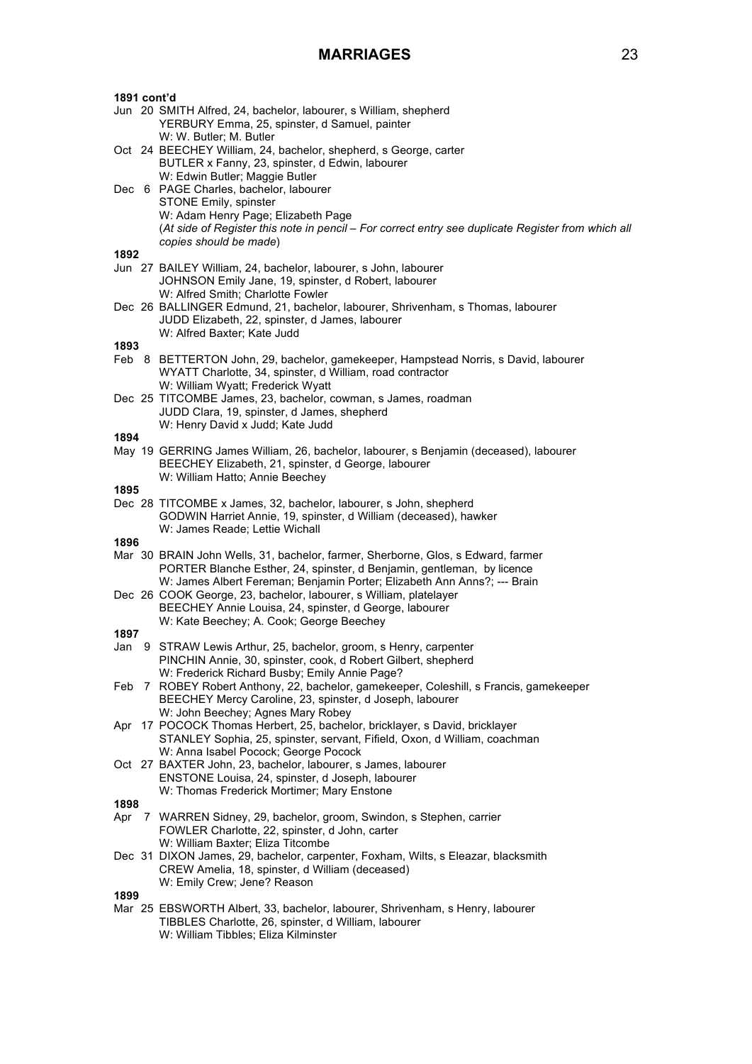# MARRIAGES

**1891 cont'd**

Jun 20 SMITH Alfred, 24, bachelor, labourer, s William, shepherd
YERBURY Emma, 25, spinster, d Samuel, painter
W: W. Butler; M. Butler

Oct 24 BEECHEY William, 24, bachelor, shepherd, s George, carter
BUTLER x Fanny, 23, spinster, d Edwin, labourer
W: Edwin Butler; Maggie Butler

Dec 6 PAGE Charles, bachelor, labourer
STONE Emily, spinster
W: Adam Henry Page; Elizabeth Page
(*At side of Register this note in pencil – For correct entry see duplicate Register from which all copies should be made*)

**1892**

Jun 27 BAILEY William, 24, bachelor, labourer, s John, labourer
JOHNSON Emily Jane, 19, spinster, d Robert, labourer
W: Alfred Smith; Charlotte Fowler

Dec 26 BALLINGER Edmund, 21, bachelor, labourer, Shrivenham, s Thomas, labourer
JUDD Elizabeth, 22, spinster, d James, labourer
W: Alfred Baxter; Kate Judd

**1893**

Feb 8 BETTERTON John, 29, bachelor, gamekeeper, Hampstead Norris, s David, labourer
WYATT Charlotte, 34, spinster, d William, road contractor
W: William Wyatt; Frederick Wyatt

Dec 25 TITCOMBE James, 23, bachelor, cowman, s James, roadman
JUDD Clara, 19, spinster, d James, shepherd
W: Henry David x Judd; Kate Judd

**1894**

May 19 GERRING James William, 26, bachelor, labourer, s Benjamin (deceased), labourer
BEECHEY Elizabeth, 21, spinster, d George, labourer
W: William Hatto; Annie Beechey

**1895**

Dec 28 TITCOMBE x James, 32, bachelor, labourer, s John, shepherd
GODWIN Harriet Annie, 19, spinster, d William (deceased), hawker
W: James Reade; Lettie Wichall

**1896**

Mar 30 BRAIN John Wells, 31, bachelor, farmer, Sherborne, Glos, s Edward, farmer
PORTER Blanche Esther, 24, spinster, d Benjamin, gentleman, by licence
W: James Albert Fereman; Benjamin Porter; Elizabeth Ann Anns?; --- Brain

Dec 26 COOK George, 23, bachelor, labourer, s William, platelayer
BEECHEY Annie Louisa, 24, spinster, d George, labourer
W: Kate Beechey; A. Cook; George Beechey

**1897**

Jan 9 STRAW Lewis Arthur, 25, bachelor, groom, s Henry, carpenter
PINCHIN Annie, 30, spinster, cook, d Robert Gilbert, shepherd
W: Frederick Richard Busby; Emily Annie Page?

Feb 7 ROBEY Robert Anthony, 22, bachelor, gamekeeper, Coleshill, s Francis, gamekeeper
BEECHEY Mercy Caroline, 23, spinster, d Joseph, labourer
W: John Beechey; Agnes Mary Robey

Apr 17 POCOCK Thomas Herbert, 25, bachelor, bricklayer, s David, bricklayer
STANLEY Sophia, 25, spinster, servant, Fifield, Oxon, d William, coachman
W: Anna Isabel Pocock; George Pocock

Oct 27 BAXTER John, 23, bachelor, labourer, s James, labourer
ENSTONE Louisa, 24, spinster, d Joseph, labourer
W: Thomas Frederick Mortimer; Mary Enstone

**1898**

Apr 7 WARREN Sidney, 29, bachelor, groom, Swindon, s Stephen, carrier
FOWLER Charlotte, 22, spinster, d John, carter
W: William Baxter; Eliza Titcombe

Dec 31 DIXON James, 29, bachelor, carpenter, Foxham, Wilts, s Eleazar, blacksmith
CREW Amelia, 18, spinster, d William (deceased)
W: Emily Crew; Jene? Reason

**1899**

Mar 25 EBSWORTH Albert, 33, bachelor, labourer, Shrivenham, s Henry, labourer
TIBBLES Charlotte, 26, spinster, d William, labourer
W: William Tibbles; Eliza Kilminster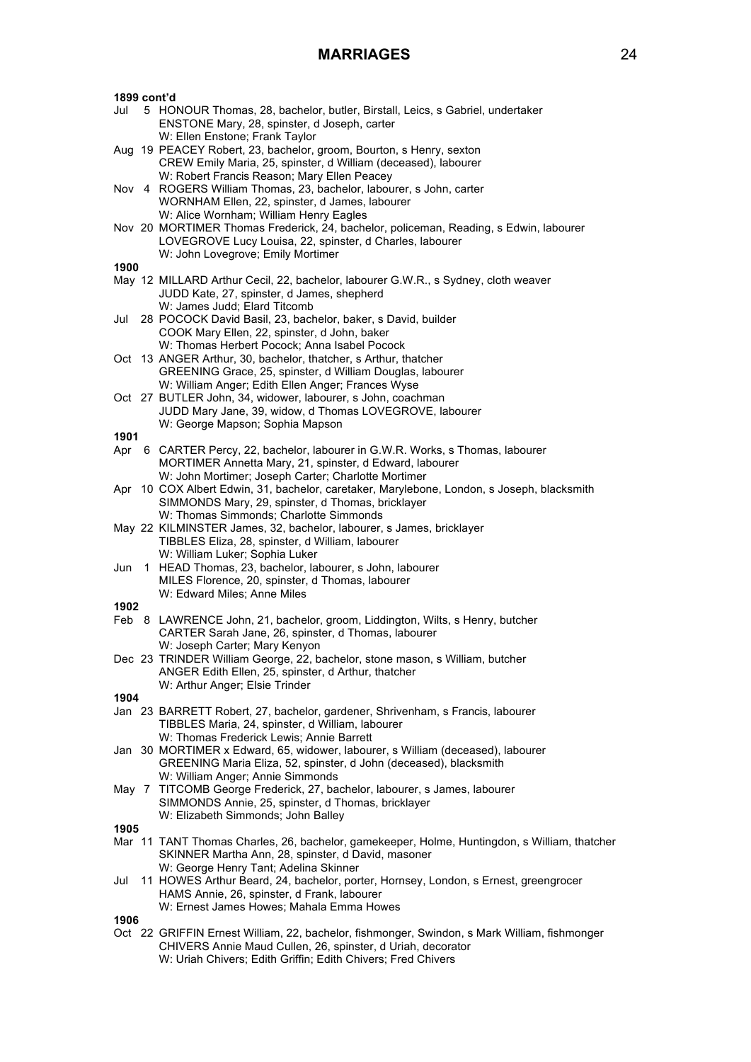# MARRIAGES

**1899 cont'd**

Jul 5 HONOUR Thomas, 28, bachelor, butler, Birstall, Leics, s Gabriel, undertaker
ENSTONE Mary, 28, spinster, d Joseph, carter
W: Ellen Enstone; Frank Taylor

Aug 19 PEACEY Robert, 23, bachelor, groom, Bourton, s Henry, sexton
CREW Emily Maria, 25, spinster, d William (deceased), labourer
W: Robert Francis Reason; Mary Ellen Peacey

Nov 4 ROGERS William Thomas, 23, bachelor, labourer, s John, carter
WORNHAM Ellen, 22, spinster, d James, labourer
W: Alice Wornham; William Henry Eagles

Nov 20 MORTIMER Thomas Frederick, 24, bachelor, policeman, Reading, s Edwin, labourer
LOVEGROVE Lucy Louisa, 22, spinster, d Charles, labourer
W: John Lovegrove; Emily Mortimer

**1900**

May 12 MILLARD Arthur Cecil, 22, bachelor, labourer G.W.R., s Sydney, cloth weaver
JUDD Kate, 27, spinster, d James, shepherd
W: James Judd; Elard Titcomb

Jul 28 POCOCK David Basil, 23, bachelor, baker, s David, builder
COOK Mary Ellen, 22, spinster, d John, baker
W: Thomas Herbert Pocock; Anna Isabel Pocock

Oct 13 ANGER Arthur, 30, bachelor, thatcher, s Arthur, thatcher
GREENING Grace, 25, spinster, d William Douglas, labourer
W: William Anger; Edith Ellen Anger; Frances Wyse

Oct 27 BUTLER John, 34, widower, labourer, s John, coachman
JUDD Mary Jane, 39, widow, d Thomas LOVEGROVE, labourer
W: George Mapson; Sophia Mapson

**1901**

Apr 6 CARTER Percy, 22, bachelor, labourer in G.W.R. Works, s Thomas, labourer
MORTIMER Annetta Mary, 21, spinster, d Edward, labourer
W: John Mortimer; Joseph Carter; Charlotte Mortimer

Apr 10 COX Albert Edwin, 31, bachelor, caretaker, Marylebone, London, s Joseph, blacksmith
SIMMONDS Mary, 29, spinster, d Thomas, bricklayer
W: Thomas Simmonds; Charlotte Simmonds

May 22 KILMINSTER James, 32, bachelor, labourer, s James, bricklayer
TIBBLES Eliza, 28, spinster, d William, labourer
W: William Luker; Sophia Luker

Jun 1 HEAD Thomas, 23, bachelor, labourer, s John, labourer
MILES Florence, 20, spinster, d Thomas, labourer
W: Edward Miles; Anne Miles

**1902**

Feb 8 LAWRENCE John, 21, bachelor, groom, Liddington, Wilts, s Henry, butcher
CARTER Sarah Jane, 26, spinster, d Thomas, labourer
W: Joseph Carter; Mary Kenyon

Dec 23 TRINDER William George, 22, bachelor, stone mason, s William, butcher
ANGER Edith Ellen, 25, spinster, d Arthur, thatcher
W: Arthur Anger; Elsie Trinder

**1904**

Jan 23 BARRETT Robert, 27, bachelor, gardener, Shrivenham, s Francis, labourer
TIBBLES Maria, 24, spinster, d William, labourer
W: Thomas Frederick Lewis; Annie Barrett

Jan 30 MORTIMER x Edward, 65, widower, labourer, s William (deceased), labourer
GREENING Maria Eliza, 52, spinster, d John (deceased), blacksmith
W: William Anger; Annie Simmonds

May 7 TITCOMB George Frederick, 27, bachelor, labourer, s James, labourer
SIMMONDS Annie, 25, spinster, d Thomas, bricklayer
W: Elizabeth Simmonds; John Balley

**1905**

Mar 11 TANT Thomas Charles, 26, bachelor, gamekeeper, Holme, Huntingdon, s William, thatcher
SKINNER Martha Ann, 28, spinster, d David, masoner
W: George Henry Tant; Adelina Skinner

Jul 11 HOWES Arthur Beard, 24, bachelor, porter, Hornsey, London, s Ernest, greengrocer
HAMS Annie, 26, spinster, d Frank, labourer
W: Ernest James Howes; Mahala Emma Howes

**1906**

Oct 22 GRIFFIN Ernest William, 22, bachelor, fishmonger, Swindon, s Mark William, fishmonger
CHIVERS Annie Maud Cullen, 26, spinster, d Uriah, decorator
W: Uriah Chivers; Edith Griffin; Edith Chivers; Fred Chivers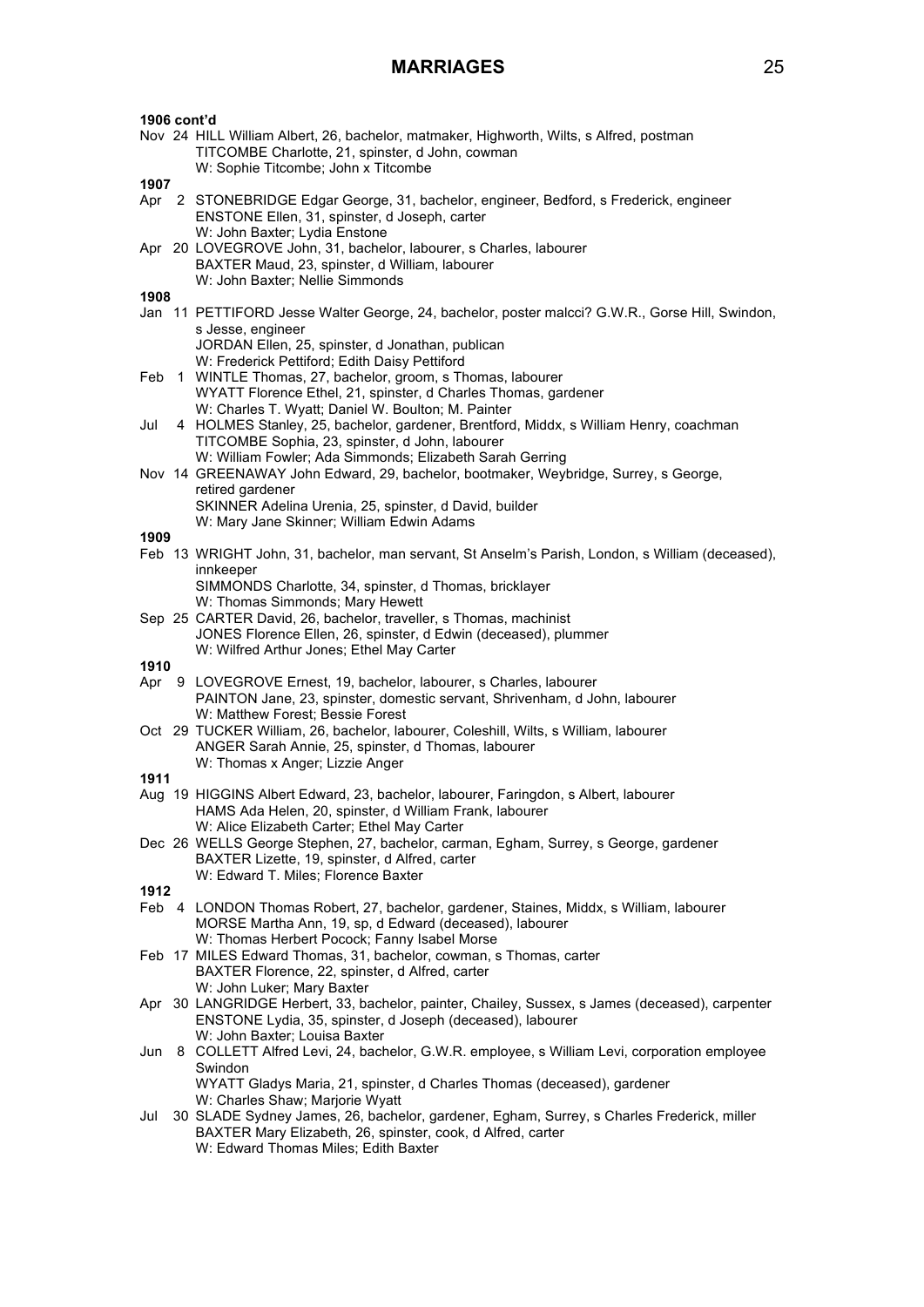# MARRIAGES

**1906 cont'd**

Nov 24 HILL William Albert, 26, bachelor, matmaker, Highworth, Wilts, s Alfred, postman
TITCOMBE Charlotte, 21, spinster, d John, cowman
W: Sophie Titcombe; John x Titcombe

**1907**

Apr 2 STONEBRIDGE Edgar George, 31, bachelor, engineer, Bedford, s Frederick, engineer
ENSTONE Ellen, 31, spinster, d Joseph, carter
W: John Baxter; Lydia Enstone

Apr 20 LOVEGROVE John, 31, bachelor, labourer, s Charles, labourer
BAXTER Maud, 23, spinster, d William, labourer
W: John Baxter; Nellie Simmonds

**1908**

Jan 11 PETTIFORD Jesse Walter George, 24, bachelor, poster malcci? G.W.R., Gorse Hill, Swindon, s Jesse, engineer
JORDAN Ellen, 25, spinster, d Jonathan, publican
W: Frederick Pettiford; Edith Daisy Pettiford

Feb 1 WINTLE Thomas, 27, bachelor, groom, s Thomas, labourer
WYATT Florence Ethel, 21, spinster, d Charles Thomas, gardener
W: Charles T. Wyatt; Daniel W. Boulton; M. Painter

Jul 4 HOLMES Stanley, 25, bachelor, gardener, Brentford, Middx, s William Henry, coachman
TITCOMBE Sophia, 23, spinster, d John, labourer
W: William Fowler; Ada Simmonds; Elizabeth Sarah Gerring

Nov 14 GREENAWAY John Edward, 29, bachelor, bootmaker, Weybridge, Surrey, s George, retired gardener
SKINNER Adelina Urenia, 25, spinster, d David, builder
W: Mary Jane Skinner; William Edwin Adams

**1909**

Feb 13 WRIGHT John, 31, bachelor, man servant, St Anselm's Parish, London, s William (deceased), innkeeper
SIMMONDS Charlotte, 34, spinster, d Thomas, bricklayer
W: Thomas Simmonds; Mary Hewett

Sep 25 CARTER David, 26, bachelor, traveller, s Thomas, machinist
JONES Florence Ellen, 26, spinster, d Edwin (deceased), plummer
W: Wilfred Arthur Jones; Ethel May Carter

**1910**

Apr 9 LOVEGROVE Ernest, 19, bachelor, labourer, s Charles, labourer
PAINTON Jane, 23, spinster, domestic servant, Shrivenham, d John, labourer
W: Matthew Forest; Bessie Forest

Oct 29 TUCKER William, 26, bachelor, labourer, Coleshill, Wilts, s William, labourer
ANGER Sarah Annie, 25, spinster, d Thomas, labourer
W: Thomas x Anger; Lizzie Anger

**1911**

Aug 19 HIGGINS Albert Edward, 23, bachelor, labourer, Faringdon, s Albert, labourer
HAMS Ada Helen, 20, spinster, d William Frank, labourer
W: Alice Elizabeth Carter; Ethel May Carter

Dec 26 WELLS George Stephen, 27, bachelor, carman, Egham, Surrey, s George, gardener
BAXTER Lizette, 19, spinster, d Alfred, carter
W: Edward T. Miles; Florence Baxter

**1912**

Feb 4 LONDON Thomas Robert, 27, bachelor, gardener, Staines, Middx, s William, labourer
MORSE Martha Ann, 19, sp, d Edward (deceased), labourer
W: Thomas Herbert Pocock; Fanny Isabel Morse

Feb 17 MILES Edward Thomas, 31, bachelor, cowman, s Thomas, carter
BAXTER Florence, 22, spinster, d Alfred, carter
W: John Luker; Mary Baxter

Apr 30 LANGRIDGE Herbert, 33, bachelor, painter, Chailey, Sussex, s James (deceased), carpenter
ENSTONE Lydia, 35, spinster, d Joseph (deceased), labourer
W: John Baxter; Louisa Baxter

Jun 8 COLLETT Alfred Levi, 24, bachelor, G.W.R. employee, s William Levi, corporation employee Swindon
WYATT Gladys Maria, 21, spinster, d Charles Thomas (deceased), gardener
W: Charles Shaw; Marjorie Wyatt

Jul 30 SLADE Sydney James, 26, bachelor, gardener, Egham, Surrey, s Charles Frederick, miller
BAXTER Mary Elizabeth, 26, spinster, cook, d Alfred, carter
W: Edward Thomas Miles; Edith Baxter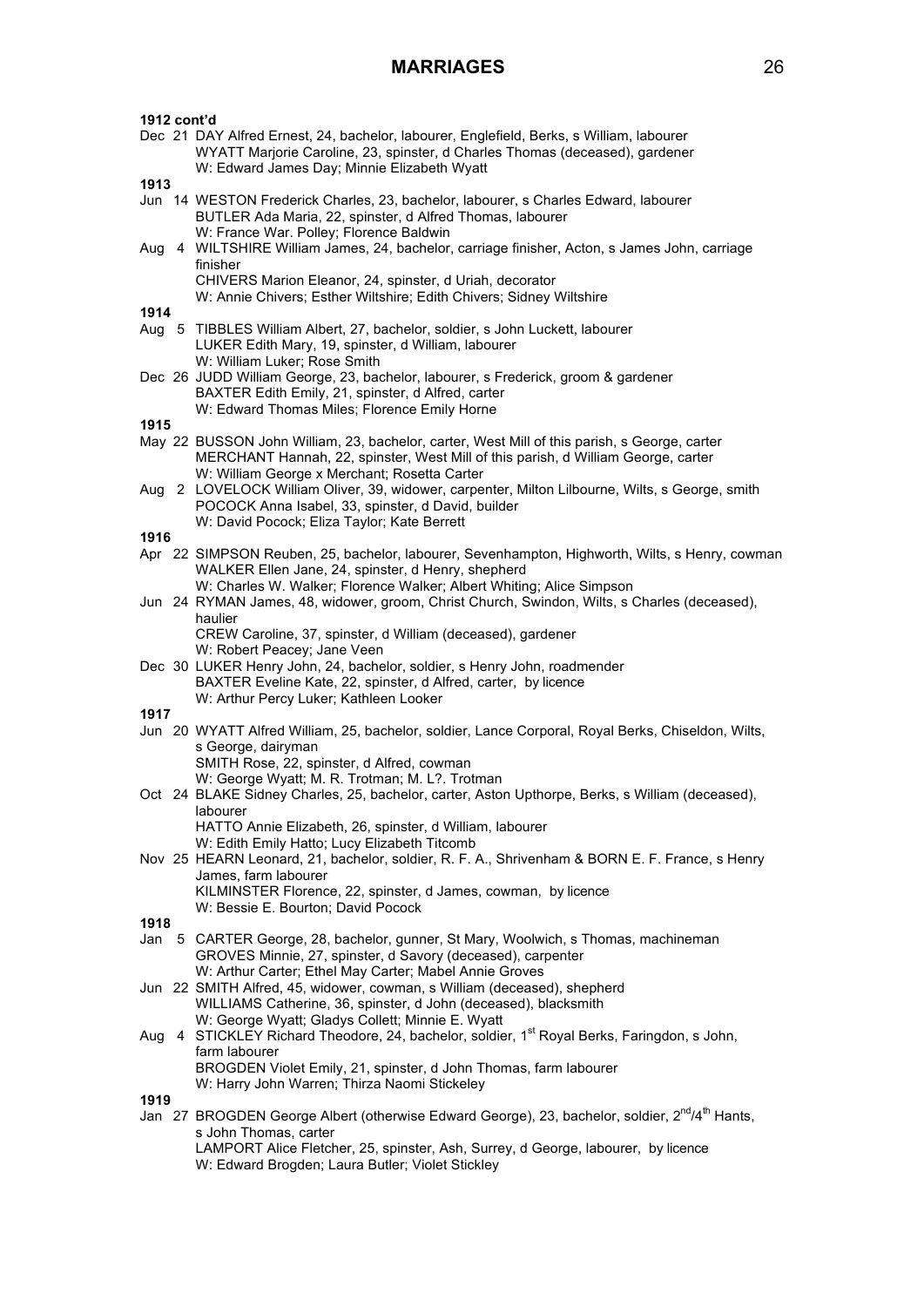# MARRIAGES

**1912 cont'd**

Dec 21 DAY Alfred Ernest, 24, bachelor, labourer, Englefield, Berks, s William, labourer
WYATT Marjorie Caroline, 23, spinster, d Charles Thomas (deceased), gardener
W: Edward James Day; Minnie Elizabeth Wyatt

**1913**

Jun 14 WESTON Frederick Charles, 23, bachelor, labourer, s Charles Edward, labourer
BUTLER Ada Maria, 22, spinster, d Alfred Thomas, labourer
W: France War. Polley; Florence Baldwin

Aug 4 WILTSHIRE William James, 24, bachelor, carriage finisher, Acton, s James John, carriage finisher
CHIVERS Marion Eleanor, 24, spinster, d Uriah, decorator
W: Annie Chivers; Esther Wiltshire; Edith Chivers; Sidney Wiltshire

**1914**

Aug 5 TIBBLES William Albert, 27, bachelor, soldier, s John Luckett, labourer
LUKER Edith Mary, 19, spinster, d William, labourer
W: William Luker; Rose Smith

Dec 26 JUDD William George, 23, bachelor, labourer, s Frederick, groom & gardener
BAXTER Edith Emily, 21, spinster, d Alfred, carter
W: Edward Thomas Miles; Florence Emily Horne

**1915**

May 22 BUSSON John William, 23, bachelor, carter, West Mill of this parish, s George, carter
MERCHANT Hannah, 22, spinster, West Mill of this parish, d William George, carter
W: William George x Merchant; Rosetta Carter

Aug 2 LOVELOCK William Oliver, 39, widower, carpenter, Milton Lilbourne, Wilts, s George, smith
POCOCK Anna Isabel, 33, spinster, d David, builder
W: David Pocock; Eliza Taylor; Kate Berrett

**1916**

Apr 22 SIMPSON Reuben, 25, bachelor, labourer, Sevenhampton, Highworth, Wilts, s Henry, cowman
WALKER Ellen Jane, 24, spinster, d Henry, shepherd
W: Charles W. Walker; Florence Walker; Albert Whiting; Alice Simpson

Jun 24 RYMAN James, 48, widower, groom, Christ Church, Swindon, Wilts, s Charles (deceased), haulier
CREW Caroline, 37, spinster, d William (deceased), gardener
W: Robert Peacey; Jane Veen

Dec 30 LUKER Henry John, 24, bachelor, soldier, s Henry John, roadmender
BAXTER Eveline Kate, 22, spinster, d Alfred, carter, by licence
W: Arthur Percy Luker; Kathleen Looker

**1917**

Jun 20 WYATT Alfred William, 25, bachelor, soldier, Lance Corporal, Royal Berks, Chiseldon, Wilts, s George, dairyman
SMITH Rose, 22, spinster, d Alfred, cowman
W: George Wyatt; M. R. Trotman; M. L?. Trotman

Oct 24 BLAKE Sidney Charles, 25, bachelor, carter, Aston Upthorpe, Berks, s William (deceased), labourer
HATTO Annie Elizabeth, 26, spinster, d William, labourer
W: Edith Emily Hatto; Lucy Elizabeth Titcomb

Nov 25 HEARN Leonard, 21, bachelor, soldier, R. F. A., Shrivenham & BORN E. F. France, s Henry James, farm labourer
KILMINSTER Florence, 22, spinster, d James, cowman, by licence
W: Bessie E. Bourton; David Pocock

**1918**

Jan 5 CARTER George, 28, bachelor, gunner, St Mary, Woolwich, s Thomas, machineman
GROVES Minnie, 27, spinster, d Savory (deceased), carpenter
W: Arthur Carter; Ethel May Carter; Mabel Annie Groves

Jun 22 SMITH Alfred, 45, widower, cowman, s William (deceased), shepherd
WILLIAMS Catherine, 36, spinster, d John (deceased), blacksmith
W: George Wyatt; Gladys Collett; Minnie E. Wyatt

Aug 4 STICKLEY Richard Theodore, 24, bachelor, soldier, 1st Royal Berks, Faringdon, s John, farm labourer
BROGDEN Violet Emily, 21, spinster, d John Thomas, farm labourer
W: Harry John Warren; Thirza Naomi Stickeley

**1919**

Jan 27 BROGDEN George Albert (otherwise Edward George), 23, bachelor, soldier, 2nd/4th Hants, s John Thomas, carter
LAMPORT Alice Fletcher, 25, spinster, Ash, Surrey, d George, labourer, by licence
W: Edward Brogden; Laura Butler; Violet Stickley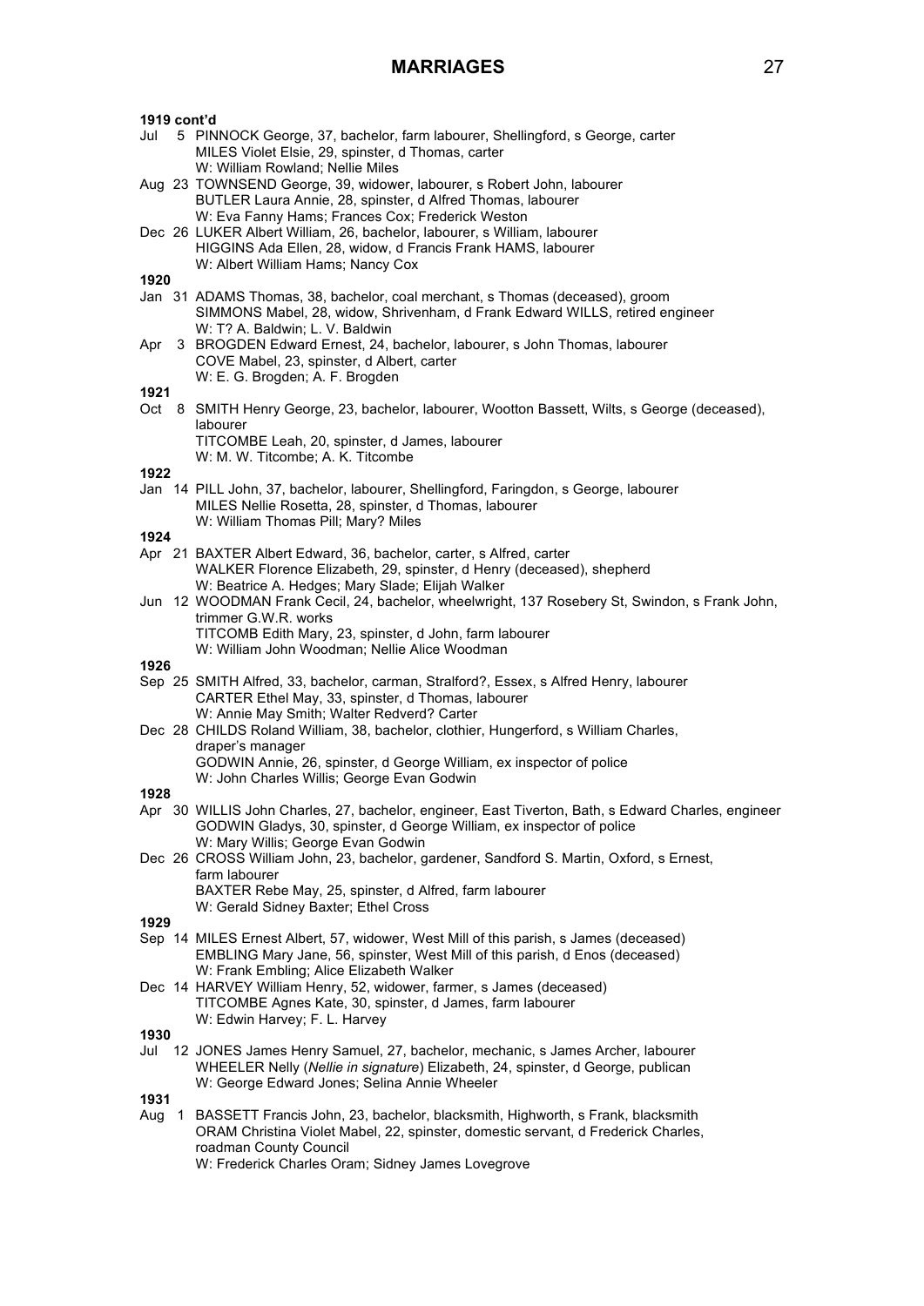# MARRIAGES

**1919 cont'd**

Jul 5 PINNOCK George, 37, bachelor, farm labourer, Shellingford, s George, carter
MILES Violet Elsie, 29, spinster, d Thomas, carter
W: William Rowland; Nellie Miles

Aug 23 TOWNSEND George, 39, widower, labourer, s Robert John, labourer
BUTLER Laura Annie, 28, spinster, d Alfred Thomas, labourer
W: Eva Fanny Hams; Frances Cox; Frederick Weston

Dec 26 LUKER Albert William, 26, bachelor, labourer, s William, labourer
HIGGINS Ada Ellen, 28, widow, d Francis Frank HAMS, labourer
W: Albert William Hams; Nancy Cox

**1920**

Jan 31 ADAMS Thomas, 38, bachelor, coal merchant, s Thomas (deceased), groom
SIMMONS Mabel, 28, widow, Shrivenham, d Frank Edward WILLS, retired engineer
W: T? A. Baldwin; L. V. Baldwin

Apr 3 BROGDEN Edward Ernest, 24, bachelor, labourer, s John Thomas, labourer
COVE Mabel, 23, spinster, d Albert, carter
W: E. G. Brogden; A. F. Brogden

**1921**

Oct 8 SMITH Henry George, 23, bachelor, labourer, Wootton Bassett, Wilts, s George (deceased), labourer
TITCOMBE Leah, 20, spinster, d James, labourer
W: M. W. Titcombe; A. K. Titcombe

**1922**

Jan 14 PILL John, 37, bachelor, labourer, Shellingford, Faringdon, s George, labourer
MILES Nellie Rosetta, 28, spinster, d Thomas, labourer
W: William Thomas Pill; Mary? Miles

**1924**

Apr 21 BAXTER Albert Edward, 36, bachelor, carter, s Alfred, carter
WALKER Florence Elizabeth, 29, spinster, d Henry (deceased), shepherd
W: Beatrice A. Hedges; Mary Slade; Elijah Walker

Jun 12 WOODMAN Frank Cecil, 24, bachelor, wheelwright, 137 Rosebery St, Swindon, s Frank John, trimmer G.W.R. works
TITCOMB Edith Mary, 23, spinster, d John, farm labourer
W: William John Woodman; Nellie Alice Woodman

**1926**

Sep 25 SMITH Alfred, 33, bachelor, carman, Stralford?, Essex, s Alfred Henry, labourer
CARTER Ethel May, 33, spinster, d Thomas, labourer
W: Annie May Smith; Walter Redverd? Carter

Dec 28 CHILDS Roland William, 38, bachelor, clothier, Hungerford, s William Charles, draper's manager
GODWIN Annie, 26, spinster, d George William, ex inspector of police
W: John Charles Willis; George Evan Godwin

**1928**

Apr 30 WILLIS John Charles, 27, bachelor, engineer, East Tiverton, Bath, s Edward Charles, engineer
GODWIN Gladys, 30, spinster, d George William, ex inspector of police
W: Mary Willis; George Evan Godwin

Dec 26 CROSS William John, 23, bachelor, gardener, Sandford S. Martin, Oxford, s Ernest, farm labourer
BAXTER Rebe May, 25, spinster, d Alfred, farm labourer
W: Gerald Sidney Baxter; Ethel Cross

**1929**

Sep 14 MILES Ernest Albert, 57, widower, West Mill of this parish, s James (deceased)
EMBLING Mary Jane, 56, spinster, West Mill of this parish, d Enos (deceased)
W: Frank Embling; Alice Elizabeth Walker

Dec 14 HARVEY William Henry, 52, widower, farmer, s James (deceased)
TITCOMBE Agnes Kate, 30, spinster, d James, farm labourer
W: Edwin Harvey; F. L. Harvey

**1930**

Jul 12 JONES James Henry Samuel, 27, bachelor, mechanic, s James Archer, labourer
WHEELER Nelly (*Nellie in signature*) Elizabeth, 24, spinster, d George, publican
W: George Edward Jones; Selina Annie Wheeler

**1931**

Aug 1 BASSETT Francis John, 23, bachelor, blacksmith, Highworth, s Frank, blacksmith
ORAM Christina Violet Mabel, 22, spinster, domestic servant, d Frederick Charles, roadman County Council
W: Frederick Charles Oram; Sidney James Lovegrove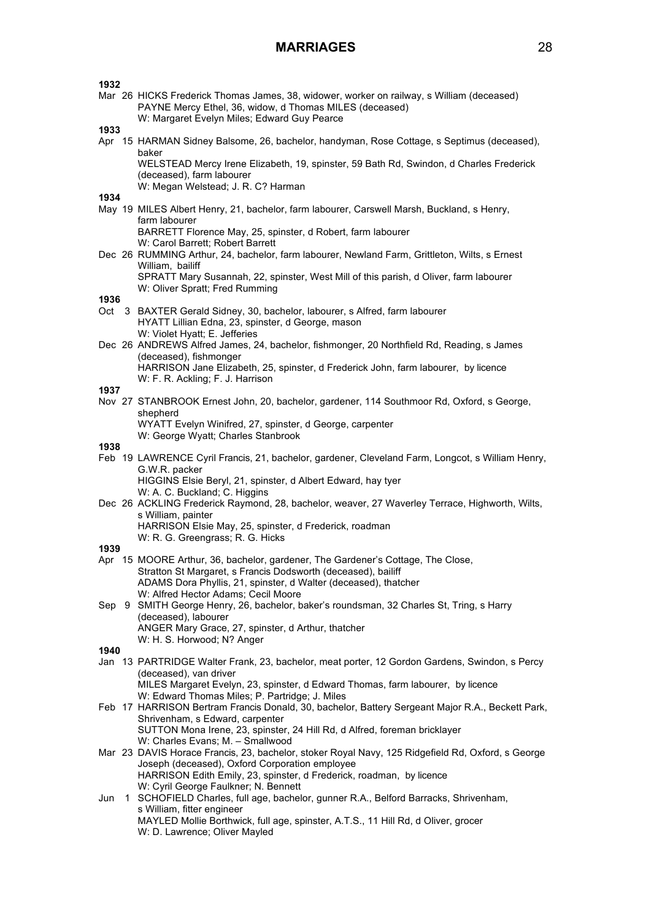# MARRIAGES

**1932**

Mar 26 HICKS Frederick Thomas James, 38, widower, worker on railway, s William (deceased)
PAYNE Mercy Ethel, 36, widow, d Thomas MILES (deceased)
W: Margaret Evelyn Miles; Edward Guy Pearce

**1933**

Apr 15 HARMAN Sidney Balsome, 26, bachelor, handyman, Rose Cottage, s Septimus (deceased), baker
WELSTEAD Mercy Irene Elizabeth, 19, spinster, 59 Bath Rd, Swindon, d Charles Frederick (deceased), farm labourer
W: Megan Welstead; J. R. C? Harman

**1934**

May 19 MILES Albert Henry, 21, bachelor, farm labourer, Carswell Marsh, Buckland, s Henry, farm labourer
BARRETT Florence May, 25, spinster, d Robert, farm labourer
W: Carol Barrett; Robert Barrett

Dec 26 RUMMING Arthur, 24, bachelor, farm labourer, Newland Farm, Grittleton, Wilts, s Ernest William, bailiff
SPRATT Mary Susannah, 22, spinster, West Mill of this parish, d Oliver, farm labourer
W: Oliver Spratt; Fred Rumming

**1936**

Oct 3 BAXTER Gerald Sidney, 30, bachelor, labourer, s Alfred, farm labourer
HYATT Lillian Edna, 23, spinster, d George, mason
W: Violet Hyatt; E. Jefferies

Dec 26 ANDREWS Alfred James, 24, bachelor, fishmonger, 20 Northfield Rd, Reading, s James (deceased), fishmonger
HARRISON Jane Elizabeth, 25, spinster, d Frederick John, farm labourer, by licence
W: F. R. Ackling; F. J. Harrison

**1937**

Nov 27 STANBROOK Ernest John, 20, bachelor, gardener, 114 Southmoor Rd, Oxford, s George, shepherd
WYATT Evelyn Winifred, 27, spinster, d George, carpenter
W: George Wyatt; Charles Stanbrook

**1938**

Feb 19 LAWRENCE Cyril Francis, 21, bachelor, gardener, Cleveland Farm, Longcot, s William Henry, G.W.R. packer
HIGGINS Elsie Beryl, 21, spinster, d Albert Edward, hay tyer
W: A. C. Buckland; C. Higgins

Dec 26 ACKLING Frederick Raymond, 28, bachelor, weaver, 27 Waverley Terrace, Highworth, Wilts, s William, painter
HARRISON Elsie May, 25, spinster, d Frederick, roadman
W: R. G. Greengrass; R. G. Hicks

**1939**

Apr 15 MOORE Arthur, 36, bachelor, gardener, The Gardener's Cottage, The Close, Stratton St Margaret, s Francis Dodsworth (deceased), bailiff
ADAMS Dora Phyllis, 21, spinster, d Walter (deceased), thatcher
W: Alfred Hector Adams; Cecil Moore

Sep 9 SMITH George Henry, 26, bachelor, baker's roundsman, 32 Charles St, Tring, s Harry (deceased), labourer
ANGER Mary Grace, 27, spinster, d Arthur, thatcher
W: H. S. Horwood; N? Anger

**1940**

Jan 13 PARTRIDGE Walter Frank, 23, bachelor, meat porter, 12 Gordon Gardens, Swindon, s Percy (deceased), van driver
MILES Margaret Evelyn, 23, spinster, d Edward Thomas, farm labourer, by licence
W: Edward Thomas Miles; P. Partridge; J. Miles

Feb 17 HARRISON Bertram Francis Donald, 30, bachelor, Battery Sergeant Major R.A., Beckett Park, Shrivenham, s Edward, carpenter
SUTTON Mona Irene, 23, spinster, 24 Hill Rd, d Alfred, foreman bricklayer
W: Charles Evans; M. – Smallwood

Mar 23 DAVIS Horace Francis, 23, bachelor, stoker Royal Navy, 125 Ridgefield Rd, Oxford, s George Joseph (deceased), Oxford Corporation employee
HARRISON Edith Emily, 23, spinster, d Frederick, roadman, by licence
W: Cyril George Faulkner; N. Bennett

Jun 1 SCHOFIELD Charles, full age, bachelor, gunner R.A., Belford Barracks, Shrivenham, s William, fitter engineer
MAYLED Mollie Borthwick, full age, spinster, A.T.S., 11 Hill Rd, d Oliver, grocer
W: D. Lawrence; Oliver Mayled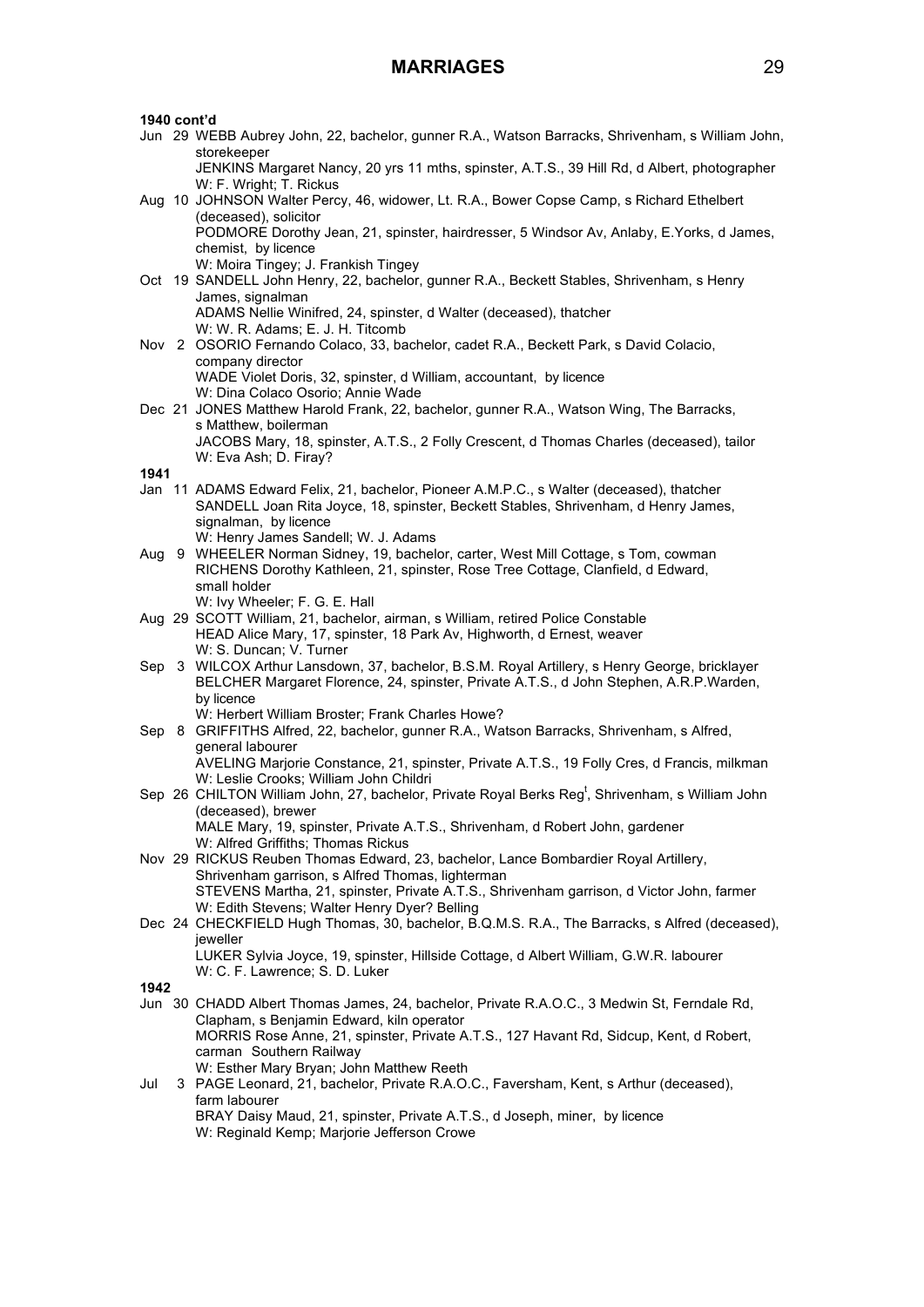## MARRIAGES

**1940 cont'd**

Jun 29 WEBB Aubrey John, 22, bachelor, gunner R.A., Watson Barracks, Shrivenham, s William John, storekeeper
JENKINS Margaret Nancy, 20 yrs 11 mths, spinster, A.T.S., 39 Hill Rd, d Albert, photographer
W: F. Wright; T. Rickus

Aug 10 JOHNSON Walter Percy, 46, widower, Lt. R.A., Bower Copse Camp, s Richard Ethelbert (deceased), solicitor
PODMORE Dorothy Jean, 21, spinster, hairdresser, 5 Windsor Av, Anlaby, E.Yorks, d James, chemist, by licence
W: Moira Tingey; J. Frankish Tingey

Oct 19 SANDELL John Henry, 22, bachelor, gunner R.A., Beckett Stables, Shrivenham, s Henry James, signalman
ADAMS Nellie Winifred, 24, spinster, d Walter (deceased), thatcher
W: W. R. Adams; E. J. H. Titcomb

Nov 2 OSORIO Fernando Colaco, 33, bachelor, cadet R.A., Beckett Park, s David Colacio, company director
WADE Violet Doris, 32, spinster, d William, accountant, by licence
W: Dina Colaco Osorio; Annie Wade

Dec 21 JONES Matthew Harold Frank, 22, bachelor, gunner R.A., Watson Wing, The Barracks, s Matthew, boilerman
JACOBS Mary, 18, spinster, A.T.S., 2 Folly Crescent, d Thomas Charles (deceased), tailor
W: Eva Ash; D. Firay?

**1941**

Jan 11 ADAMS Edward Felix, 21, bachelor, Pioneer A.M.P.C., s Walter (deceased), thatcher
SANDELL Joan Rita Joyce, 18, spinster, Beckett Stables, Shrivenham, d Henry James, signalman, by licence
W: Henry James Sandell; W. J. Adams

Aug 9 WHEELER Norman Sidney, 19, bachelor, carter, West Mill Cottage, s Tom, cowman
RICHENS Dorothy Kathleen, 21, spinster, Rose Tree Cottage, Clanfield, d Edward, small holder
W: Ivy Wheeler; F. G. E. Hall

Aug 29 SCOTT William, 21, bachelor, airman, s William, retired Police Constable
HEAD Alice Mary, 17, spinster, 18 Park Av, Highworth, d Ernest, weaver
W: S. Duncan; V. Turner

Sep 3 WILCOX Arthur Lansdown, 37, bachelor, B.S.M. Royal Artillery, s Henry George, bricklayer
BELCHER Margaret Florence, 24, spinster, Private A.T.S., d John Stephen, A.R.P.Warden, by licence
W: Herbert William Broster; Frank Charles Howe?

Sep 8 GRIFFITHS Alfred, 22, bachelor, gunner R.A., Watson Barracks, Shrivenham, s Alfred, general labourer
AVELING Marjorie Constance, 21, spinster, Private A.T.S., 19 Folly Cres, d Francis, milkman
W: Leslie Crooks; William John Childri

Sep 26 CHILTON William John, 27, bachelor, Private Royal Berks Reg[t], Shrivenham, s William John (deceased), brewer
MALE Mary, 19, spinster, Private A.T.S., Shrivenham, d Robert John, gardener
W: Alfred Griffiths; Thomas Rickus

Nov 29 RICKUS Reuben Thomas Edward, 23, bachelor, Lance Bombardier Royal Artillery, Shrivenham garrison, s Alfred Thomas, lighterman
STEVENS Martha, 21, spinster, Private A.T.S., Shrivenham garrison, d Victor John, farmer
W: Edith Stevens; Walter Henry Dyer? Belling

Dec 24 CHECKFIELD Hugh Thomas, 30, bachelor, B.Q.M.S. R.A., The Barracks, s Alfred (deceased), jeweller
LUKER Sylvia Joyce, 19, spinster, Hillside Cottage, d Albert William, G.W.R. labourer
W: C. F. Lawrence; S. D. Luker

**1942**

Jun 30 CHADD Albert Thomas James, 24, bachelor, Private R.A.O.C., 3 Medwin St, Ferndale Rd, Clapham, s Benjamin Edward, kiln operator
MORRIS Rose Anne, 21, spinster, Private A.T.S., 127 Havant Rd, Sidcup, Kent, d Robert, carman Southern Railway
W: Esther Mary Bryan; John Matthew Reeth

Jul 3 PAGE Leonard, 21, bachelor, Private R.A.O.C., Faversham, Kent, s Arthur (deceased), farm labourer
BRAY Daisy Maud, 21, spinster, Private A.T.S., d Joseph, miner, by licence
W: Reginald Kemp; Marjorie Jefferson Crowe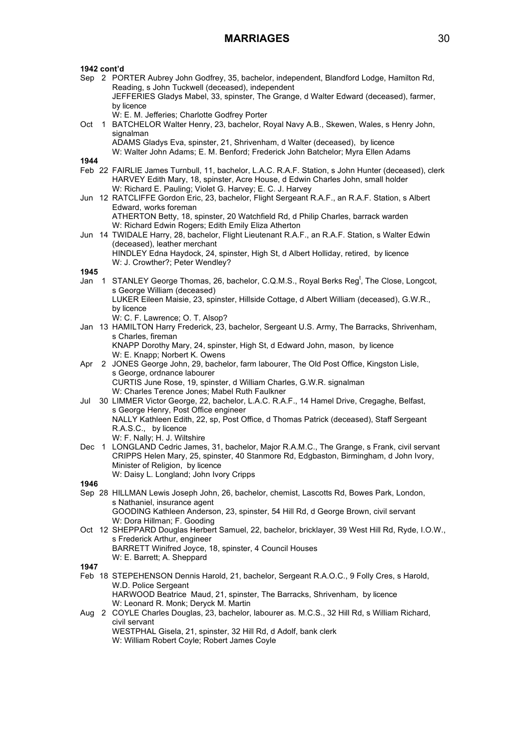# MARRIAGES

**1942 cont'd**

Sep 2 PORTER Aubrey John Godfrey, 35, bachelor, independent, Blandford Lodge, Hamilton Rd, Reading, s John Tuckwell (deceased), independent
JEFFERIES Gladys Mabel, 33, spinster, The Grange, d Walter Edward (deceased), farmer, by licence
W: E. M. Jefferies; Charlotte Godfrey Porter

Oct 1 BATCHELOR Walter Henry, 23, bachelor, Royal Navy A.B., Skewen, Wales, s Henry John, signalman
ADAMS Gladys Eva, spinster, 21, Shrivenham, d Walter (deceased), by licence
W: Walter John Adams; E. M. Benford; Frederick John Batchelor; Myra Ellen Adams

**1944**

Feb 22 FAIRLIE James Turnbull, 11, bachelor, L.A.C. R.A.F. Station, s John Hunter (deceased), clerk
HARVEY Edith Mary, 18, spinster, Acre House, d Edwin Charles John, small holder
W: Richard E. Pauling; Violet G. Harvey; E. C. J. Harvey

Jun 12 RATCLIFFE Gordon Eric, 23, bachelor, Flight Sergeant R.A.F., an R.A.F. Station, s Albert Edward, works foreman
ATHERTON Betty, 18, spinster, 20 Watchfield Rd, d Philip Charles, barrack warden
W: Richard Edwin Rogers; Edith Emily Eliza Atherton

Jun 14 TWIDALE Harry, 28, bachelor, Flight Lieutenant R.A.F., an R.A.F. Station, s Walter Edwin (deceased), leather merchant
HINDLEY Edna Haydock, 24, spinster, High St, d Albert Holliday, retired, by licence
W: J. Crowther?; Peter Wendley?

**1945**

Jan 1 STANLEY George Thomas, 26, bachelor, C.Q.M.S., Royal Berks Reg[t], The Close, Longcot, s George William (deceased)
LUKER Eileen Maisie, 23, spinster, Hillside Cottage, d Albert William (deceased), G.W.R., by licence
W: C. F. Lawrence; O. T. Alsop?

Jan 13 HAMILTON Harry Frederick, 23, bachelor, Sergeant U.S. Army, The Barracks, Shrivenham, s Charles, fireman
KNAPP Dorothy Mary, 24, spinster, High St, d Edward John, mason, by licence
W: E. Knapp; Norbert K. Owens

Apr 2 JONES George John, 29, bachelor, farm labourer, The Old Post Office, Kingston Lisle, s George, ordnance labourer
CURTIS June Rose, 19, spinster, d William Charles, G.W.R. signalman
W: Charles Terence Jones; Mabel Ruth Faulkner

Jul 30 LIMMER Victor George, 22, bachelor, L.A.C. R.A.F., 14 Hamel Drive, Cregaghe, Belfast, s George Henry, Post Office engineer
NALLY Kathleen Edith, 22, sp, Post Office, d Thomas Patrick (deceased), Staff Sergeant R.A.S.C., by licence
W: F. Nally; H. J. Wiltshire

Dec 1 LONGLAND Cedric James, 31, bachelor, Major R.A.M.C., The Grange, s Frank, civil servant
CRIPPS Helen Mary, 25, spinster, 40 Stanmore Rd, Edgbaston, Birmingham, d John Ivory, Minister of Religion, by licence
W: Daisy L. Longland; John Ivory Cripps

**1946**

Sep 28 HILLMAN Lewis Joseph John, 26, bachelor, chemist, Lascotts Rd, Bowes Park, London, s Nathaniel, insurance agent
GOODING Kathleen Anderson, 23, spinster, 54 Hill Rd, d George Brown, civil servant
W: Dora Hillman; F. Gooding

Oct 12 SHEPPARD Douglas Herbert Samuel, 22, bachelor, bricklayer, 39 West Hill Rd, Ryde, I.O.W., s Frederick Arthur, engineer
BARRETT Winifred Joyce, 18, spinster, 4 Council Houses
W: E. Barrett; A. Sheppard

**1947**

Feb 18 STEPEHENSON Dennis Harold, 21, bachelor, Sergeant R.A.O.C., 9 Folly Cres, s Harold, W.D. Police Sergeant
HARWOOD Beatrice Maud, 21, spinster, The Barracks, Shrivenham, by licence
W: Leonard R. Monk; Deryck M. Martin

Aug 2 COYLE Charles Douglas, 23, bachelor, labourer as. M.C.S., 32 Hill Rd, s William Richard, civil servant
WESTPHAL Gisela, 21, spinster, 32 Hill Rd, d Adolf, bank clerk
W: William Robert Coyle; Robert James Coyle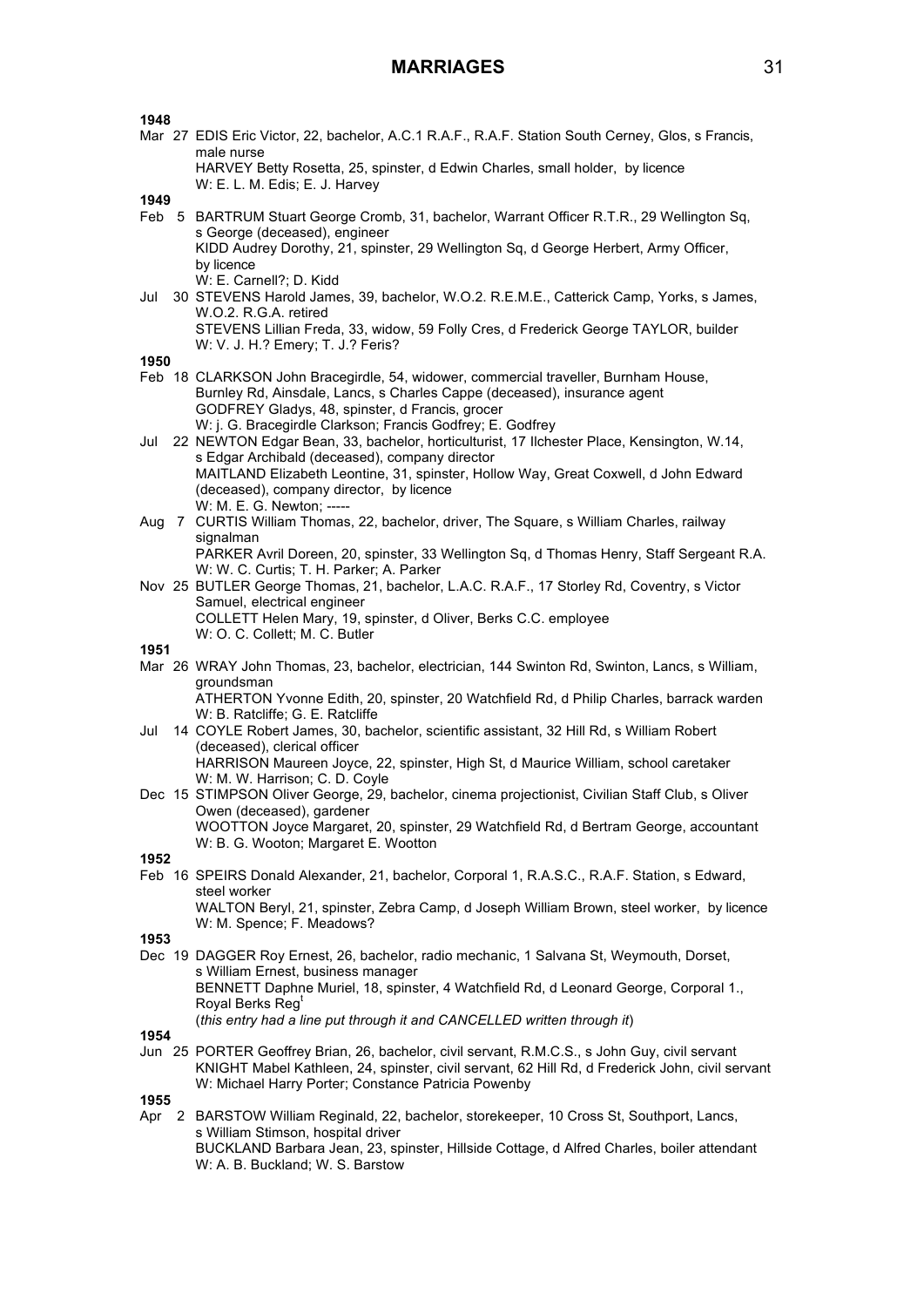## MARRIAGES

**1948**

Mar 27 EDIS Eric Victor, 22, bachelor, A.C.1 R.A.F., R.A.F. Station South Cerney, Glos, s Francis, male nurse
HARVEY Betty Rosetta, 25, spinster, d Edwin Charles, small holder, by licence
W: E. L. M. Edis; E. J. Harvey

**1949**

Feb 5 BARTRUM Stuart George Cromb, 31, bachelor, Warrant Officer R.T.R., 29 Wellington Sq, s George (deceased), engineer
KIDD Audrey Dorothy, 21, spinster, 29 Wellington Sq, d George Herbert, Army Officer, by licence
W: E. Carnell?; D. Kidd

Jul 30 STEVENS Harold James, 39, bachelor, W.O.2. R.E.M.E., Catterick Camp, Yorks, s James, W.O.2. R.G.A. retired
STEVENS Lillian Freda, 33, widow, 59 Folly Cres, d Frederick George TAYLOR, builder
W: V. J. H.? Emery; T. J.? Feris?

**1950**

Feb 18 CLARKSON John Bracegirdle, 54, widower, commercial traveller, Burnham House, Burnley Rd, Ainsdale, Lancs, s Charles Cappe (deceased), insurance agent
GODFREY Gladys, 48, spinster, d Francis, grocer
W: j. G. Bracegirdle Clarkson; Francis Godfrey; E. Godfrey

Jul 22 NEWTON Edgar Bean, 33, bachelor, horticulturist, 17 Ilchester Place, Kensington, W.14, s Edgar Archibald (deceased), company director
MAITLAND Elizabeth Leontine, 31, spinster, Hollow Way, Great Coxwell, d John Edward (deceased), company director, by licence
W: M. E. G. Newton; -----

Aug 7 CURTIS William Thomas, 22, bachelor, driver, The Square, s William Charles, railway signalman
PARKER Avril Doreen, 20, spinster, 33 Wellington Sq, d Thomas Henry, Staff Sergeant R.A.
W: W. C. Curtis; T. H. Parker; A. Parker

Nov 25 BUTLER George Thomas, 21, bachelor, L.A.C. R.A.F., 17 Storley Rd, Coventry, s Victor Samuel, electrical engineer
COLLETT Helen Mary, 19, spinster, d Oliver, Berks C.C. employee
W: O. C. Collett; M. C. Butler

**1951**

Mar 26 WRAY John Thomas, 23, bachelor, electrician, 144 Swinton Rd, Swinton, Lancs, s William, groundsman
ATHERTON Yvonne Edith, 20, spinster, 20 Watchfield Rd, d Philip Charles, barrack warden
W: B. Ratcliffe; G. E. Ratcliffe

Jul 14 COYLE Robert James, 30, bachelor, scientific assistant, 32 Hill Rd, s William Robert (deceased), clerical officer
HARRISON Maureen Joyce, 22, spinster, High St, d Maurice William, school caretaker
W: M. W. Harrison; C. D. Coyle

Dec 15 STIMPSON Oliver George, 29, bachelor, cinema projectionist, Civilian Staff Club, s Oliver Owen (deceased), gardener
WOOTTON Joyce Margaret, 20, spinster, 29 Watchfield Rd, d Bertram George, accountant
W: B. G. Wooton; Margaret E. Wootton

**1952**

Feb 16 SPEIRS Donald Alexander, 21, bachelor, Corporal 1, R.A.S.C., R.A.F. Station, s Edward, steel worker
WALTON Beryl, 21, spinster, Zebra Camp, d Joseph William Brown, steel worker, by licence
W: M. Spence; F. Meadows?

**1953**

Dec 19 DAGGER Roy Ernest, 26, bachelor, radio mechanic, 1 Salvana St, Weymouth, Dorset, s William Ernest, business manager
BENNETT Daphne Muriel, 18, spinster, 4 Watchfield Rd, d Leonard George, Corporal 1., Royal Berks Reg[t]
(*this entry had a line put through it and CANCELLED written through it*)

**1954**

Jun 25 PORTER Geoffrey Brian, 26, bachelor, civil servant, R.M.C.S., s John Guy, civil servant
KNIGHT Mabel Kathleen, 24, spinster, civil servant, 62 Hill Rd, d Frederick John, civil servant
W: Michael Harry Porter; Constance Patricia Powenby

**1955**

Apr 2 BARSTOW William Reginald, 22, bachelor, storekeeper, 10 Cross St, Southport, Lancs, s William Stimson, hospital driver
BUCKLAND Barbara Jean, 23, spinster, Hillside Cottage, d Alfred Charles, boiler attendant
W: A. B. Buckland; W. S. Barstow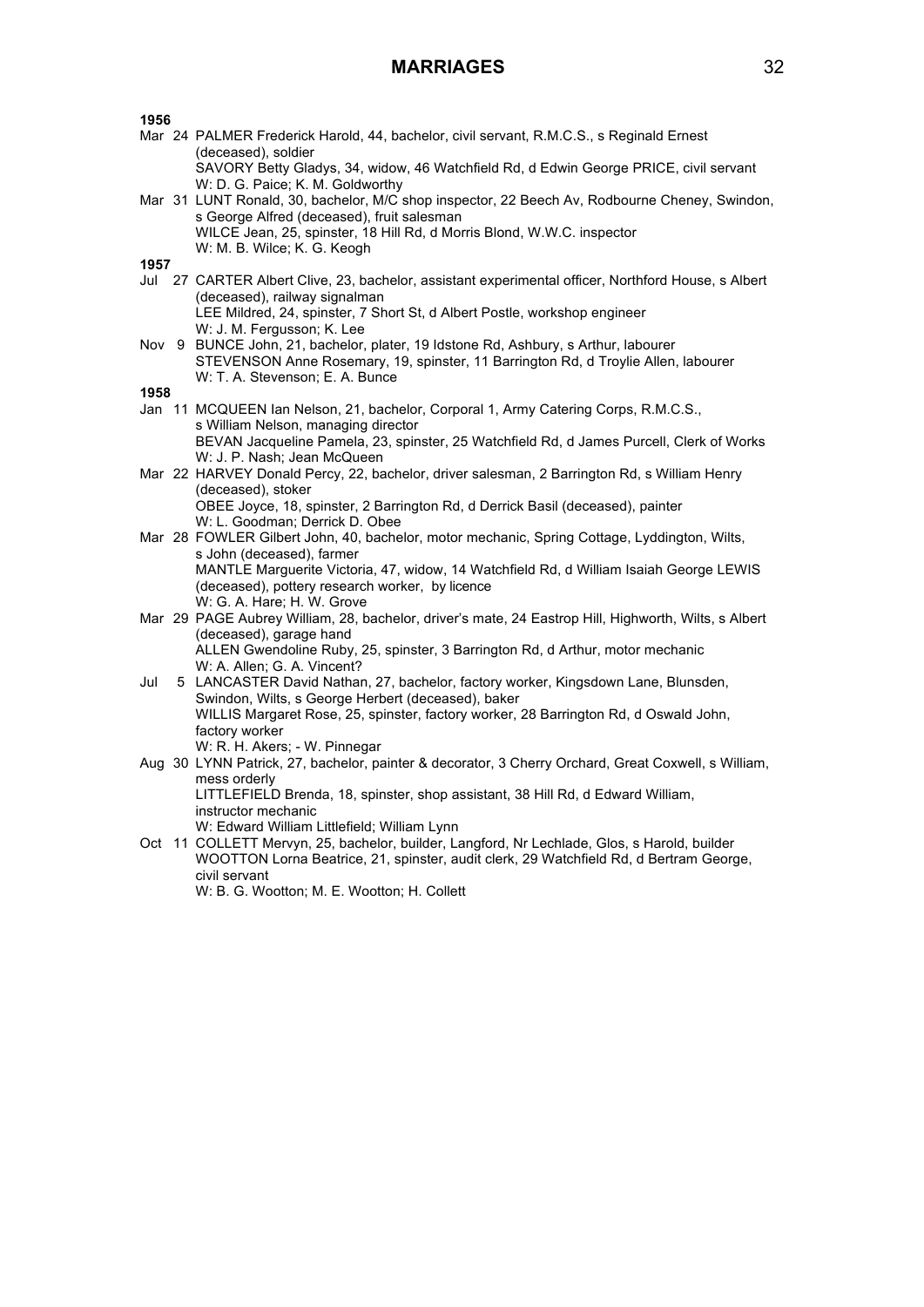## MARRIAGES

**1956**

Mar 24 PALMER Frederick Harold, 44, bachelor, civil servant, R.M.C.S., s Reginald Ernest (deceased), soldier
SAVORY Betty Gladys, 34, widow, 46 Watchfield Rd, d Edwin George PRICE, civil servant
W: D. G. Paice; K. M. Goldworthy

Mar 31 LUNT Ronald, 30, bachelor, M/C shop inspector, 22 Beech Av, Rodbourne Cheney, Swindon, s George Alfred (deceased), fruit salesman
WILCE Jean, 25, spinster, 18 Hill Rd, d Morris Blond, W.W.C. inspector
W: M. B. Wilce; K. G. Keogh

**1957**

Jul 27 CARTER Albert Clive, 23, bachelor, assistant experimental officer, Northford House, s Albert (deceased), railway signalman
LEE Mildred, 24, spinster, 7 Short St, d Albert Postle, workshop engineer
W: J. M. Fergusson; K. Lee

Nov 9 BUNCE John, 21, bachelor, plater, 19 Idstone Rd, Ashbury, s Arthur, labourer
STEVENSON Anne Rosemary, 19, spinster, 11 Barrington Rd, d Troylie Allen, labourer
W: T. A. Stevenson; E. A. Bunce

**1958**

Jan 11 MCQUEEN Ian Nelson, 21, bachelor, Corporal 1, Army Catering Corps, R.M.C.S., s William Nelson, managing director
BEVAN Jacqueline Pamela, 23, spinster, 25 Watchfield Rd, d James Purcell, Clerk of Works
W: J. P. Nash; Jean McQueen

Mar 22 HARVEY Donald Percy, 22, bachelor, driver salesman, 2 Barrington Rd, s William Henry (deceased), stoker
OBEE Joyce, 18, spinster, 2 Barrington Rd, d Derrick Basil (deceased), painter
W: L. Goodman; Derrick D. Obee

Mar 28 FOWLER Gilbert John, 40, bachelor, motor mechanic, Spring Cottage, Lyddington, Wilts, s John (deceased), farmer
MANTLE Marguerite Victoria, 47, widow, 14 Watchfield Rd, d William Isaiah George LEWIS (deceased), pottery research worker, by licence
W: G. A. Hare; H. W. Grove

Mar 29 PAGE Aubrey William, 28, bachelor, driver's mate, 24 Eastrop Hill, Highworth, Wilts, s Albert (deceased), garage hand
ALLEN Gwendoline Ruby, 25, spinster, 3 Barrington Rd, d Arthur, motor mechanic
W: A. Allen; G. A. Vincent?

Jul 5 LANCASTER David Nathan, 27, bachelor, factory worker, Kingsdown Lane, Blunsden, Swindon, Wilts, s George Herbert (deceased), baker
WILLIS Margaret Rose, 25, spinster, factory worker, 28 Barrington Rd, d Oswald John, factory worker
W: R. H. Akers; - W. Pinnegar

Aug 30 LYNN Patrick, 27, bachelor, painter & decorator, 3 Cherry Orchard, Great Coxwell, s William, mess orderly
LITTLEFIELD Brenda, 18, spinster, shop assistant, 38 Hill Rd, d Edward William, instructor mechanic
W: Edward William Littlefield; William Lynn

Oct 11 COLLETT Mervyn, 25, bachelor, builder, Langford, Nr Lechlade, Glos, s Harold, builder
WOOTTON Lorna Beatrice, 21, spinster, audit clerk, 29 Watchfield Rd, d Bertram George, civil servant
W: B. G. Wootton; M. E. Wootton; H. Collett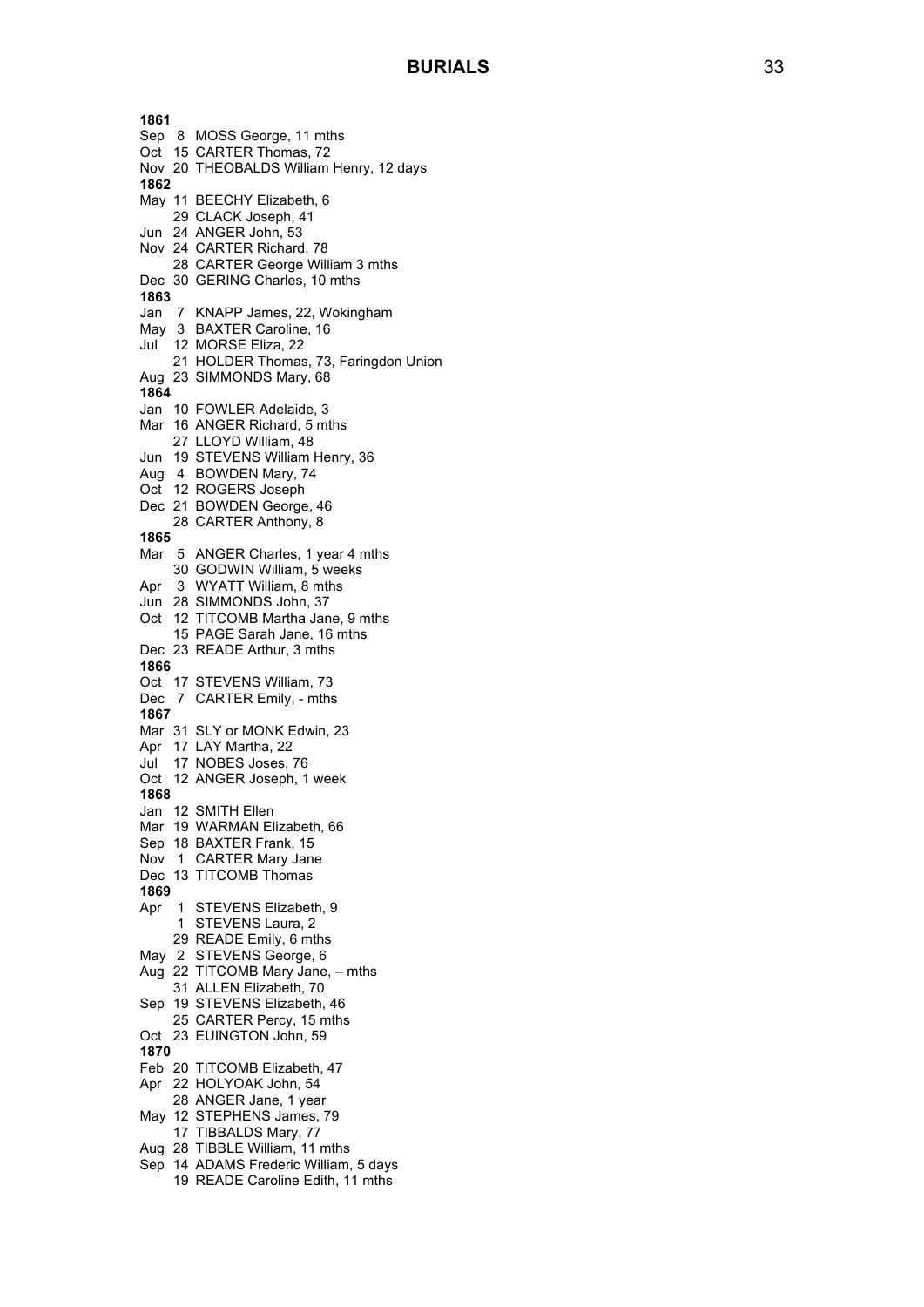# BURIALS

**1861**
Sep 8 MOSS George, 11 mths
Oct 15 CARTER Thomas, 72
Nov 20 THEOBALDS William Henry, 12 days
**1862**
May 11 BEECHY Elizabeth, 6
29 CLACK Joseph, 41
Jun 24 ANGER John, 53
Nov 24 CARTER Richard, 78
28 CARTER George William 3 mths
Dec 30 GERING Charles, 10 mths
**1863**
Jan 7 KNAPP James, 22, Wokingham
May 3 BAXTER Caroline, 16
Jul 12 MORSE Eliza, 22
21 HOLDER Thomas, 73, Faringdon Union
Aug 23 SIMMONDS Mary, 68
**1864**
Jan 10 FOWLER Adelaide, 3
Mar 16 ANGER Richard, 5 mths
27 LLOYD William, 48
Jun 19 STEVENS William Henry, 36
Aug 4 BOWDEN Mary, 74
Oct 12 ROGERS Joseph
Dec 21 BOWDEN George, 46
28 CARTER Anthony, 8
**1865**
Mar 5 ANGER Charles, 1 year 4 mths
30 GODWIN William, 5 weeks
Apr 3 WYATT William, 8 mths
Jun 28 SIMMONDS John, 37
Oct 12 TITCOMB Martha Jane, 9 mths
15 PAGE Sarah Jane, 16 mths
Dec 23 READE Arthur, 3 mths
**1866**
Oct 17 STEVENS William, 73
Dec 7 CARTER Emily, - mths
**1867**
Mar 31 SLY or MONK Edwin, 23
Apr 17 LAY Martha, 22
Jul 17 NOBES Joses, 76
Oct 12 ANGER Joseph, 1 week
**1868**
Jan 12 SMITH Ellen
Mar 19 WARMAN Elizabeth, 66
Sep 18 BAXTER Frank, 15
Nov 1 CARTER Mary Jane
Dec 13 TITCOMB Thomas
**1869**
Apr 1 STEVENS Elizabeth, 9
1 STEVENS Laura, 2
29 READE Emily, 6 mths
May 2 STEVENS George, 6
Aug 22 TITCOMB Mary Jane, – mths
31 ALLEN Elizabeth, 70
Sep 19 STEVENS Elizabeth, 46
25 CARTER Percy, 15 mths
Oct 23 EUINGTON John, 59
**1870**
Feb 20 TITCOMB Elizabeth, 47
Apr 22 HOLYOAK John, 54
28 ANGER Jane, 1 year
May 12 STEPHENS James, 79
17 TIBBALDS Mary, 77
Aug 28 TIBBLE William, 11 mths
Sep 14 ADAMS Frederic William, 5 days
19 READE Caroline Edith, 11 mths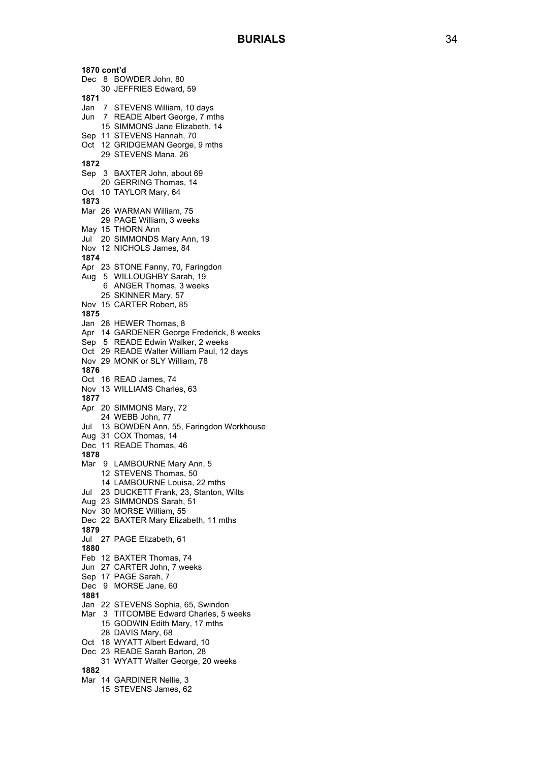# BURIALS

**1870 cont'd**

Dec 8 BOWDER John, 80
30 JEFFRIES Edward, 59

**1871**

Jan 7 STEVENS William, 10 days
Jun 7 READE Albert George, 7 mths
15 SIMMONS Jane Elizabeth, 14
Sep 11 STEVENS Hannah, 70
Oct 12 GRIDGEMAN George, 9 mths
29 STEVENS Mana, 26

**1872**

Sep 3 BAXTER John, about 69
20 GERRING Thomas, 14
Oct 10 TAYLOR Mary, 64

**1873**

Mar 26 WARMAN William, 75
29 PAGE William, 3 weeks
May 15 THORN Ann
Jul 20 SIMMONDS Mary Ann, 19
Nov 12 NICHOLS James, 84

**1874**

Apr 23 STONE Fanny, 70, Faringdon
Aug 5 WILLOUGHBY Sarah, 19
6 ANGER Thomas, 3 weeks
25 SKINNER Mary, 57
Nov 15 CARTER Robert, 85

**1875**

Jan 28 HEWER Thomas, 8
Apr 14 GARDENER George Frederick, 8 weeks
Sep 5 READE Edwin Walker, 2 weeks
Oct 29 READE Walter William Paul, 12 days
Nov 29 MONK or SLY William, 78

**1876**

Oct 16 READ James, 74
Nov 13 WILLIAMS Charles, 63

**1877**

Apr 20 SIMMONS Mary, 72
24 WEBB John, 77
Jul 13 BOWDEN Ann, 55, Faringdon Workhouse
Aug 31 COX Thomas, 14
Dec 11 READE Thomas, 46

**1878**

Mar 9 LAMBOURNE Mary Ann, 5
12 STEVENS Thomas, 50
14 LAMBOURNE Louisa, 22 mths
Jul 23 DUCKETT Frank, 23, Stanton, Wilts
Aug 23 SIMMONDS Sarah, 51
Nov 30 MORSE William, 55
Dec 22 BAXTER Mary Elizabeth, 11 mths

**1879**

Jul 27 PAGE Elizabeth, 61

**1880**

Feb 12 BAXTER Thomas, 74
Jun 27 CARTER John, 7 weeks
Sep 17 PAGE Sarah, 7
Dec 9 MORSE Jane, 60

**1881**

Jan 22 STEVENS Sophia, 65, Swindon
Mar 3 TITCOMBE Edward Charles, 5 weeks
15 GODWIN Edith Mary, 17 mths
28 DAVIS Mary, 68
Oct 18 WYATT Albert Edward, 10
Dec 23 READE Sarah Barton, 28
31 WYATT Walter George, 20 weeks

**1882**

Mar 14 GARDINER Nellie, 3
15 STEVENS James, 62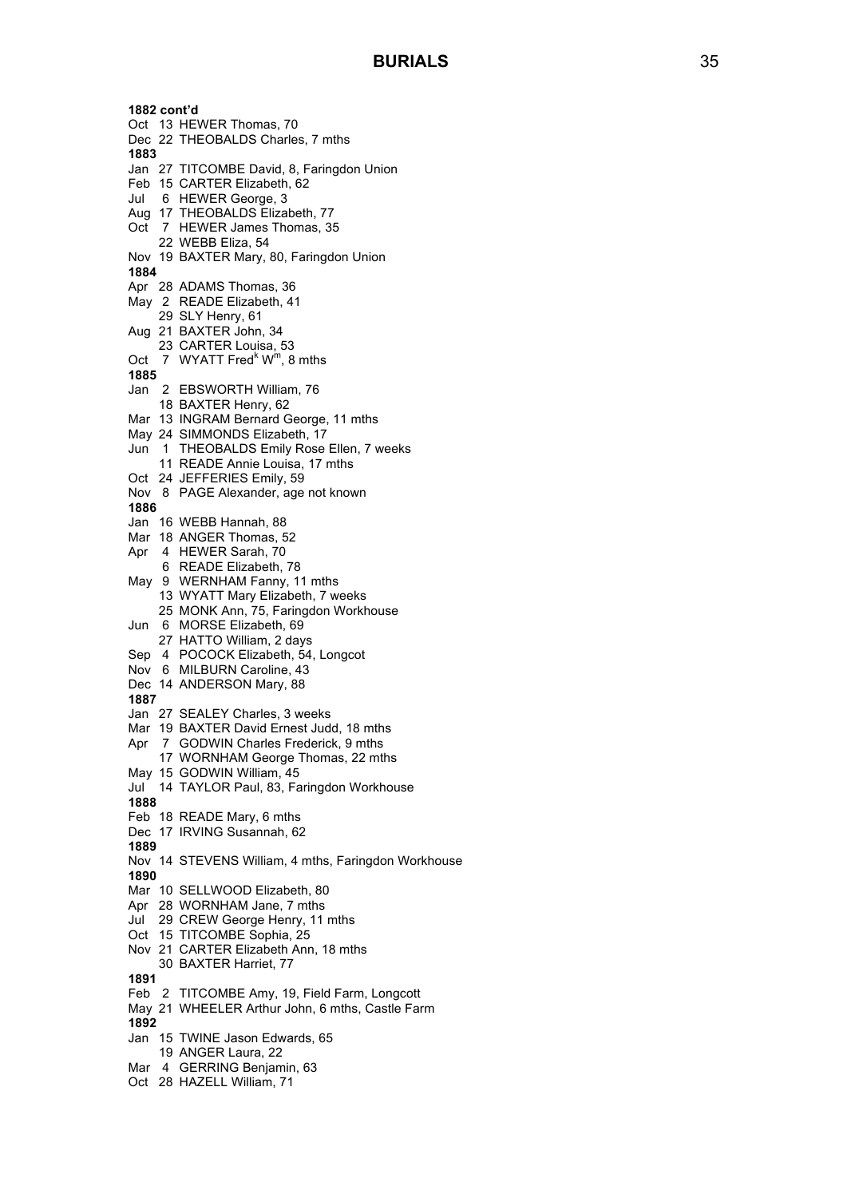# BURIALS

**1882 cont'd**
Oct 13 HEWER Thomas, 70
Dec 22 THEOBALDS Charles, 7 mths
**1883**
Jan 27 TITCOMBE David, 8, Faringdon Union
Feb 15 CARTER Elizabeth, 62
Jul 6 HEWER George, 3
Aug 17 THEOBALDS Elizabeth, 77
Oct 7 HEWER James Thomas, 35
22 WEBB Eliza, 54
Nov 19 BAXTER Mary, 80, Faringdon Union
**1884**
Apr 28 ADAMS Thomas, 36
May 2 READE Elizabeth, 41
29 SLY Henry, 61
Aug 21 BAXTER John, 34
23 CARTER Louisa, 53
Oct 7 WYATT Fred[k] W[m], 8 mths
**1885**
Jan 2 EBSWORTH William, 76
18 BAXTER Henry, 62
Mar 13 INGRAM Bernard George, 11 mths
May 24 SIMMONDS Elizabeth, 17
Jun 1 THEOBALDS Emily Rose Ellen, 7 weeks
11 READE Annie Louisa, 17 mths
Oct 24 JEFFERIES Emily, 59
Nov 8 PAGE Alexander, age not known
**1886**
Jan 16 WEBB Hannah, 88
Mar 18 ANGER Thomas, 52
Apr 4 HEWER Sarah, 70
6 READE Elizabeth, 78
May 9 WERNHAM Fanny, 11 mths
13 WYATT Mary Elizabeth, 7 weeks
25 MONK Ann, 75, Faringdon Workhouse
Jun 6 MORSE Elizabeth, 69
27 HATTO William, 2 days
Sep 4 POCOCK Elizabeth, 54, Longcot
Nov 6 MILBURN Caroline, 43
Dec 14 ANDERSON Mary, 88
**1887**
Jan 27 SEALEY Charles, 3 weeks
Mar 19 BAXTER David Ernest Judd, 18 mths
Apr 7 GODWIN Charles Frederick, 9 mths
17 WORNHAM George Thomas, 22 mths
May 15 GODWIN William, 45
Jul 14 TAYLOR Paul, 83, Faringdon Workhouse
**1888**
Feb 18 READE Mary, 6 mths
Dec 17 IRVING Susannah, 62
**1889**
Nov 14 STEVENS William, 4 mths, Faringdon Workhouse
**1890**
Mar 10 SELLWOOD Elizabeth, 80
Apr 28 WORNHAM Jane, 7 mths
Jul 29 CREW George Henry, 11 mths
Oct 15 TITCOMBE Sophia, 25
Nov 21 CARTER Elizabeth Ann, 18 mths
30 BAXTER Harriet, 77
**1891**
Feb 2 TITCOMBE Amy, 19, Field Farm, Longcott
May 21 WHEELER Arthur John, 6 mths, Castle Farm
**1892**
Jan 15 TWINE Jason Edwards, 65
19 ANGER Laura, 22
Mar 4 GERRING Benjamin, 63
Oct 28 HAZELL William, 71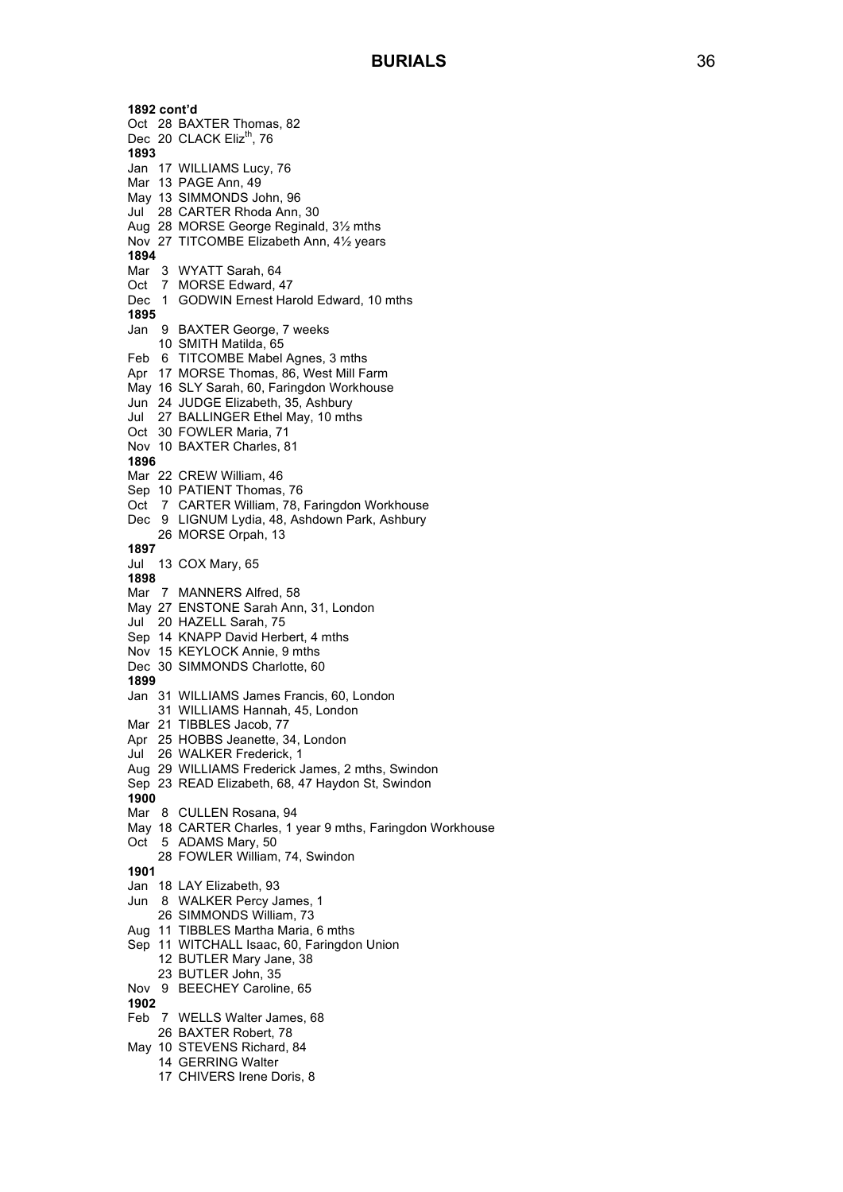# BURIALS

**1892 cont'd**

Oct 28 BAXTER Thomas, 82
Dec 20 CLACK Eliz[th], 76

**1893**

Jan 17 WILLIAMS Lucy, 76
Mar 13 PAGE Ann, 49
May 13 SIMMONDS John, 96
Jul 28 CARTER Rhoda Ann, 30
Aug 28 MORSE George Reginald, 3½ mths
Nov 27 TITCOMBE Elizabeth Ann, 4½ years

**1894**

Mar 3 WYATT Sarah, 64
Oct 7 MORSE Edward, 47
Dec 1 GODWIN Ernest Harold Edward, 10 mths

**1895**

Jan 9 BAXTER George, 7 weeks
10 SMITH Matilda, 65
Feb 6 TITCOMBE Mabel Agnes, 3 mths
Apr 17 MORSE Thomas, 86, West Mill Farm
May 16 SLY Sarah, 60, Faringdon Workhouse
Jun 24 JUDGE Elizabeth, 35, Ashbury
Jul 27 BALLINGER Ethel May, 10 mths
Oct 30 FOWLER Maria, 71
Nov 10 BAXTER Charles, 81

**1896**

Mar 22 CREW William, 46
Sep 10 PATIENT Thomas, 76
Oct 7 CARTER William, 78, Faringdon Workhouse
Dec 9 LIGNUM Lydia, 48, Ashdown Park, Ashbury
26 MORSE Orpah, 13

**1897**

Jul 13 COX Mary, 65

**1898**

Mar 7 MANNERS Alfred, 58
May 27 ENSTONE Sarah Ann, 31, London
Jul 20 HAZELL Sarah, 75
Sep 14 KNAPP David Herbert, 4 mths
Nov 15 KEYLOCK Annie, 9 mths
Dec 30 SIMMONDS Charlotte, 60

**1899**

Jan 31 WILLIAMS James Francis, 60, London
31 WILLIAMS Hannah, 45, London
Mar 21 TIBBLES Jacob, 77
Apr 25 HOBBS Jeanette, 34, London
Jul 26 WALKER Frederick, 1
Aug 29 WILLIAMS Frederick James, 2 mths, Swindon
Sep 23 READ Elizabeth, 68, 47 Haydon St, Swindon

**1900**

Mar 8 CULLEN Rosana, 94
May 18 CARTER Charles, 1 year 9 mths, Faringdon Workhouse
Oct 5 ADAMS Mary, 50
28 FOWLER William, 74, Swindon

**1901**

Jan 18 LAY Elizabeth, 93
Jun 8 WALKER Percy James, 1
26 SIMMONDS William, 73
Aug 11 TIBBLES Martha Maria, 6 mths
Sep 11 WITCHALL Isaac, 60, Faringdon Union
12 BUTLER Mary Jane, 38
23 BUTLER John, 35
Nov 9 BEECHEY Caroline, 65

**1902**

Feb 7 WELLS Walter James, 68
26 BAXTER Robert, 78
May 10 STEVENS Richard, 84
14 GERRING Walter
17 CHIVERS Irene Doris, 8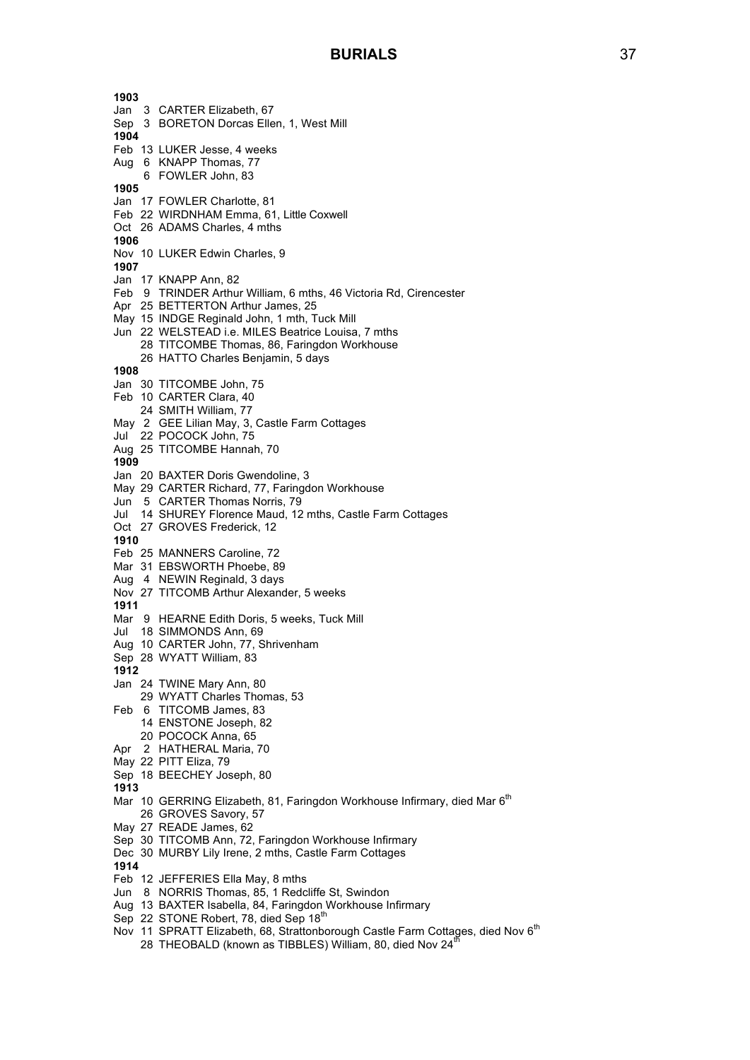# BURIALS

**1903**
Jan 3 CARTER Elizabeth, 67
Sep 3 BORETON Dorcas Ellen, 1, West Mill
**1904**
Feb 13 LUKER Jesse, 4 weeks
Aug 6 KNAPP Thomas, 77
6 FOWLER John, 83
**1905**
Jan 17 FOWLER Charlotte, 81
Feb 22 WIRDNHAM Emma, 61, Little Coxwell
Oct 26 ADAMS Charles, 4 mths
**1906**
Nov 10 LUKER Edwin Charles, 9
**1907**
Jan 17 KNAPP Ann, 82
Feb 9 TRINDER Arthur William, 6 mths, 46 Victoria Rd, Cirencester
Apr 25 BETTERTON Arthur James, 25
May 15 INDGE Reginald John, 1 mth, Tuck Mill
Jun 22 WELSTEAD i.e. MILES Beatrice Louisa, 7 mths
28 TITCOMBE Thomas, 86, Faringdon Workhouse
26 HATTO Charles Benjamin, 5 days
**1908**
Jan 30 TITCOMBE John, 75
Feb 10 CARTER Clara, 40
24 SMITH William, 77
May 2 GEE Lilian May, 3, Castle Farm Cottages
Jul 22 POCOCK John, 75
Aug 25 TITCOMBE Hannah, 70
**1909**
Jan 20 BAXTER Doris Gwendoline, 3
May 29 CARTER Richard, 77, Faringdon Workhouse
Jun 5 CARTER Thomas Norris, 79
Jul 14 SHUREY Florence Maud, 12 mths, Castle Farm Cottages
Oct 27 GROVES Frederick, 12
**1910**
Feb 25 MANNERS Caroline, 72
Mar 31 EBSWORTH Phoebe, 89
Aug 4 NEWIN Reginald, 3 days
Nov 27 TITCOMB Arthur Alexander, 5 weeks
**1911**
Mar 9 HEARNE Edith Doris, 5 weeks, Tuck Mill
Jul 18 SIMMONDS Ann, 69
Aug 10 CARTER John, 77, Shrivenham
Sep 28 WYATT William, 83
**1912**
Jan 24 TWINE Mary Ann, 80
29 WYATT Charles Thomas, 53
Feb 6 TITCOMB James, 83
14 ENSTONE Joseph, 82
20 POCOCK Anna, 65
Apr 2 HATHERAL Maria, 70
May 22 PITT Eliza, 79
Sep 18 BEECHEY Joseph, 80
**1913**
Mar 10 GERRING Elizabeth, 81, Faringdon Workhouse Infirmary, died Mar 6th
26 GROVES Savory, 57
May 27 READE James, 62
Sep 30 TITCOMB Ann, 72, Faringdon Workhouse Infirmary
Dec 30 MURBY Lily Irene, 2 mths, Castle Farm Cottages
**1914**
Feb 12 JEFFERIES Ella May, 8 mths
Jun 8 NORRIS Thomas, 85, 1 Redcliffe St, Swindon
Aug 13 BAXTER Isabella, 84, Faringdon Workhouse Infirmary
Sep 22 STONE Robert, 78, died Sep 18th
Nov 11 SPRATT Elizabeth, 68, Strattonborough Castle Farm Cottages, died Nov 6th
28 THEOBALD (known as TIBBLES) William, 80, died Nov 24th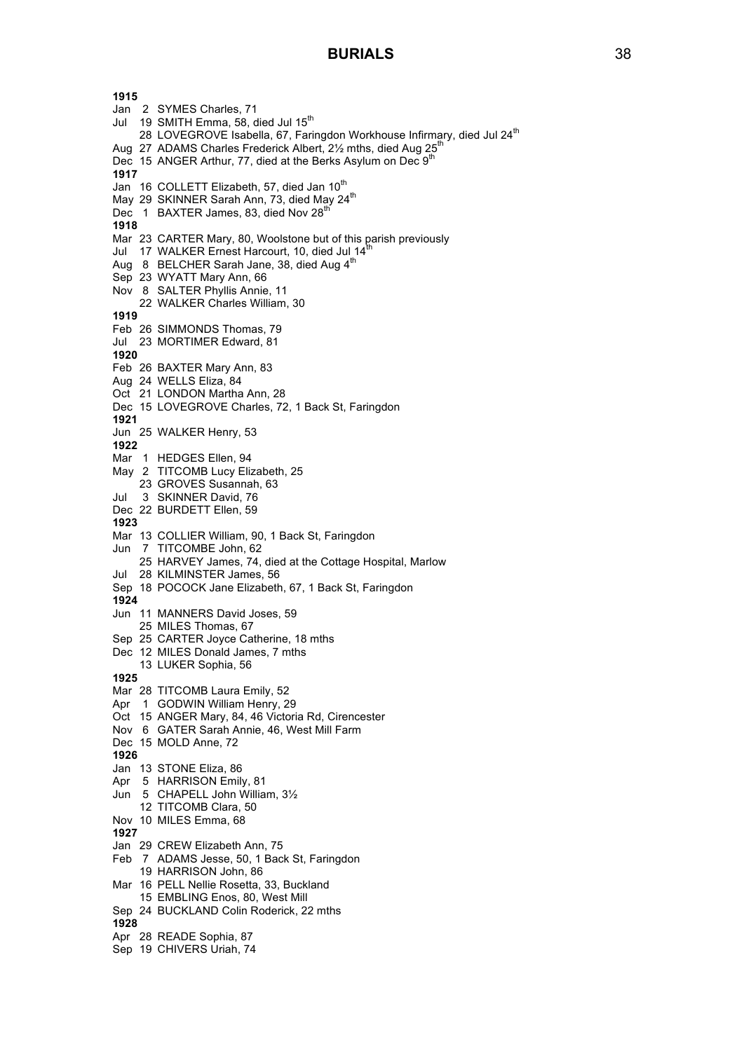# BURIALS

**1915**

Jan 2 SYMES Charles, 71
Jul 19 SMITH Emma, 58, died Jul 15th
28 LOVEGROVE Isabella, 67, Faringdon Workhouse Infirmary, died Jul 24th
Aug 27 ADAMS Charles Frederick Albert, 2½ mths, died Aug 25th
Dec 15 ANGER Arthur, 77, died at the Berks Asylum on Dec 9th

**1917**

Jan 16 COLLETT Elizabeth, 57, died Jan 10th
May 29 SKINNER Sarah Ann, 73, died May 24th
Dec 1 BAXTER James, 83, died Nov 28th

**1918**

Mar 23 CARTER Mary, 80, Woolstone but of this parish previously
Jul 17 WALKER Ernest Harcourt, 10, died Jul 14th
Aug 8 BELCHER Sarah Jane, 38, died Aug 4th
Sep 23 WYATT Mary Ann, 66
Nov 8 SALTER Phyllis Annie, 11
22 WALKER Charles William, 30

**1919**

Feb 26 SIMMONDS Thomas, 79
Jul 23 MORTIMER Edward, 81

**1920**

Feb 26 BAXTER Mary Ann, 83
Aug 24 WELLS Eliza, 84
Oct 21 LONDON Martha Ann, 28
Dec 15 LOVEGROVE Charles, 72, 1 Back St, Faringdon

**1921**

Jun 25 WALKER Henry, 53

**1922**

Mar 1 HEDGES Ellen, 94
May 2 TITCOMB Lucy Elizabeth, 25
23 GROVES Susannah, 63
Jul 3 SKINNER David, 76
Dec 22 BURDETT Ellen, 59

**1923**

Mar 13 COLLIER William, 90, 1 Back St, Faringdon
Jun 7 TITCOMBE John, 62
25 HARVEY James, 74, died at the Cottage Hospital, Marlow
Jul 28 KILMINSTER James, 56
Sep 18 POCOCK Jane Elizabeth, 67, 1 Back St, Faringdon

**1924**

Jun 11 MANNERS David Joses, 59
25 MILES Thomas, 67
Sep 25 CARTER Joyce Catherine, 18 mths
Dec 12 MILES Donald James, 7 mths
13 LUKER Sophia, 56

**1925**

Mar 28 TITCOMB Laura Emily, 52
Apr 1 GODWIN William Henry, 29
Oct 15 ANGER Mary, 84, 46 Victoria Rd, Cirencester
Nov 6 GATER Sarah Annie, 46, West Mill Farm
Dec 15 MOLD Anne, 72

**1926**

Jan 13 STONE Eliza, 86
Apr 5 HARRISON Emily, 81
Jun 5 CHAPELL John William, 3½
12 TITCOMB Clara, 50
Nov 10 MILES Emma, 68

**1927**

Jan 29 CREW Elizabeth Ann, 75
Feb 7 ADAMS Jesse, 50, 1 Back St, Faringdon
19 HARRISON John, 86
Mar 16 PELL Nellie Rosetta, 33, Buckland
15 EMBLING Enos, 80, West Mill
Sep 24 BUCKLAND Colin Roderick, 22 mths

**1928**

Apr 28 READE Sophia, 87
Sep 19 CHIVERS Uriah, 74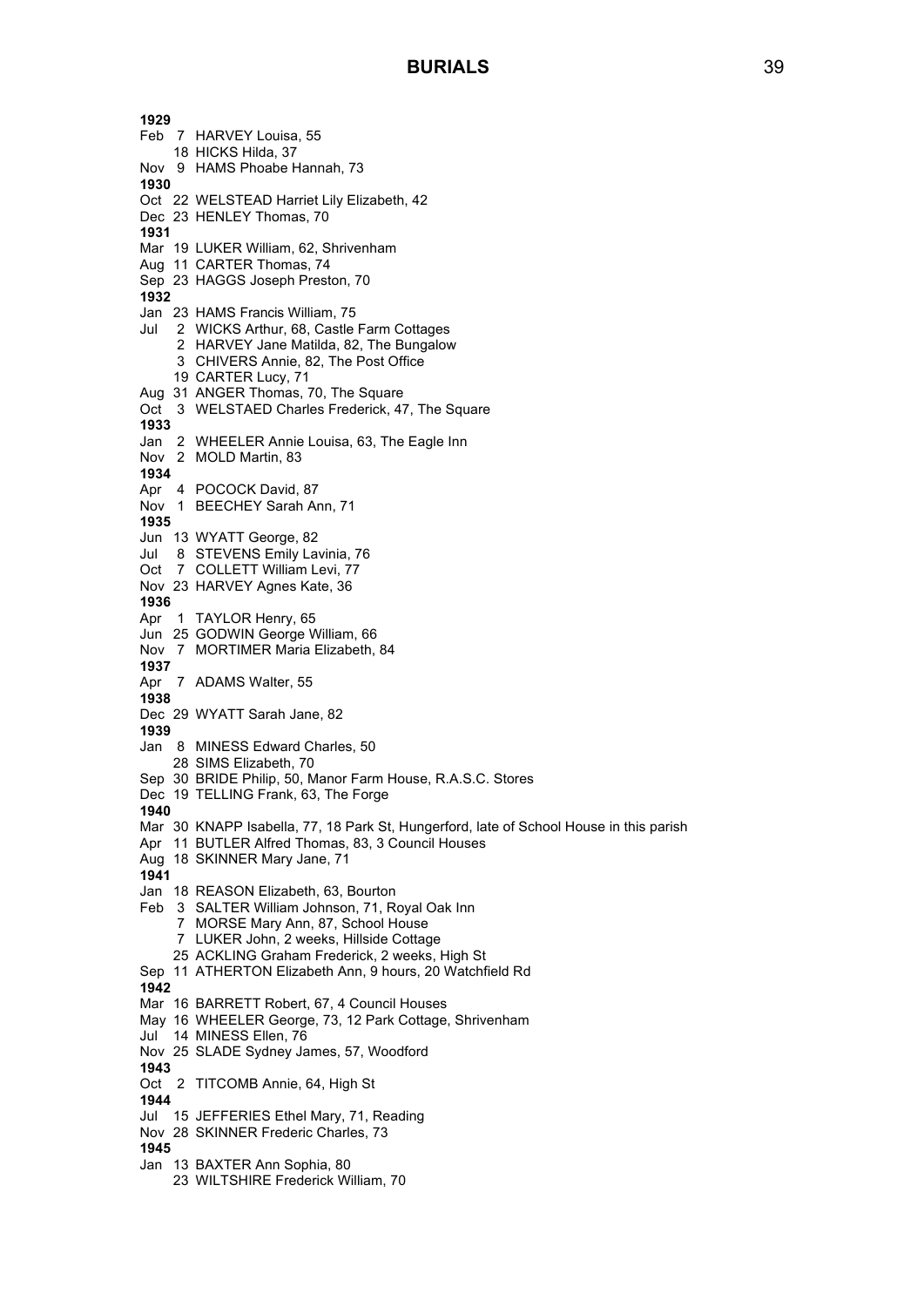# BURIALS

**1929**
Feb 7 HARVEY Louisa, 55
18 HICKS Hilda, 37
Nov 9 HAMS Phoabe Hannah, 73
**1930**
Oct 22 WELSTEAD Harriet Lily Elizabeth, 42
Dec 23 HENLEY Thomas, 70
**1931**
Mar 19 LUKER William, 62, Shrivenham
Aug 11 CARTER Thomas, 74
Sep 23 HAGGS Joseph Preston, 70
**1932**
Jan 23 HAMS Francis William, 75
Jul 2 WICKS Arthur, 68, Castle Farm Cottages
2 HARVEY Jane Matilda, 82, The Bungalow
3 CHIVERS Annie, 82, The Post Office
19 CARTER Lucy, 71
Aug 31 ANGER Thomas, 70, The Square
Oct 3 WELSTAED Charles Frederick, 47, The Square
**1933**
Jan 2 WHEELER Annie Louisa, 63, The Eagle Inn
Nov 2 MOLD Martin, 83
**1934**
Apr 4 POCOCK David, 87
Nov 1 BEECHEY Sarah Ann, 71
**1935**
Jun 13 WYATT George, 82
Jul 8 STEVENS Emily Lavinia, 76
Oct 7 COLLETT William Levi, 77
Nov 23 HARVEY Agnes Kate, 36
**1936**
Apr 1 TAYLOR Henry, 65
Jun 25 GODWIN George William, 66
Nov 7 MORTIMER Maria Elizabeth, 84
**1937**
Apr 7 ADAMS Walter, 55
**1938**
Dec 29 WYATT Sarah Jane, 82
**1939**
Jan 8 MINESS Edward Charles, 50
28 SIMS Elizabeth, 70
Sep 30 BRIDE Philip, 50, Manor Farm House, R.A.S.C. Stores
Dec 19 TELLING Frank, 63, The Forge
**1940**
Mar 30 KNAPP Isabella, 77, 18 Park St, Hungerford, late of School House in this parish
Apr 11 BUTLER Alfred Thomas, 83, 3 Council Houses
Aug 18 SKINNER Mary Jane, 71
**1941**
Jan 18 REASON Elizabeth, 63, Bourton
Feb 3 SALTER William Johnson, 71, Royal Oak Inn
7 MORSE Mary Ann, 87, School House
7 LUKER John, 2 weeks, Hillside Cottage
25 ACKLING Graham Frederick, 2 weeks, High St
Sep 11 ATHERTON Elizabeth Ann, 9 hours, 20 Watchfield Rd
**1942**
Mar 16 BARRETT Robert, 67, 4 Council Houses
May 16 WHEELER George, 73, 12 Park Cottage, Shrivenham
Jul 14 MINESS Ellen, 76
Nov 25 SLADE Sydney James, 57, Woodford
**1943**
Oct 2 TITCOMB Annie, 64, High St
**1944**
Jul 15 JEFFERIES Ethel Mary, 71, Reading
Nov 28 SKINNER Frederic Charles, 73
**1945**
Jan 13 BAXTER Ann Sophia, 80
23 WILTSHIRE Frederick William, 70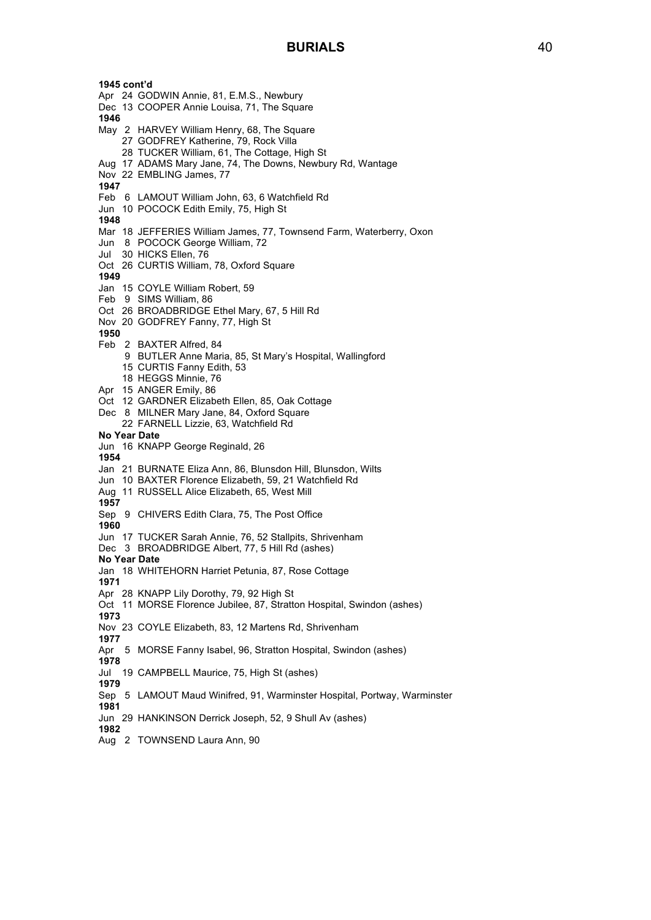**1945 cont'd**

Apr 24 GODWIN Annie, 81, E.M.S., Newbury
Dec 13 COOPER Annie Louisa, 71, The Square

**1946**

May 2 HARVEY William Henry, 68, The Square
27 GODFREY Katherine, 79, Rock Villa
28 TUCKER William, 61, The Cottage, High St
Aug 17 ADAMS Mary Jane, 74, The Downs, Newbury Rd, Wantage
Nov 22 EMBLING James, 77

**1947**

Feb 6 LAMOUT William John, 63, 6 Watchfield Rd
Jun 10 POCOCK Edith Emily, 75, High St

**1948**

Mar 18 JEFFERIES William James, 77, Townsend Farm, Waterberry, Oxon
Jun 8 POCOCK George William, 72
Jul 30 HICKS Ellen, 76
Oct 26 CURTIS William, 78, Oxford Square

**1949**

Jan 15 COYLE William Robert, 59
Feb 9 SIMS William, 86
Oct 26 BROADBRIDGE Ethel Mary, 67, 5 Hill Rd
Nov 20 GODFREY Fanny, 77, High St

**1950**

Feb 2 BAXTER Alfred, 84
9 BUTLER Anne Maria, 85, St Mary's Hospital, Wallingford
15 CURTIS Fanny Edith, 53
18 HEGGS Minnie, 76
Apr 15 ANGER Emily, 86
Oct 12 GARDNER Elizabeth Ellen, 85, Oak Cottage
Dec 8 MILNER Mary Jane, 84, Oxford Square
22 FARNELL Lizzie, 63, Watchfield Rd

**No Year Date**

Jun 16 KNAPP George Reginald, 26

**1954**

Jan 21 BURNATE Eliza Ann, 86, Blunsdon Hill, Blunsdon, Wilts
Jun 10 BAXTER Florence Elizabeth, 59, 21 Watchfield Rd
Aug 11 RUSSELL Alice Elizabeth, 65, West Mill

**1957**

Sep 9 CHIVERS Edith Clara, 75, The Post Office

**1960**

Jun 17 TUCKER Sarah Annie, 76, 52 Stallpits, Shrivenham
Dec 3 BROADBRIDGE Albert, 77, 5 Hill Rd (ashes)

**No Year Date**

Jan 18 WHITEHORN Harriet Petunia, 87, Rose Cottage

**1971**

Apr 28 KNAPP Lily Dorothy, 79, 92 High St
Oct 11 MORSE Florence Jubilee, 87, Stratton Hospital, Swindon (ashes)

**1973**

Nov 23 COYLE Elizabeth, 83, 12 Martens Rd, Shrivenham

**1977**

Apr 5 MORSE Fanny Isabel, 96, Stratton Hospital, Swindon (ashes)

**1978**

Jul 19 CAMPBELL Maurice, 75, High St (ashes)

**1979**

Sep 5 LAMOUT Maud Winifred, 91, Warminster Hospital, Portway, Warminster

**1981**

Jun 29 HANKINSON Derrick Joseph, 52, 9 Shull Av (ashes)

**1982**

Aug 2 TOWNSEND Laura Ann, 90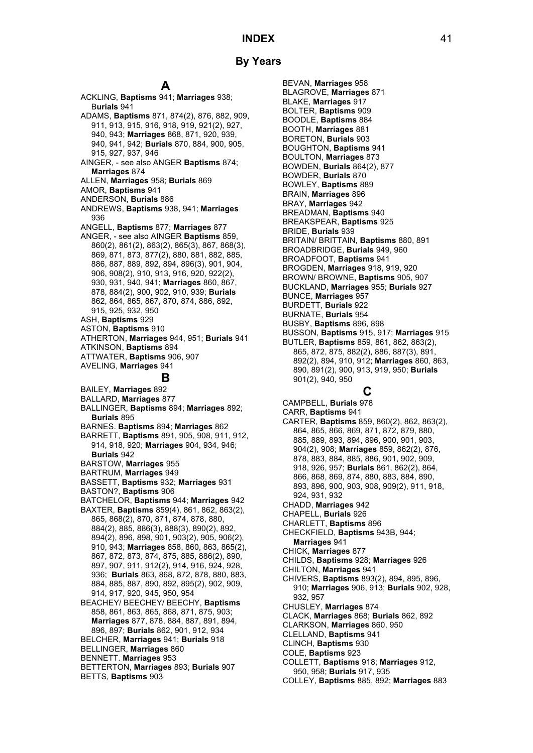# INDEX

## By Years

### A

ACKLING, **Baptisms** 941; **Marriages** 938; B**urials** 941

ADAMS, **Baptisms** 871, 874(2), 876, 882, 909, 911, 913, 915, 916, 918, 919, 921(2), 927, 940, 943; **Marriages** 868, 871, 920, 939, 940, 941, 942; **Burials** 870, 884, 900, 905, 915, 927, 937, 946

AINGER, - see also ANGER **Baptisms** 874; **Marriages** 874

ALLEN, **Marriages** 958; **Burials** 869

AMOR, **Baptisms** 941

ANDERSON, **Burials** 886

ANDREWS, **Baptisms** 938, 941; **Marriages** 936

ANGELL, **Baptisms** 877; **Marriages** 877

ANGER, - see also AINGER **Baptisms** 859, 860(2), 861(2), 863(2), 865(3), 867, 868(3), 869, 871, 873, 877(2), 880, 881, 882, 885, 886, 887, 889, 892, 894, 896(3), 901, 904, 906, 908(2), 910, 913, 916, 920, 922(2), 930, 931, 940, 941; **Marriages** 860, 867, 878, 884(2), 900, 902, 910, 939; **Burials** 862, 864, 865, 867, 870, 874, 886, 892, 915, 925, 932, 950

ASH, **Baptisms** 929

ASTON, **Baptisms** 910

ATHERTON, **Marriages** 944, 951; **Burials** 941

ATKINSON, **Baptisms** 894

ATTWATER, **Baptisms** 906, 907

AVELING, **Marriages** 941

### B

BAILEY, **Marriages** 892

BALLARD, **Marriages** 877

BALLINGER, **Baptisms** 894; **Marriages** 892; **Burials** 895

BARNES. **Baptisms** 894; **Marriages** 862

BARRETT, **Baptisms** 891, 905, 908, 911, 912, 914, 918, 920; **Marriages** 904, 934, 946; **Burials** 942

BARSTOW, **Marriages** 955

BARTRUM, **Marriages** 949

BASSETT, **Baptisms** 932; **Marriages** 931

BASTON?, **Baptisms** 906

BATCHELOR, **Baptisms** 944; **Marriages** 942

BAXTER, **Baptisms** 859(4), 861, 862, 863(2), 865, 868(2), 870, 871, 874, 878, 880, 884(2), 885, 886(3), 888(3), 890(2), 892, 894(2), 896, 898, 901, 903(2), 905, 906(2), 910, 943; **Marriages** 858, 860, 863, 865(2), 867, 872, 873, 874, 875, 885, 886(2), 890, 897, 907, 911, 912(2), 914, 916, 924, 928, 936; **Burials** 863, 868, 872, 878, 880, 883, 884, 885, 887, 890, 892, 895(2), 902, 909, 914, 917, 920, 945, 950, 954

BEACHEY/ BEECHEY/ BEECHY, **Baptisms** 858, 861, 863, 865, 868, 871, 875, 903; **Marriages** 877, 878, 884, 887, 891, 894, 896, 897; **Burials** 862, 901, 912, 934

BELCHER, **Marriages** 941; **Burials** 918

BELLINGER, **Marriages** 860

BENNETT. **Marriages** 953

BETTERTON, **Marriages** 893; **Burials** 907

BETTS, **Baptisms** 903

BEVAN, **Marriages** 958

BLAGROVE, **Marriages** 871

BLAKE, **Marriages** 917

BOLTER, **Baptisms** 909

BOODLE, **Baptisms** 884

BOOTH, **Marriages** 881

BORETON, **Burials** 903

BOUGHTON, **Baptisms** 941

BOULTON, **Marriages** 873

BOWDEN, **Burials** 864(2), 877

BOWDER, **Burials** 870

BOWLEY, **Baptisms** 889

BRAIN, **Marriages** 896

BRAY, **Marriages** 942

BREADMAN, **Baptisms** 940

BREAKSPEAR, **Baptisms** 925

BRIDE, **Burials** 939

BRITAIN/ BRITTAIN, **Baptisms** 880, 891

BROADBRIDGE, **Burials** 949, 960

BROADFOOT, **Baptisms** 941

BROGDEN, **Marriages** 918, 919, 920

BROWN/ BROWNE, **Baptisms** 905, 907

BUCKLAND, **Marriages** 955; **Burials** 927

BUNCE, **Marriages** 957

BURDETT, **Burials** 922

BURNATE, **Burials** 954

BUSBY, **Baptisms** 896, 898

BUSSON, **Baptisms** 915, 917; **Marriages** 915

BUTLER, **Baptisms** 859, 861, 862, 863(2), 865, 872, 875, 882(2), 886, 887(3), 891, 892(2), 894, 910, 912; **Marriages** 860, 863, 890, 891(2), 900, 913, 919, 950; **Burials** 901(2), 940, 950

### C

CAMPBELL, **Burials** 978

CARR, **Baptisms** 941

CARTER, **Baptisms** 859, 860(2), 862, 863(2), 864, 865, 866, 869, 871, 872, 879, 880, 885, 889, 893, 894, 896, 900, 901, 903, 904(2), 908; **Marriages** 859, 862(2), 876, 878, 883, 884, 885, 886, 901, 902, 909, 918, 926, 957; **Burials** 861, 862(2), 864, 866, 868, 869, 874, 880, 883, 884, 890, 893, 896, 900, 903, 908, 909(2), 911, 918, 924, 931, 932

CHADD, **Marriages** 942

CHAPELL, **Burials** 926

CHARLETT, **Baptisms** 896

CHECKFIELD, **Baptisms** 943B, 944; **Marriages** 941

CHICK, **Marriages** 877

CHILDS, **Baptisms** 928; **Marriages** 926

CHILTON, **Marriages** 941

CHIVERS, **Baptisms** 893(2), 894, 895, 896, 910; **Marriages** 906, 913; **Burials** 902, 928, 932, 957

CHUSLEY, **Marriages** 874

CLACK, **Marriages** 868; **Burials** 862, 892

CLARKSON, **Marriages** 860, 950

CLELLAND, **Baptisms** 941

CLINCH, **Baptisms** 930

COLE, **Baptisms** 923

COLLETT, **Baptisms** 918; **Marriages** 912, 950, 958; **Burials** 917, 935

COLLEY, **Baptisms** 885, 892; **Marriages** 883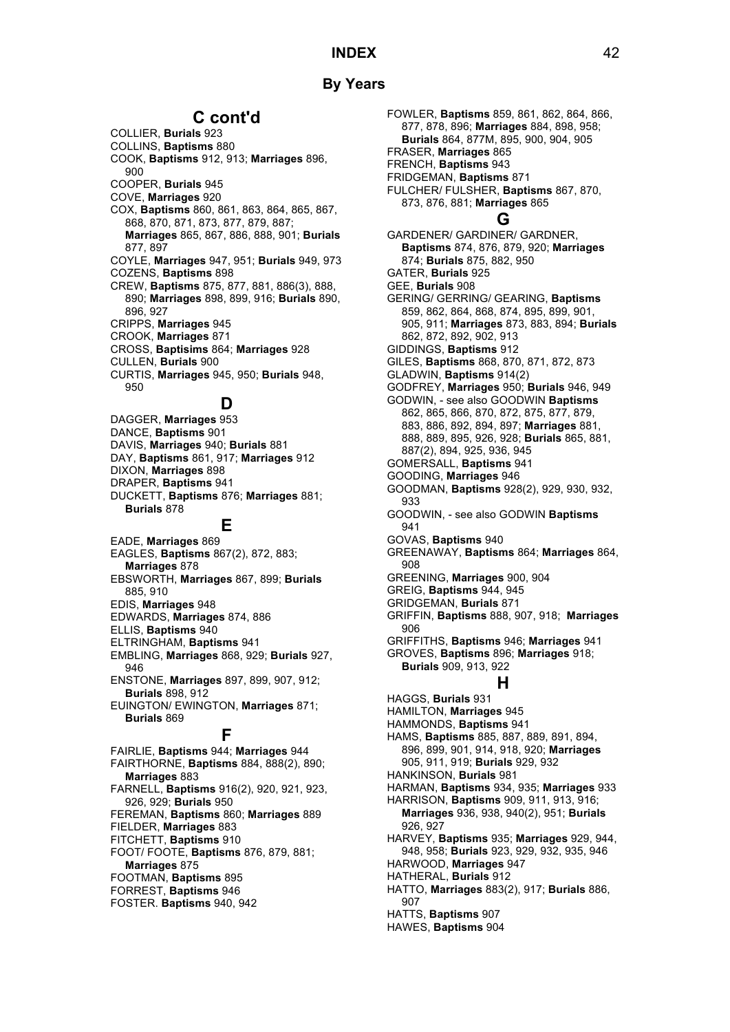# INDEX

## By Years

### C cont'd

COLLIER, **Burials** 923
COLLINS, **Baptisms** 880
COOK, **Baptisms** 912, 913; **Marriages** 896, 900
COOPER, **Burials** 945
COVE, **Marriages** 920
COX, **Baptisms** 860, 861, 863, 864, 865, 867, 868, 870, 871, 873, 877, 879, 887; **Marriages** 865, 867, 886, 888, 901; **Burials** 877, 897
COYLE, **Marriages** 947, 951; **Burials** 949, 973
COZENS, **Baptisms** 898
CREW, **Baptisms** 875, 877, 881, 886(3), 888, 890; **Marriages** 898, 899, 916; **Burials** 890, 896, 927
CRIPPS, **Marriages** 945
CROOK, **Marriages** 871
CROSS, **Baptisims** 864; **Marriages** 928
CULLEN, **Burials** 900
CURTIS, **Marriages** 945, 950; **Burials** 948, 950

### D

DAGGER, **Marriages** 953
DANCE, **Baptisms** 901
DAVIS, **Marriages** 940; **Burials** 881
DAY, **Baptisms** 861, 917; **Marriages** 912
DIXON, **Marriages** 898
DRAPER, **Baptisms** 941
DUCKETT, **Baptisms** 876; **Marriages** 881; **Burials** 878

### E

EADE, **Marriages** 869
EAGLES, **Baptisms** 867(2), 872, 883; **Marriages** 878
EBSWORTH, **Marriages** 867, 899; **Burials** 885, 910
EDIS, **Marriages** 948
EDWARDS, **Marriages** 874, 886
ELLIS, **Baptisms** 940
ELTRINGHAM, **Baptisms** 941
EMBLING, **Marriages** 868, 929; **Burials** 927, 946
ENSTONE, **Marriages** 897, 899, 907, 912; **Burials** 898, 912
EUINGTON/ EWINGTON, **Marriages** 871; **Burials** 869

### F

FAIRLIE, **Baptisms** 944; **Marriages** 944
FAIRTHORNE, **Baptisms** 884, 888(2), 890; **Marriages** 883
FARNELL, **Baptisms** 916(2), 920, 921, 923, 926, 929; **Burials** 950
FEREMAN, **Baptisms** 860; **Marriages** 889
FIELDER, **Marriages** 883
FITCHETT, **Baptisms** 910
FOOT/ FOOTE, **Baptisms** 876, 879, 881; **Marriages** 875
FOOTMAN, **Baptisms** 895
FORREST, **Baptisms** 946
FOSTER. **Baptisms** 940, 942
FOWLER, **Baptisms** 859, 861, 862, 864, 866, 877, 878, 896; **Marriages** 884, 898, 958; **Burials** 864, 877M, 895, 900, 904, 905
FRASER, **Marriages** 865
FRENCH, **Baptisms** 943
FRIDGEMAN, **Baptisms** 871
FULCHER/ FULSHER, **Baptisms** 867, 870, 873, 876, 881; **Marriages** 865

### G

GARDENER/ GARDINER/ GARDNER, **Baptisms** 874, 876, 879, 920; **Marriages** 874; **Burials** 875, 882, 950
GATER, **Burials** 925
GEE, **Burials** 908
GERING/ GERRING/ GEARING, **Baptisms** 859, 862, 864, 868, 874, 895, 899, 901, 905, 911; **Marriages** 873, 883, 894; **Burials** 862, 872, 892, 902, 913
GIDDINGS, **Baptisms** 912
GILES, **Baptisms** 868, 870, 871, 872, 873
GLADWIN, **Baptisms** 914(2)
GODFREY, **Marriages** 950; **Burials** 946, 949
GODWIN, - see also GOODWIN **Baptisms** 862, 865, 866, 870, 872, 875, 877, 879, 883, 886, 892, 894, 897; **Marriages** 881, 888, 889, 895, 926, 928; **Burials** 865, 881, 887(2), 894, 925, 936, 945
GOMERSALL, **Baptisms** 941
GOODING, **Marriages** 946
GOODMAN, **Baptisms** 928(2), 929, 930, 932, 933
GOODWIN, - see also GODWIN **Baptisms** 941
GOVAS, **Baptisms** 940
GREENAWAY, **Baptisms** 864; **Marriages** 864, 908
GREENING, **Marriages** 900, 904
GREIG, **Baptisms** 944, 945
GRIDGEMAN, **Burials** 871
GRIFFIN, **Baptisms** 888, 907, 918; **Marriages** 906
GRIFFITHS, **Baptisms** 946; **Marriages** 941
GROVES, **Baptisms** 896; **Marriages** 918; **Burials** 909, 913, 922

### H

HAGGS, **Burials** 931
HAMILTON, **Marriages** 945
HAMMONDS, **Baptisms** 941
HAMS, **Baptisms** 885, 887, 889, 891, 894, 896, 899, 901, 914, 918, 920; **Marriages** 905, 911, 919; **Burials** 929, 932
HANKINSON, **Burials** 981
HARMAN, **Baptisms** 934, 935; **Marriages** 933
HARRISON, **Baptisms** 909, 911, 913, 916; **Marriages** 936, 938, 940(2), 951; **Burials** 926, 927
HARVEY, **Baptisms** 935; **Marriages** 929, 944, 948, 958; **Burials** 923, 929, 932, 935, 946
HARWOOD, **Marriages** 947
HATHERAL, **Burials** 912
HATTO, **Marriages** 883(2), 917; **Burials** 886, 907
HATTS, **Baptisms** 907
HAWES, **Baptisms** 904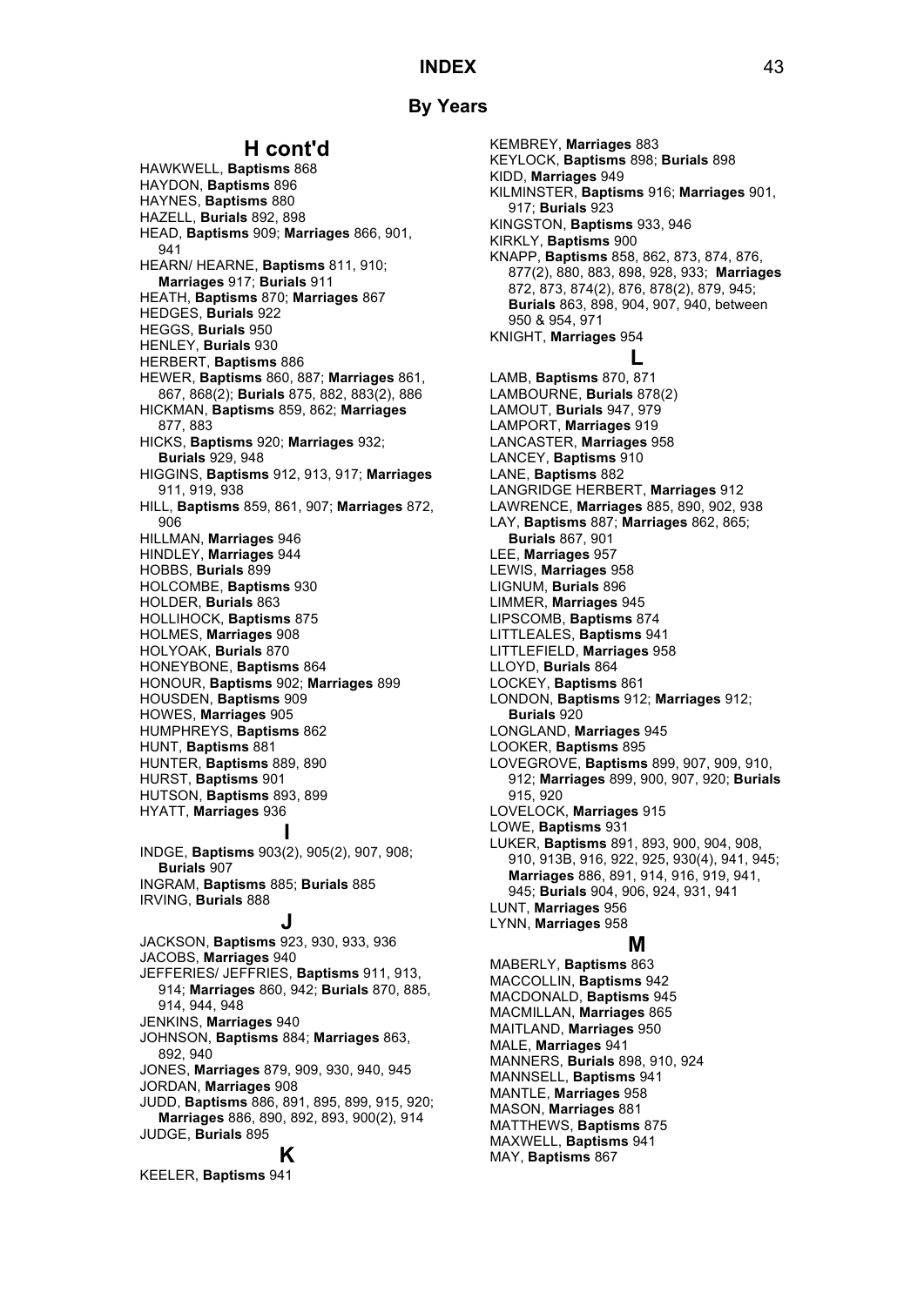# INDEX

## By Years

### H cont'd

HAWKWELL, **Baptisms** 868
HAYDON, **Baptisms** 896
HAYNES, **Baptisms** 880
HAZELL, **Burials** 892, 898
HEAD, **Baptisms** 909; **Marriages** 866, 901, 941
HEARN/ HEARNE, **Baptisms** 811, 910; **Marriages** 917; **Burials** 911
HEATH, **Baptisms** 870; **Marriages** 867
HEDGES, **Burials** 922
HEGGS, **Burials** 950
HENLEY, **Burials** 930
HERBERT, **Baptisms** 886
HEWER, **Baptisms** 860, 887; **Marriages** 861, 867, 868(2); **Burials** 875, 882, 883(2), 886
HICKMAN, **Baptisms** 859, 862; **Marriages** 877, 883
HICKS, **Baptisms** 920; **Marriages** 932; **Burials** 929, 948
HIGGINS, **Baptisms** 912, 913, 917; **Marriages** 911, 919, 938
HILL, **Baptisms** 859, 861, 907; **Marriages** 872, 906
HILLMAN, **Marriages** 946
HINDLEY, **Marriages** 944
HOBBS, **Burials** 899
HOLCOMBE, **Baptisms** 930
HOLDER, **Burials** 863
HOLLIHOCK, **Baptisms** 875
HOLMES, **Marriages** 908
HOLYOAK, **Burials** 870
HONEYBONE, **Baptisms** 864
HONOUR, **Baptisms** 902; **Marriages** 899
HOUSDEN, **Baptisms** 909
HOWES, **Marriages** 905
HUMPHREYS, **Baptisms** 862
HUNT, **Baptisms** 881
HUNTER, **Baptisms** 889, 890
HURST, **Baptisms** 901
HUTSON, **Baptisms** 893, 899
HYATT, **Marriages** 936

### I

INDGE, **Baptisms** 903(2), 905(2), 907, 908; **Burials** 907
INGRAM, **Baptisms** 885; **Burials** 885
IRVING, **Burials** 888

### J

JACKSON, **Baptisms** 923, 930, 933, 936
JACOBS, **Marriages** 940
JEFFERIES/ JEFFRIES, **Baptisms** 911, 913, 914; **Marriages** 860, 942; **Burials** 870, 885, 914, 944, 948
JENKINS, **Marriages** 940
JOHNSON, **Baptisms** 884; **Marriages** 863, 892, 940
JONES, **Marriages** 879, 909, 930, 940, 945
JORDAN, **Marriages** 908
JUDD, **Baptisms** 886, 891, 895, 899, 915, 920; **Marriages** 886, 890, 892, 893, 900(2), 914
JUDGE, **Burials** 895

### K

KEELER, **Baptisms** 941
KEMBREY, **Marriages** 883
KEYLOCK, **Baptisms** 898; **Burials** 898
KIDD, **Marriages** 949
KILMINSTER, **Baptisms** 916; **Marriages** 901, 917; **Burials** 923
KINGSTON, **Baptisms** 933, 946
KIRKLY, **Baptisms** 900
KNAPP, **Baptisms** 858, 862, 873, 874, 876, 877(2), 880, 883, 898, 928, 933; **Marriages** 872, 873, 874(2), 876, 878(2), 879, 945; **Burials** 863, 898, 904, 907, 940, between 950 & 954, 971
KNIGHT, **Marriages** 954

### L

LAMB, **Baptisms** 870, 871
LAMBOURNE, **Burials** 878(2)
LAMOUT, **Burials** 947, 979
LAMPORT, **Marriages** 919
LANCASTER, **Marriages** 958
LANCEY, **Baptisms** 910
LANE, **Baptisms** 882
LANGRIDGE HERBERT, **Marriages** 912
LAWRENCE, **Marriages** 885, 890, 902, 938
LAY, **Baptisms** 887; **Marriages** 862, 865; **Burials** 867, 901
LEE, **Marriages** 957
LEWIS, **Marriages** 958
LIGNUM, **Burials** 896
LIMMER, **Marriages** 945
LIPSCOMB, **Baptisms** 874
LITTLEALES, **Baptisms** 941
LITTLEFIELD, **Marriages** 958
LLOYD, **Burials** 864
LOCKEY, **Baptisms** 861
LONDON, **Baptisms** 912; **Marriages** 912; **Burials** 920
LONGLAND, **Marriages** 945
LOOKER, **Baptisms** 895
LOVEGROVE, **Baptisms** 899, 907, 909, 910, 912; **Marriages** 899, 900, 907, 920; **Burials** 915, 920
LOVELOCK, **Marriages** 915
LOWE, **Baptisms** 931
LUKER, **Baptisms** 891, 893, 900, 904, 908, 910, 913B, 916, 922, 925, 930(4), 941, 945; **Marriages** 886, 891, 914, 916, 919, 941, 945; **Burials** 904, 906, 924, 931, 941
LUNT, **Marriages** 956
LYNN, **Marriages** 958

### M

MABERLY, **Baptisms** 863
MACCOLLIN, **Baptisms** 942
MACDONALD, **Baptisms** 945
MACMILLAN, **Marriages** 865
MAITLAND, **Marriages** 950
MALE, **Marriages** 941
MANNERS, **Burials** 898, 910, 924
MANNSELL, **Baptisms** 941
MANTLE, **Marriages** 958
MASON, **Marriages** 881
MATTHEWS, **Baptisms** 875
MAXWELL, **Baptisms** 941
MAY, **Baptisms** 867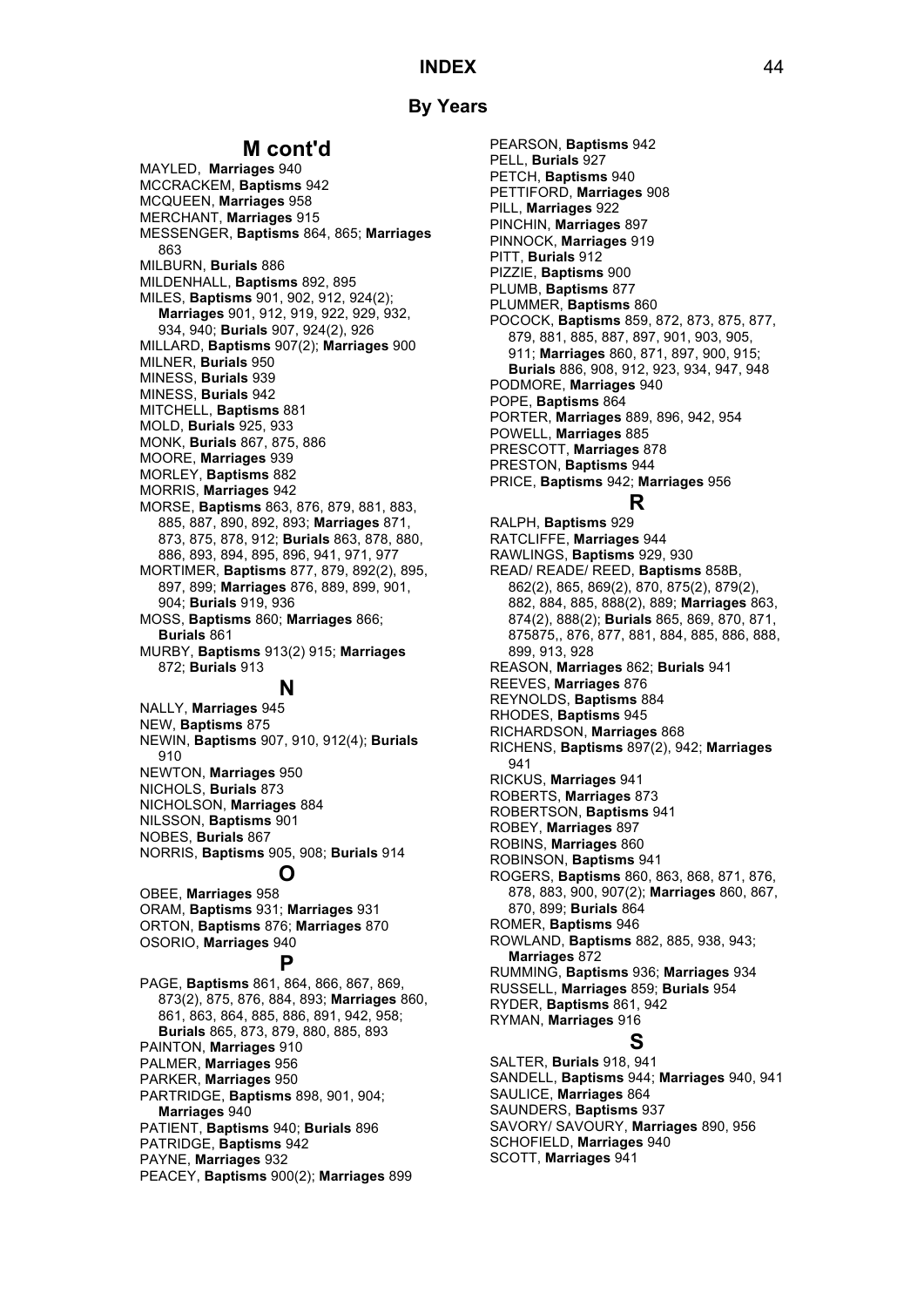# INDEX

## By Years

## M cont'd

MAYLED, **Marriages** 940
MCCRACKEM, **Baptisms** 942
MCQUEEN, **Marriages** 958
MERCHANT, **Marriages** 915
MESSENGER, **Baptisms** 864, 865; **Marriages** 863
MILBURN, **Burials** 886
MILDENHALL, **Baptisms** 892, 895
MILES, **Baptisms** 901, 902, 912, 924(2); **Marriages** 901, 912, 919, 922, 929, 932, 934, 940; **Burials** 907, 924(2), 926
MILLARD, **Baptisms** 907(2); **Marriages** 900
MILNER, **Burials** 950
MINESS, **Burials** 939
MINESS, **Burials** 942
MITCHELL, **Baptisms** 881
MOLD, **Burials** 925, 933
MONK, **Burials** 867, 875, 886
MOORE, **Marriages** 939
MORLEY, **Baptisms** 882
MORRIS, **Marriages** 942
MORSE, **Baptisms** 863, 876, 879, 881, 883, 885, 887, 890, 892, 893; **Marriages** 871, 873, 875, 878, 912; **Burials** 863, 878, 880, 886, 893, 894, 895, 896, 941, 971, 977
MORTIMER, **Baptisms** 877, 879, 892(2), 895, 897, 899; **Marriages** 876, 889, 899, 901, 904; **Burials** 919, 936
MOSS, **Baptisms** 860; **Marriages** 866; **Burials** 861
MURBY, **Baptisms** 913(2) 915; **Marriages** 872; **Burials** 913

## N

NALLY, **Marriages** 945
NEW, **Baptisms** 875
NEWIN, **Baptisms** 907, 910, 912(4); **Burials** 910
NEWTON, **Marriages** 950
NICHOLS, **Burials** 873
NICHOLSON, **Marriages** 884
NILSSON, **Baptisms** 901
NOBES, **Burials** 867
NORRIS, **Baptisms** 905, 908; **Burials** 914

## O

OBEE, **Marriages** 958
ORAM, **Baptisms** 931; **Marriages** 931
ORTON, **Baptisms** 876; **Marriages** 870
OSORIO, **Marriages** 940

## P

PAGE, **Baptisms** 861, 864, 866, 867, 869, 873(2), 875, 876, 884, 893; **Marriages** 860, 861, 863, 864, 885, 886, 891, 942, 958; **Burials** 865, 873, 879, 880, 885, 893
PAINTON, **Marriages** 910
PALMER, **Marriages** 956
PARKER, **Marriages** 950
PARTRIDGE, **Baptisms** 898, 901, 904; **Marriages** 940
PATIENT, **Baptisms** 940; **Burials** 896
PATRIDGE, **Baptisms** 942
PAYNE, **Marriages** 932
PEACEY, **Baptisms** 900(2); **Marriages** 899
PEARSON, **Baptisms** 942
PELL, **Burials** 927
PETCH, **Baptisms** 940
PETTIFORD, **Marriages** 908
PILL, **Marriages** 922
PINCHIN, **Marriages** 897
PINNOCK, **Marriages** 919
PITT, **Burials** 912
PIZZIE, **Baptisms** 900
PLUMB, **Baptisms** 877
PLUMMER, **Baptisms** 860
POCOCK, **Baptisms** 859, 872, 873, 875, 877, 879, 881, 885, 887, 897, 901, 903, 905, 911; **Marriages** 860, 871, 897, 900, 915; **Burials** 886, 908, 912, 923, 934, 947, 948
PODMORE, **Marriages** 940
POPE, **Baptisms** 864
PORTER, **Marriages** 889, 896, 942, 954
POWELL, **Marriages** 885
PRESCOTT, **Marriages** 878
PRESTON, **Baptisms** 944
PRICE, **Baptisms** 942; **Marriages** 956

## R

RALPH, **Baptisms** 929
RATCLIFFE, **Marriages** 944
RAWLINGS, **Baptisms** 929, 930
READ/ READE/ REED, **Baptisms** 858B, 862(2), 865, 869(2), 870, 875(2), 879(2), 882, 884, 885, 888(2), 889; **Marriages** 863, 874(2), 888(2); **Burials** 865, 869, 870, 871, 875875,, 876, 877, 881, 884, 885, 886, 888, 899, 913, 928
REASON, **Marriages** 862; **Burials** 941
REEVES, **Marriages** 876
REYNOLDS, **Baptisms** 884
RHODES, **Baptisms** 945
RICHARDSON, **Marriages** 868
RICHENS, **Baptisms** 897(2), 942; **Marriages** 941
RICKUS, **Marriages** 941
ROBERTS, **Marriages** 873
ROBERTSON, **Baptisms** 941
ROBEY, **Marriages** 897
ROBINS, **Marriages** 860
ROBINSON, **Baptisms** 941
ROGERS, **Baptisms** 860, 863, 868, 871, 876, 878, 883, 900, 907(2); **Marriages** 860, 867, 870, 899; **Burials** 864
ROMER, **Baptisms** 946
ROWLAND, **Baptisms** 882, 885, 938, 943; **Marriages** 872
RUMMING, **Baptisms** 936; **Marriages** 934
RUSSELL, **Marriages** 859; **Burials** 954
RYDER, **Baptisms** 861, 942
RYMAN, **Marriages** 916

## S

SALTER, **Burials** 918, 941
SANDELL, **Baptisms** 944; **Marriages** 940, 941
SAULICE, **Marriages** 864
SAUNDERS, **Baptisms** 937
SAVORY/ SAVOURY, **Marriages** 890, 956
SCHOFIELD, **Marriages** 940
SCOTT, **Marriages** 941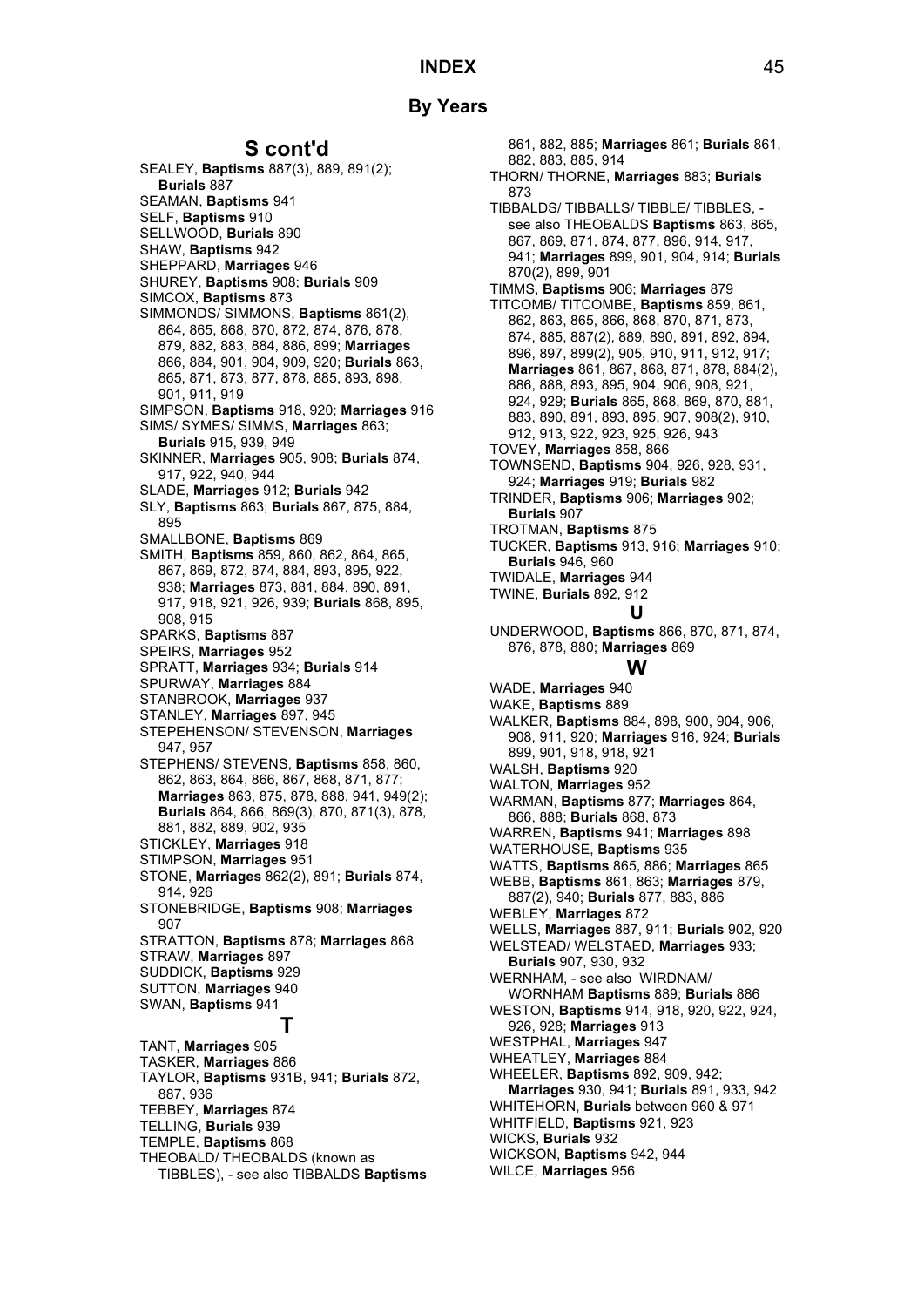# INDEX

## By Years

### S cont'd

SEALEY, **Baptisms** 887(3), 889, 891(2); **Burials** 887
SEAMAN, **Baptisms** 941
SELF, **Baptisms** 910
SELLWOOD, **Burials** 890
SHAW, **Baptisms** 942
SHEPPARD, **Marriages** 946
SHUREY, **Baptisms** 908; **Burials** 909
SIMCOX, **Baptisms** 873
SIMMONDS/ SIMMONS, **Baptisms** 861(2), 864, 865, 868, 870, 872, 874, 876, 878, 879, 882, 883, 884, 886, 899; **Marriages** 866, 884, 901, 904, 909, 920; **Burials** 863, 865, 871, 873, 877, 878, 885, 893, 898, 901, 911, 919
SIMPSON, **Baptisms** 918, 920; **Marriages** 916
SIMS/ SYMES/ SIMMS, **Marriages** 863; **Burials** 915, 939, 949
SKINNER, **Marriages** 905, 908; **Burials** 874, 917, 922, 940, 944
SLADE, **Marriages** 912; **Burials** 942
SLY, **Baptisms** 863; **Burials** 867, 875, 884, 895
SMALLBONE, **Baptisms** 869
SMITH, **Baptisms** 859, 860, 862, 864, 865, 867, 869, 872, 874, 884, 893, 895, 922, 938; **Marriages** 873, 881, 884, 890, 891, 917, 918, 921, 926, 939; **Burials** 868, 895, 908, 915
SPARKS, **Baptisms** 887
SPEIRS, **Marriages** 952
SPRATT, **Marriages** 934; **Burials** 914
SPURWAY, **Marriages** 884
STANBROOK, **Marriages** 937
STANLEY, **Marriages** 897, 945
STEPEHENSON/ STEVENSON, **Marriages** 947, 957
STEPHENS/ STEVENS, **Baptisms** 858, 860, 862, 863, 864, 866, 867, 868, 871, 877; **Marriages** 863, 875, 878, 888, 941, 949(2); **Burials** 864, 866, 869(3), 870, 871(3), 878, 881, 882, 889, 902, 935
STICKLEY, **Marriages** 918
STIMPSON, **Marriages** 951
STONE, **Marriages** 862(2), 891; **Burials** 874, 914, 926
STONEBRIDGE, **Baptisms** 908; **Marriages** 907
STRATTON, **Baptisms** 878; **Marriages** 868
STRAW, **Marriages** 897
SUDDICK, **Baptisms** 929
SUTTON, **Marriages** 940
SWAN, **Baptisms** 941

### T

TANT, **Marriages** 905
TASKER, **Marriages** 886
TAYLOR, **Baptisms** 931B, 941; **Burials** 872, 887, 936
TEBBEY, **Marriages** 874
TELLING, **Burials** 939
TEMPLE, **Baptisms** 868
THEOBALD/ THEOBALDS (known as TIBBLES), - see also TIBBALDS **Baptisms** 861, 882, 885; **Marriages** 861; **Burials** 861, 882, 883, 885, 914
THORN/ THORNE, **Marriages** 883; **Burials** 873
TIBBALDS/ TIBBALLS/ TIBBLE/ TIBBLES, - see also THEOBALDS **Baptisms** 863, 865, 867, 869, 871, 874, 877, 896, 914, 917, 941; **Marriages** 899, 901, 904, 914; **Burials** 870(2), 899, 901
TIMMS, **Baptisms** 906; **Marriages** 879
TITCOMB/ TITCOMBE, **Baptisms** 859, 861, 862, 863, 865, 866, 868, 870, 871, 873, 874, 885, 887(2), 889, 890, 891, 892, 894, 896, 897, 899(2), 905, 910, 911, 912, 917; **Marriages** 861, 867, 868, 871, 878, 884(2), 886, 888, 893, 895, 904, 906, 908, 921, 924, 929; **Burials** 865, 868, 869, 870, 881, 883, 890, 891, 893, 895, 907, 908(2), 910, 912, 913, 922, 923, 925, 926, 943
TOVEY, **Marriages** 858, 866
TOWNSEND, **Baptisms** 904, 926, 928, 931, 924; **Marriages** 919; **Burials** 982
TRINDER, **Baptisms** 906; **Marriages** 902; **Burials** 907
TROTMAN, **Baptisms** 875
TUCKER, **Baptisms** 913, 916; **Marriages** 910; **Burials** 946, 960
TWIDALE, **Marriages** 944
TWINE, **Burials** 892, 912

### U

UNDERWOOD, **Baptisms** 866, 870, 871, 874, 876, 878, 880; **Marriages** 869

### W

WADE, **Marriages** 940
WAKE, **Baptisms** 889
WALKER, **Baptisms** 884, 898, 900, 904, 906, 908, 911, 920; **Marriages** 916, 924; **Burials** 899, 901, 918, 918, 921
WALSH, **Baptisms** 920
WALTON, **Marriages** 952
WARMAN, **Baptisms** 877; **Marriages** 864, 866, 888; **Burials** 868, 873
WARREN, **Baptisms** 941; **Marriages** 898
WATERHOUSE, **Baptisms** 935
WATTS, **Baptisms** 865, 886; **Marriages** 865
WEBB, **Baptisms** 861, 863; **Marriages** 879, 887(2), 940; **Burials** 877, 883, 886
WEBLEY, **Marriages** 872
WELLS, **Marriages** 887, 911; **Burials** 902, 920
WELSTEAD/ WELSTAED, **Marriages** 933; **Burials** 907, 930, 932
WERNHAM, - see also WIRDNAM/ WORNHAM **Baptisms** 889; **Burials** 886
WESTON, **Baptisms** 914, 918, 920, 922, 924, 926, 928; **Marriages** 913
WESTPHAL, **Marriages** 947
WHEATLEY, **Marriages** 884
WHEELER, **Baptisms** 892, 909, 942; **Marriages** 930, 941; **Burials** 891, 933, 942
WHITEHORN, **Burials** between 960 & 971
WHITFIELD, **Baptisms** 921, 923
WICKS, **Burials** 932
WICKSON, **Baptisms** 942, 944
WILCE, **Marriages** 956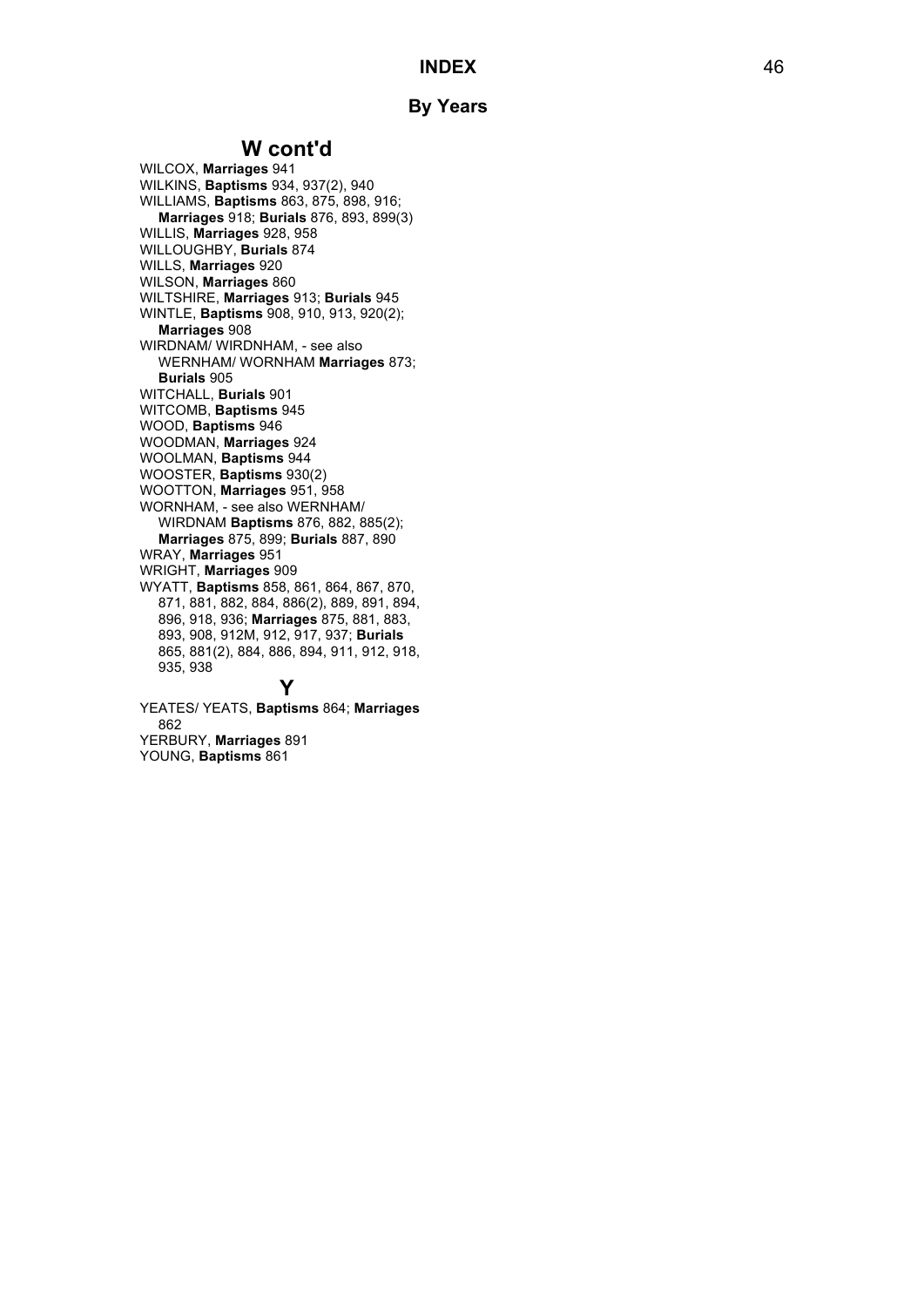## By Years

### W cont'd

WILCOX, **Marriages** 941
WILKINS, **Baptisms** 934, 937(2), 940
WILLIAMS, **Baptisms** 863, 875, 898, 916; **Marriages** 918; **Burials** 876, 893, 899(3)
WILLIS, **Marriages** 928, 958
WILLOUGHBY, **Burials** 874
WILLS, **Marriages** 920
WILSON, **Marriages** 860
WILTSHIRE, **Marriages** 913; **Burials** 945
WINTLE, **Baptisms** 908, 910, 913, 920(2); **Marriages** 908
WIRDNAM/ WIRDNHAM, - see also WERNHAM/ WORNHAM **Marriages** 873; **Burials** 905
WITCHALL, **Burials** 901
WITCOMB, **Baptisms** 945
WOOD, **Baptisms** 946
WOODMAN, **Marriages** 924
WOOLMAN, **Baptisms** 944
WOOSTER, **Baptisms** 930(2)
WOOTTON, **Marriages** 951, 958
WORNHAM, - see also WERNHAM/ WIRDNAM **Baptisms** 876, 882, 885(2); **Marriages** 875, 899; **Burials** 887, 890
WRAY, **Marriages** 951
WRIGHT, **Marriages** 909
WYATT, **Baptisms** 858, 861, 864, 867, 870, 871, 881, 882, 884, 886(2), 889, 891, 894, 896, 918, 936; **Marriages** 875, 881, 883, 893, 908, 912M, 912, 917, 937; **Burials** 865, 881(2), 884, 886, 894, 911, 912, 918, 935, 938

### Y

YEATES/ YEATS, **Baptisms** 864; **Marriages** 862
YERBURY, **Marriages** 891
YOUNG, **Baptisms** 861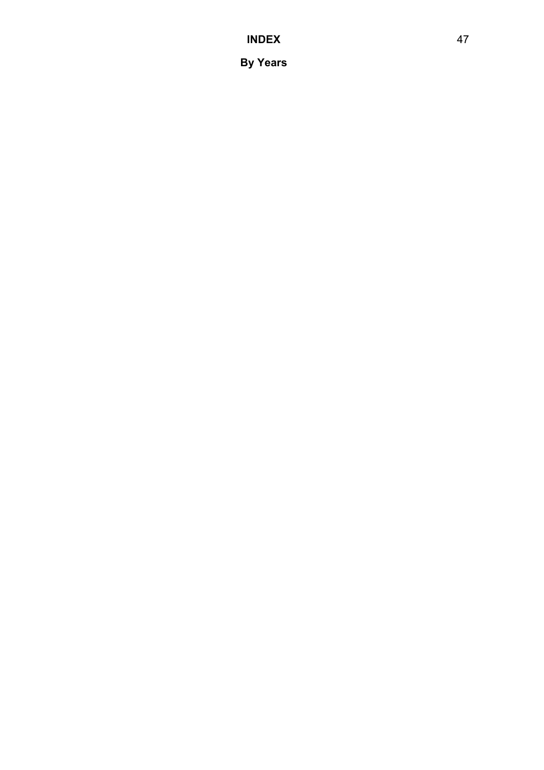## INDEX

### By Years